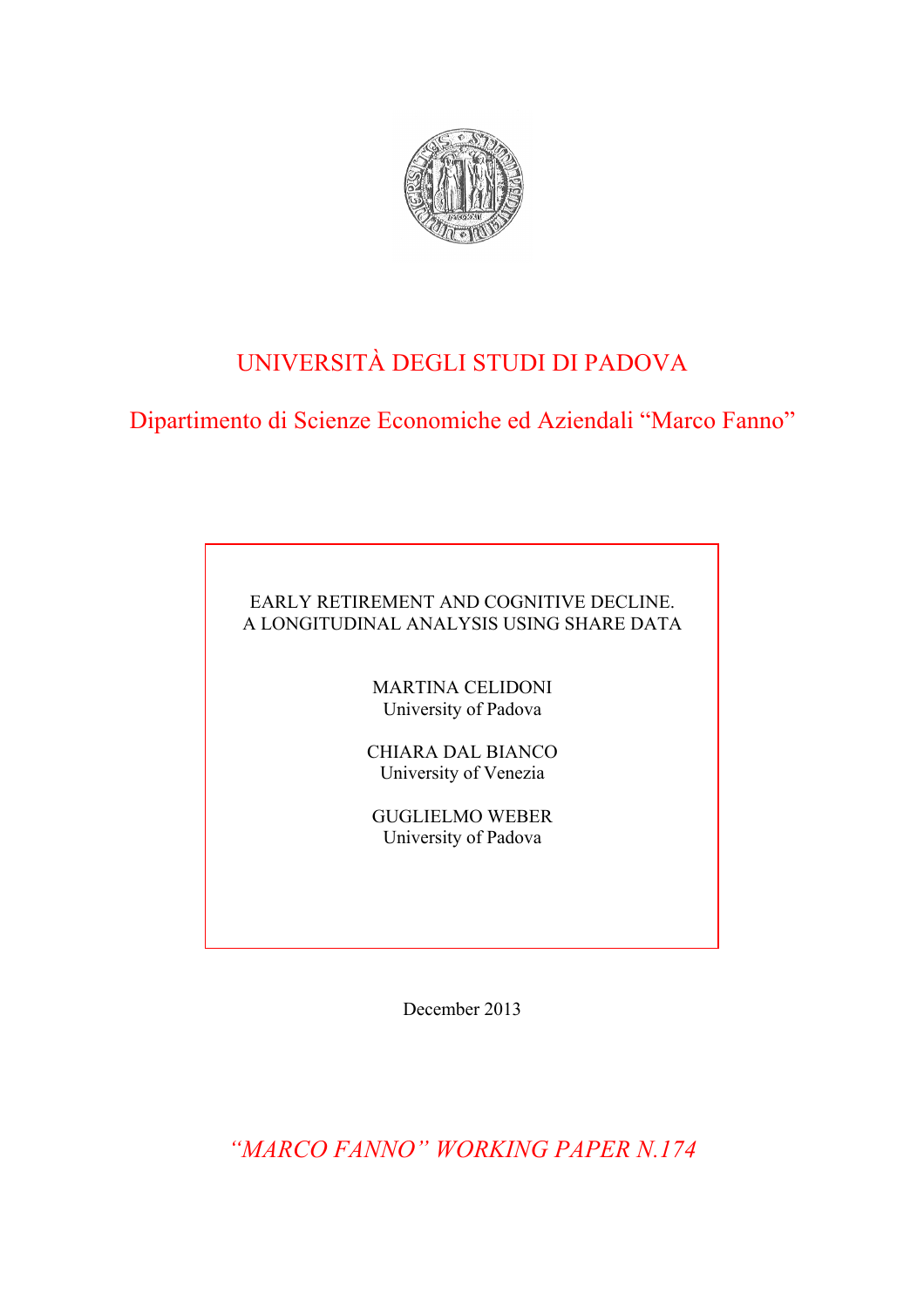# UNIVERSITÀ DEGLI STUDI DI PADOVA

## Dipartimento di Scienze Economiche ed Aziendali "Marco Fanno"

EARLY RETIREMENT AND COGNITIVE DECLINE.
A LONGITUDINAL ANALYSIS USING SHARE DATA

MARTINA CELIDONI
University of Padova

CHIARA DAL BIANCO
University of Venezia

GUGLIELMO WEBER
University of Padova

December 2013

*"MARCO FANNO" WORKING PAPER N.174*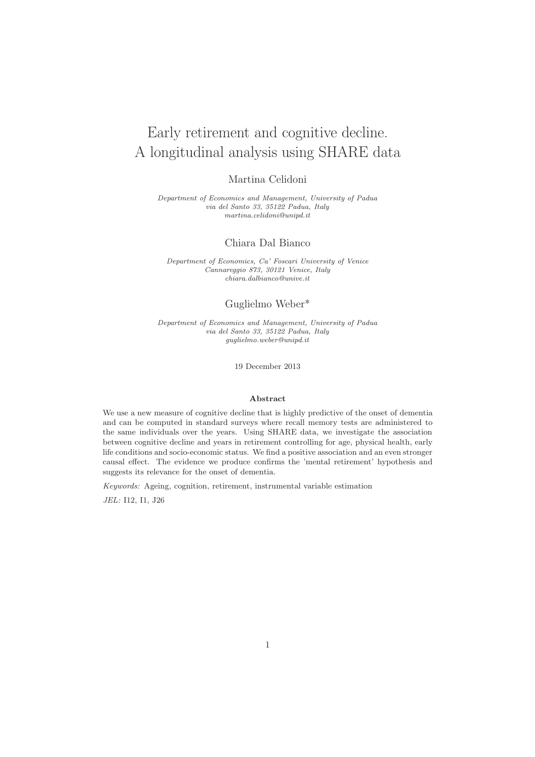# Early retirement and cognitive decline. A longitudinal analysis using SHARE data

Martina Celidoni

*Department of Economics and Management, University of Padua*
*via del Santo 33, 35122 Padua, Italy*
*martina.celidoni@unipd.it*

Chiara Dal Bianco

*Department of Economics, Ca' Foscari University of Venice*
*Cannaregio 873, 30121 Venice, Italy*
*chiara.dalbianco@unive.it*

Guglielmo Weber*

*Department of Economics and Management, University of Padua*
*via del Santo 33, 35122 Padua, Italy*
*guglielmo.weber@unipd.it*

19 December 2013

**Abstract**

We use a new measure of cognitive decline that is highly predictive of the onset of dementia and can be computed in standard surveys where recall memory tests are administered to the same individuals over the years. Using SHARE data, we investigate the association between cognitive decline and years in retirement controlling for age, physical health, early life conditions and socio-economic status. We find a positive association and an even stronger causal effect. The evidence we produce confirms the 'mental retirement' hypothesis and suggests its relevance for the onset of dementia.

*Keywords:* Ageing, cognition, retirement, instrumental variable estimation

*JEL:* I12, I1, J26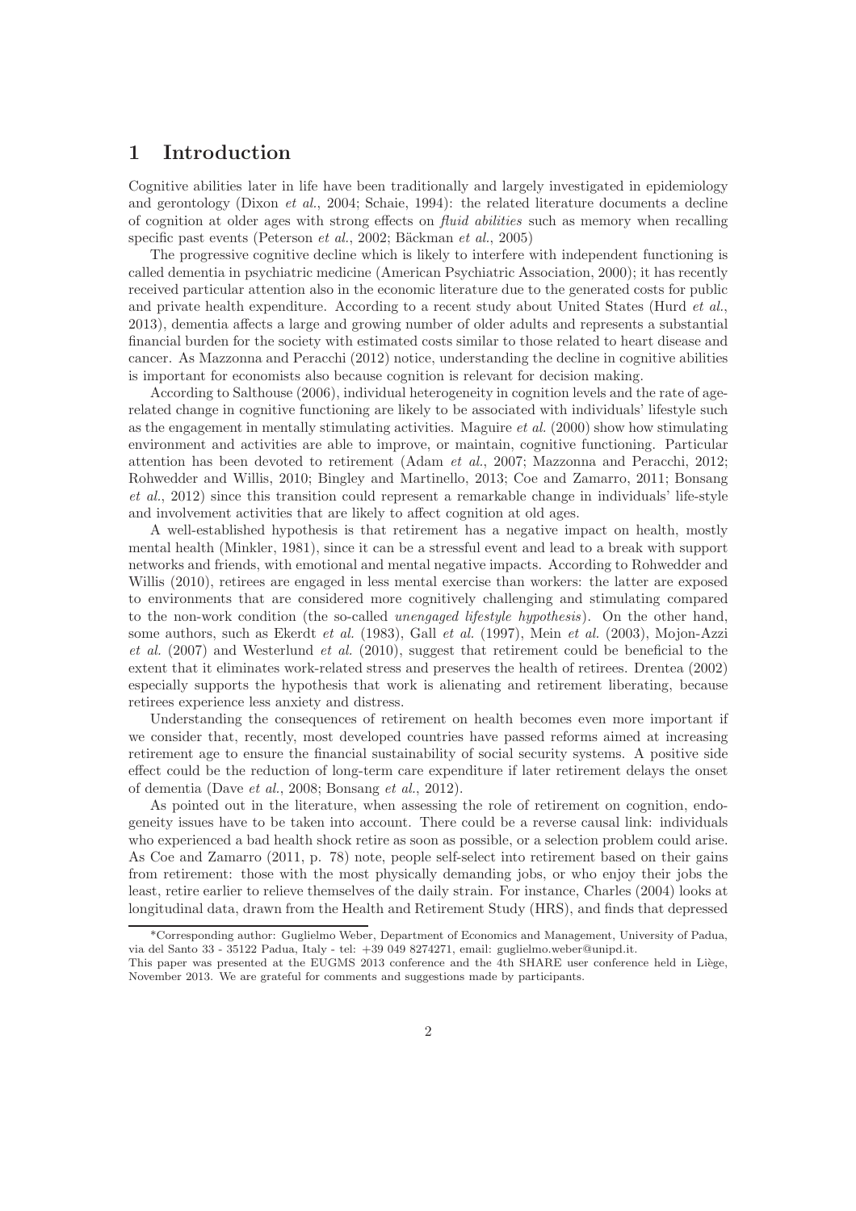# 1 Introduction

Cognitive abilities later in life have been traditionally and largely investigated in epidemiology and gerontology (Dixon *et al.*, 2004; Schaie, 1994): the related literature documents a decline of cognition at older ages with strong effects on *fluid abilities* such as memory when recalling specific past events (Peterson *et al.*, 2002; Bäckman *et al.*, 2005)

The progressive cognitive decline which is likely to interfere with independent functioning is called dementia in psychiatric medicine (American Psychiatric Association, 2000); it has recently received particular attention also in the economic literature due to the generated costs for public and private health expenditure. According to a recent study about United States (Hurd *et al.*, 2013), dementia affects a large and growing number of older adults and represents a substantial financial burden for the society with estimated costs similar to those related to heart disease and cancer. As Mazzonna and Peracchi (2012) notice, understanding the decline in cognitive abilities is important for economists also because cognition is relevant for decision making.

According to Salthouse (2006), individual heterogeneity in cognition levels and the rate of age-related change in cognitive functioning are likely to be associated with individuals' lifestyle such as the engagement in mentally stimulating activities. Maguire *et al.* (2000) show how stimulating environment and activities are able to improve, or maintain, cognitive functioning. Particular attention has been devoted to retirement (Adam *et al.*, 2007; Mazzonna and Peracchi, 2012; Rohwedder and Willis, 2010; Bingley and Martinello, 2013; Coe and Zamarro, 2011; Bonsang *et al.*, 2012) since this transition could represent a remarkable change in individuals' life-style and involvement activities that are likely to affect cognition at old ages.

A well-established hypothesis is that retirement has a negative impact on health, mostly mental health (Minkler, 1981), since it can be a stressful event and lead to a break with support networks and friends, with emotional and mental negative impacts. According to Rohwedder and Willis (2010), retirees are engaged in less mental exercise than workers: the latter are exposed to environments that are considered more cognitively challenging and stimulating compared to the non-work condition (the so-called *unengaged lifestyle hypothesis*). On the other hand, some authors, such as Ekerdt *et al.* (1983), Gall *et al.* (1997), Mein *et al.* (2003), Mojon-Azzi *et al.* (2007) and Westerlund *et al.* (2010), suggest that retirement could be beneficial to the extent that it eliminates work-related stress and preserves the health of retirees. Drentea (2002) especially supports the hypothesis that work is alienating and retirement liberating, because retirees experience less anxiety and distress.

Understanding the consequences of retirement on health becomes even more important if we consider that, recently, most developed countries have passed reforms aimed at increasing retirement age to ensure the financial sustainability of social security systems. A positive side effect could be the reduction of long-term care expenditure if later retirement delays the onset of dementia (Dave *et al.*, 2008; Bonsang *et al.*, 2012).

As pointed out in the literature, when assessing the role of retirement on cognition, endogeneity issues have to be taken into account. There could be a reverse causal link: individuals who experienced a bad health shock retire as soon as possible, or a selection problem could arise. As Coe and Zamarro (2011, p. 78) note, people self-select into retirement based on their gains from retirement: those with the most physically demanding jobs, or who enjoy their jobs the least, retire earlier to relieve themselves of the daily strain. For instance, Charles (2004) looks at longitudinal data, drawn from the Health and Retirement Study (HRS), and finds that depressed

*Corresponding author: Guglielmo Weber, Department of Economics and Management, University of Padua, via del Santo 33 - 35122 Padua, Italy - tel: +39 049 8274271, email: guglielmo.weber@unipd.it.
This paper was presented at the EUGMS 2013 conference and the 4th SHARE user conference held in Liège, November 2013. We are grateful for comments and suggestions made by participants.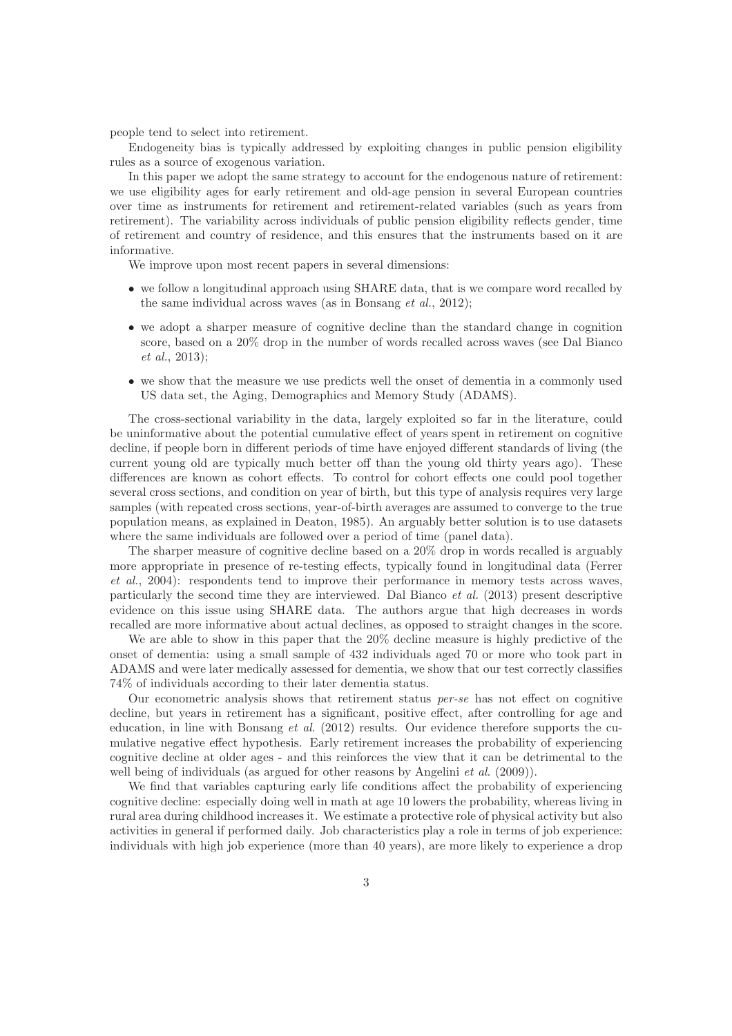people tend to select into retirement.

Endogeneity bias is typically addressed by exploiting changes in public pension eligibility rules as a source of exogenous variation.

In this paper we adopt the same strategy to account for the endogenous nature of retirement: we use eligibility ages for early retirement and old-age pension in several European countries over time as instruments for retirement and retirement-related variables (such as years from retirement). The variability across individuals of public pension eligibility reflects gender, time of retirement and country of residence, and this ensures that the instruments based on it are informative.

We improve upon most recent papers in several dimensions:

- we follow a longitudinal approach using SHARE data, that is we compare word recalled by the same individual across waves (as in Bonsang *et al.*, 2012);
- we adopt a sharper measure of cognitive decline than the standard change in cognition score, based on a 20% drop in the number of words recalled across waves (see Dal Bianco *et al.*, 2013);
- we show that the measure we use predicts well the onset of dementia in a commonly used US data set, the Aging, Demographics and Memory Study (ADAMS).

The cross-sectional variability in the data, largely exploited so far in the literature, could be uninformative about the potential cumulative effect of years spent in retirement on cognitive decline, if people born in different periods of time have enjoyed different standards of living (the current young old are typically much better off than the young old thirty years ago). These differences are known as cohort effects. To control for cohort effects one could pool together several cross sections, and condition on year of birth, but this type of analysis requires very large samples (with repeated cross sections, year-of-birth averages are assumed to converge to the true population means, as explained in Deaton, 1985). An arguably better solution is to use datasets where the same individuals are followed over a period of time (panel data).

The sharper measure of cognitive decline based on a 20% drop in words recalled is arguably more appropriate in presence of re-testing effects, typically found in longitudinal data (Ferrer *et al.*, 2004): respondents tend to improve their performance in memory tests across waves, particularly the second time they are interviewed. Dal Bianco *et al.* (2013) present descriptive evidence on this issue using SHARE data. The authors argue that high decreases in words recalled are more informative about actual declines, as opposed to straight changes in the score.

We are able to show in this paper that the 20% decline measure is highly predictive of the onset of dementia: using a small sample of 432 individuals aged 70 or more who took part in ADAMS and were later medically assessed for dementia, we show that our test correctly classifies 74% of individuals according to their later dementia status.

Our econometric analysis shows that retirement status *per-se* has not effect on cognitive decline, but years in retirement has a significant, positive effect, after controlling for age and education, in line with Bonsang *et al.* (2012) results. Our evidence therefore supports the cumulative negative effect hypothesis. Early retirement increases the probability of experiencing cognitive decline at older ages - and this reinforces the view that it can be detrimental to the well being of individuals (as argued for other reasons by Angelini *et al.* (2009)).

We find that variables capturing early life conditions affect the probability of experiencing cognitive decline: especially doing well in math at age 10 lowers the probability, whereas living in rural area during childhood increases it. We estimate a protective role of physical activity but also activities in general if performed daily. Job characteristics play a role in terms of job experience: individuals with high job experience (more than 40 years), are more likely to experience a drop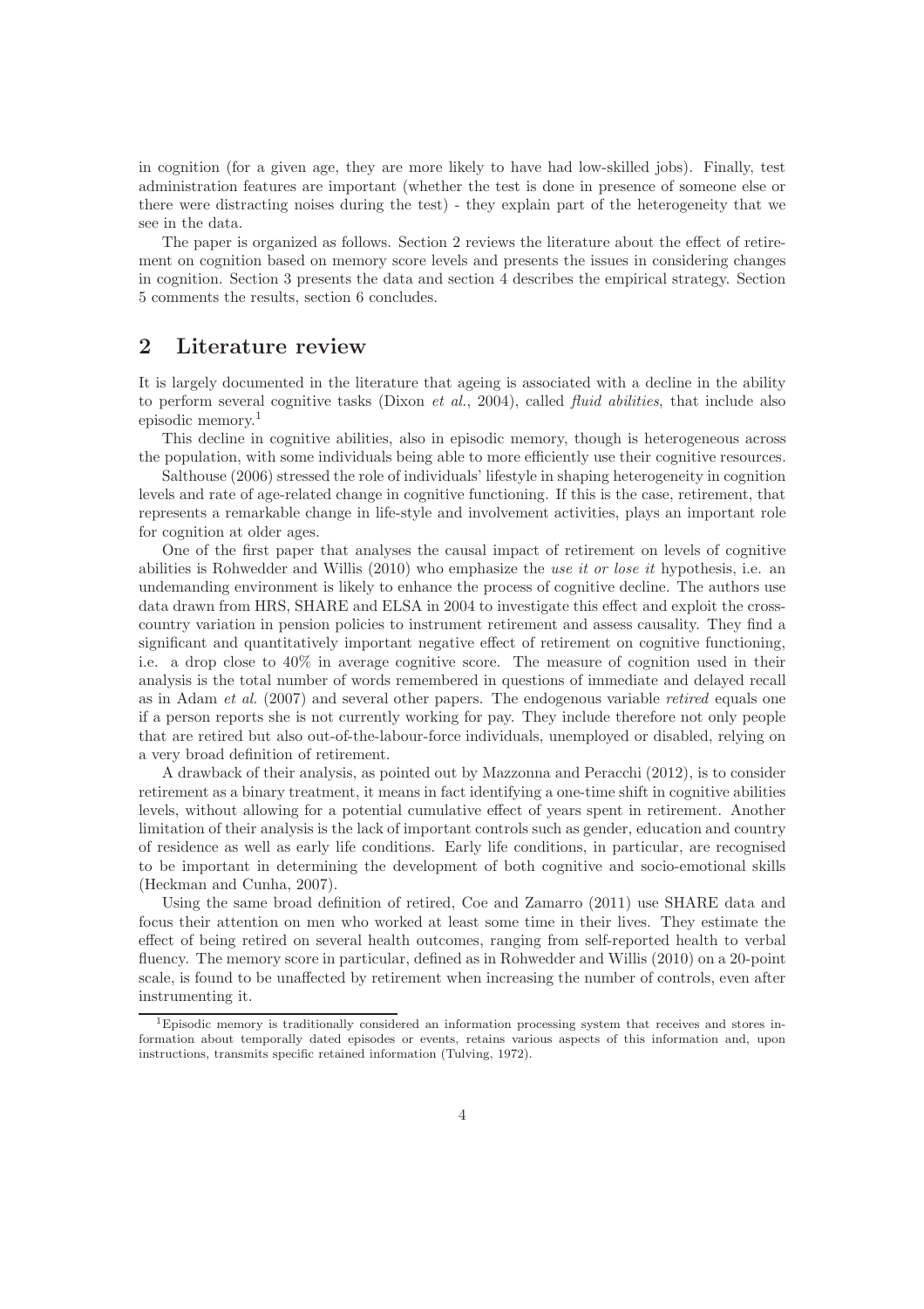in cognition (for a given age, they are more likely to have had low-skilled jobs). Finally, test administration features are important (whether the test is done in presence of someone else or there were distracting noises during the test) - they explain part of the heterogeneity that we see in the data.

The paper is organized as follows. Section 2 reviews the literature about the effect of retirement on cognition based on memory score levels and presents the issues in considering changes in cognition. Section 3 presents the data and section 4 describes the empirical strategy. Section 5 comments the results, section 6 concludes.

## 2 Literature review

It is largely documented in the literature that ageing is associated with a decline in the ability to perform several cognitive tasks (Dixon *et al.*, 2004), called *fluid abilities*, that include also episodic memory.[1]

This decline in cognitive abilities, also in episodic memory, though is heterogeneous across the population, with some individuals being able to more efficiently use their cognitive resources.

Salthouse (2006) stressed the role of individuals' lifestyle in shaping heterogeneity in cognition levels and rate of age-related change in cognitive functioning. If this is the case, retirement, that represents a remarkable change in life-style and involvement activities, plays an important role for cognition at older ages.

One of the first paper that analyses the causal impact of retirement on levels of cognitive abilities is Rohwedder and Willis (2010) who emphasize the *use it or lose it* hypothesis, i.e. an undemanding environment is likely to enhance the process of cognitive decline. The authors use data drawn from HRS, SHARE and ELSA in 2004 to investigate this effect and exploit the cross-country variation in pension policies to instrument retirement and assess causality. They find a significant and quantitatively important negative effect of retirement on cognitive functioning, i.e. a drop close to 40% in average cognitive score. The measure of cognition used in their analysis is the total number of words remembered in questions of immediate and delayed recall as in Adam *et al.* (2007) and several other papers. The endogenous variable *retired* equals one if a person reports she is not currently working for pay. They include therefore not only people that are retired but also out-of-the-labour-force individuals, unemployed or disabled, relying on a very broad definition of retirement.

A drawback of their analysis, as pointed out by Mazzonna and Peracchi (2012), is to consider retirement as a binary treatment, it means in fact identifying a one-time shift in cognitive abilities levels, without allowing for a potential cumulative effect of years spent in retirement. Another limitation of their analysis is the lack of important controls such as gender, education and country of residence as well as early life conditions. Early life conditions, in particular, are recognised to be important in determining the development of both cognitive and socio-emotional skills (Heckman and Cunha, 2007).

Using the same broad definition of retired, Coe and Zamarro (2011) use SHARE data and focus their attention on men who worked at least some time in their lives. They estimate the effect of being retired on several health outcomes, ranging from self-reported health to verbal fluency. The memory score in particular, defined as in Rohwedder and Willis (2010) on a 20-point scale, is found to be unaffected by retirement when increasing the number of controls, even after instrumenting it.

[1] Episodic memory is traditionally considered an information processing system that receives and stores information about temporally dated episodes or events, retains various aspects of this information and, upon instructions, transmits specific retained information (Tulving, 1972).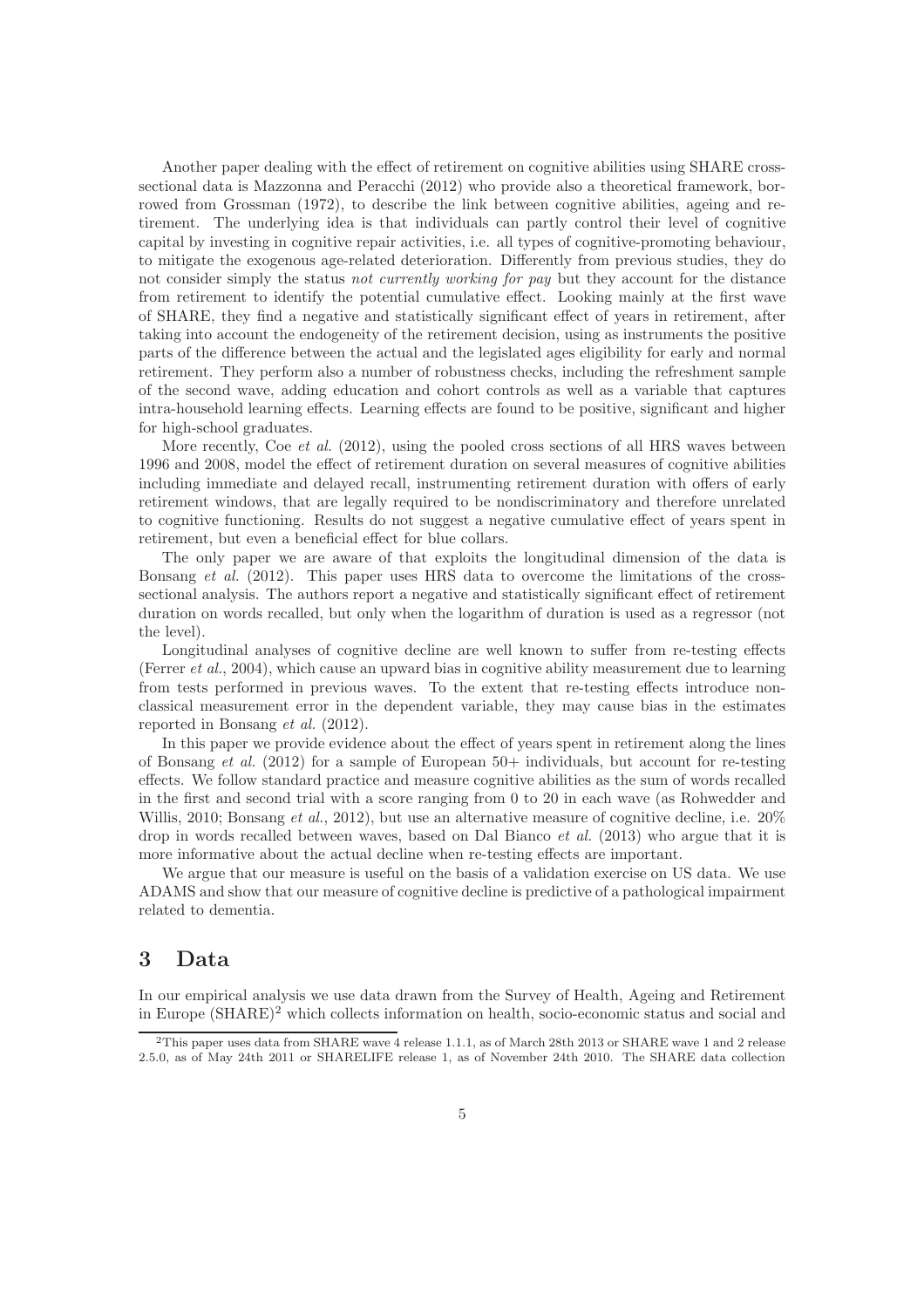Another paper dealing with the effect of retirement on cognitive abilities using SHARE cross-sectional data is Mazzonna and Peracchi (2012) who provide also a theoretical framework, borrowed from Grossman (1972), to describe the link between cognitive abilities, ageing and retirement. The underlying idea is that individuals can partly control their level of cognitive capital by investing in cognitive repair activities, i.e. all types of cognitive-promoting behaviour, to mitigate the exogenous age-related deterioration. Differently from previous studies, they do not consider simply the status *not currently working for pay* but they account for the distance from retirement to identify the potential cumulative effect. Looking mainly at the first wave of SHARE, they find a negative and statistically significant effect of years in retirement, after taking into account the endogeneity of the retirement decision, using as instruments the positive parts of the difference between the actual and the legislated ages eligibility for early and normal retirement. They perform also a number of robustness checks, including the refreshment sample of the second wave, adding education and cohort controls as well as a variable that captures intra-household learning effects. Learning effects are found to be positive, significant and higher for high-school graduates.

More recently, Coe *et al.* (2012), using the pooled cross sections of all HRS waves between 1996 and 2008, model the effect of retirement duration on several measures of cognitive abilities including immediate and delayed recall, instrumenting retirement duration with offers of early retirement windows, that are legally required to be nondiscriminatory and therefore unrelated to cognitive functioning. Results do not suggest a negative cumulative effect of years spent in retirement, but even a beneficial effect for blue collars.

The only paper we are aware of that exploits the longitudinal dimension of the data is Bonsang *et al.* (2012). This paper uses HRS data to overcome the limitations of the cross-sectional analysis. The authors report a negative and statistically significant effect of retirement duration on words recalled, but only when the logarithm of duration is used as a regressor (not the level).

Longitudinal analyses of cognitive decline are well known to suffer from re-testing effects (Ferrer *et al.*, 2004), which cause an upward bias in cognitive ability measurement due to learning from tests performed in previous waves. To the extent that re-testing effects introduce non-classical measurement error in the dependent variable, they may cause bias in the estimates reported in Bonsang *et al.* (2012).

In this paper we provide evidence about the effect of years spent in retirement along the lines of Bonsang *et al.* (2012) for a sample of European 50+ individuals, but account for re-testing effects. We follow standard practice and measure cognitive abilities as the sum of words recalled in the first and second trial with a score ranging from 0 to 20 in each wave (as Rohwedder and Willis, 2010; Bonsang *et al.*, 2012), but use an alternative measure of cognitive decline, i.e. 20% drop in words recalled between waves, based on Dal Bianco *et al.* (2013) who argue that it is more informative about the actual decline when re-testing effects are important.

We argue that our measure is useful on the basis of a validation exercise on US data. We use ADAMS and show that our measure of cognitive decline is predictive of a pathological impairment related to dementia.

# 3 Data

In our empirical analysis we use data drawn from the Survey of Health, Ageing and Retirement in Europe (SHARE)[2] which collects information on health, socio-economic status and social and

[2]This paper uses data from SHARE wave 4 release 1.1.1, as of March 28th 2013 or SHARE wave 1 and 2 release 2.5.0, as of May 24th 2011 or SHARELIFE release 1, as of November 24th 2010. The SHARE data collection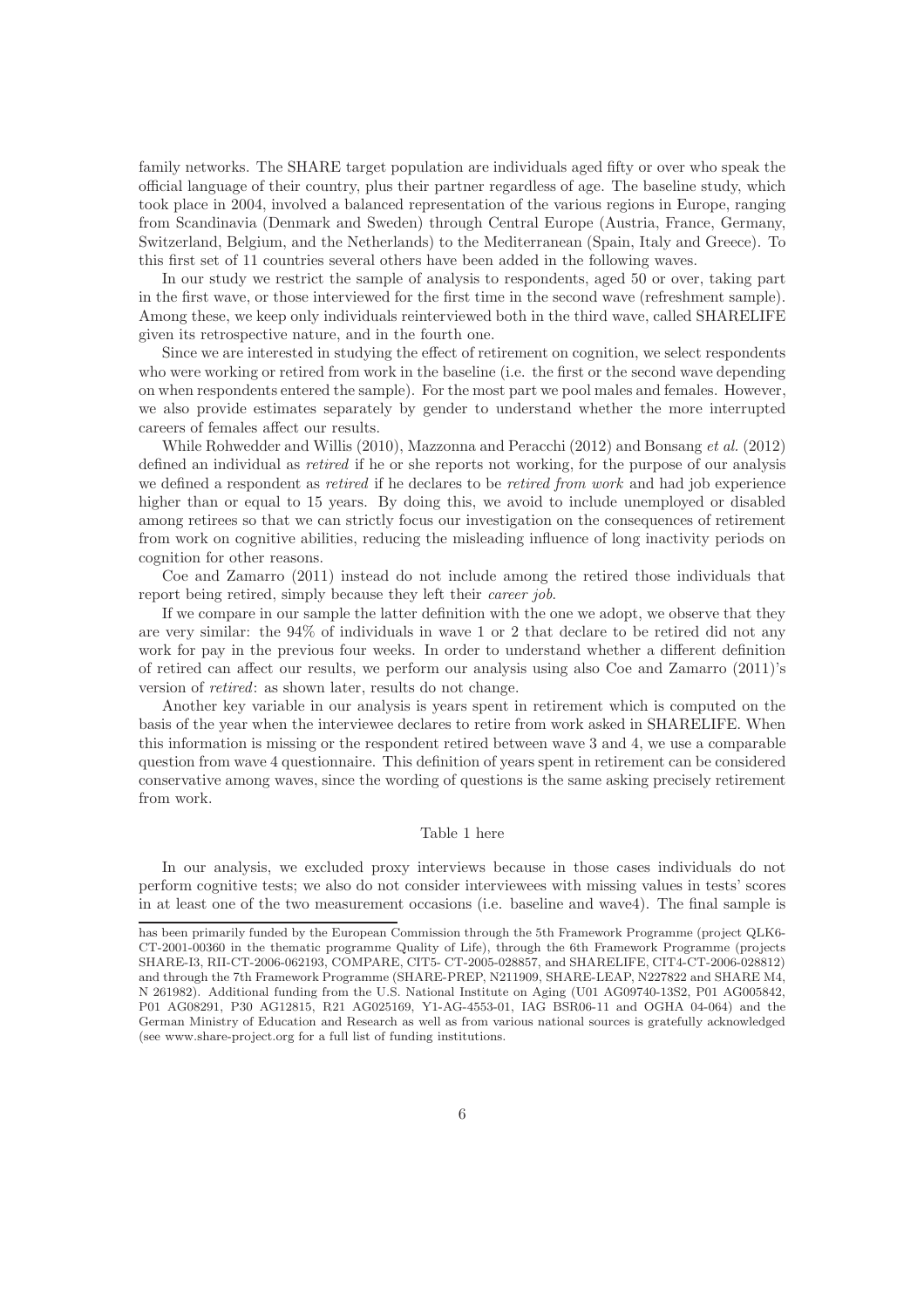family networks. The SHARE target population are individuals aged fifty or over who speak the official language of their country, plus their partner regardless of age. The baseline study, which took place in 2004, involved a balanced representation of the various regions in Europe, ranging from Scandinavia (Denmark and Sweden) through Central Europe (Austria, France, Germany, Switzerland, Belgium, and the Netherlands) to the Mediterranean (Spain, Italy and Greece). To this first set of 11 countries several others have been added in the following waves.

In our study we restrict the sample of analysis to respondents, aged 50 or over, taking part in the first wave, or those interviewed for the first time in the second wave (refreshment sample). Among these, we keep only individuals reinterviewed both in the third wave, called SHARELIFE given its retrospective nature, and in the fourth one.

Since we are interested in studying the effect of retirement on cognition, we select respondents who were working or retired from work in the baseline (i.e. the first or the second wave depending on when respondents entered the sample). For the most part we pool males and females. However, we also provide estimates separately by gender to understand whether the more interrupted careers of females affect our results.

While Rohwedder and Willis (2010), Mazzonna and Peracchi (2012) and Bonsang *et al.* (2012) defined an individual as *retired* if he or she reports not working, for the purpose of our analysis we defined a respondent as *retired* if he declares to be *retired from work* and had job experience higher than or equal to 15 years. By doing this, we avoid to include unemployed or disabled among retirees so that we can strictly focus our investigation on the consequences of retirement from work on cognitive abilities, reducing the misleading influence of long inactivity periods on cognition for other reasons.

Coe and Zamarro (2011) instead do not include among the retired those individuals that report being retired, simply because they left their *career job*.

If we compare in our sample the latter definition with the one we adopt, we observe that they are very similar: the 94% of individuals in wave 1 or 2 that declare to be retired did not any work for pay in the previous four weeks. In order to understand whether a different definition of retired can affect our results, we perform our analysis using also Coe and Zamarro (2011)'s version of *retired*: as shown later, results do not change.

Another key variable in our analysis is years spent in retirement which is computed on the basis of the year when the interviewee declares to retire from work asked in SHARELIFE. When this information is missing or the respondent retired between wave 3 and 4, we use a comparable question from wave 4 questionnaire. This definition of years spent in retirement can be considered conservative among waves, since the wording of questions is the same asking precisely retirement from work.

Table 1 here

In our analysis, we excluded proxy interviews because in those cases individuals do not perform cognitive tests; we also do not consider interviewees with missing values in tests' scores in at least one of the two measurement occasions (i.e. baseline and wave4). The final sample is

has been primarily funded by the European Commission through the 5th Framework Programme (project QLK6-CT-2001-00360 in the thematic programme Quality of Life), through the 6th Framework Programme (projects SHARE-I3, RII-CT-2006-062193, COMPARE, CIT5- CT-2005-028857, and SHARELIFE, CIT4-CT-2006-028812) and through the 7th Framework Programme (SHARE-PREP, N211909, SHARE-LEAP, N227822 and SHARE M4, N 261982). Additional funding from the U.S. National Institute on Aging (U01 AG09740-13S2, P01 AG005842, P01 AG08291, P30 AG12815, R21 AG025169, Y1-AG-4553-01, IAG BSR06-11 and OGHA 04-064) and the German Ministry of Education and Research as well as from various national sources is gratefully acknowledged (see www.share-project.org for a full list of funding institutions.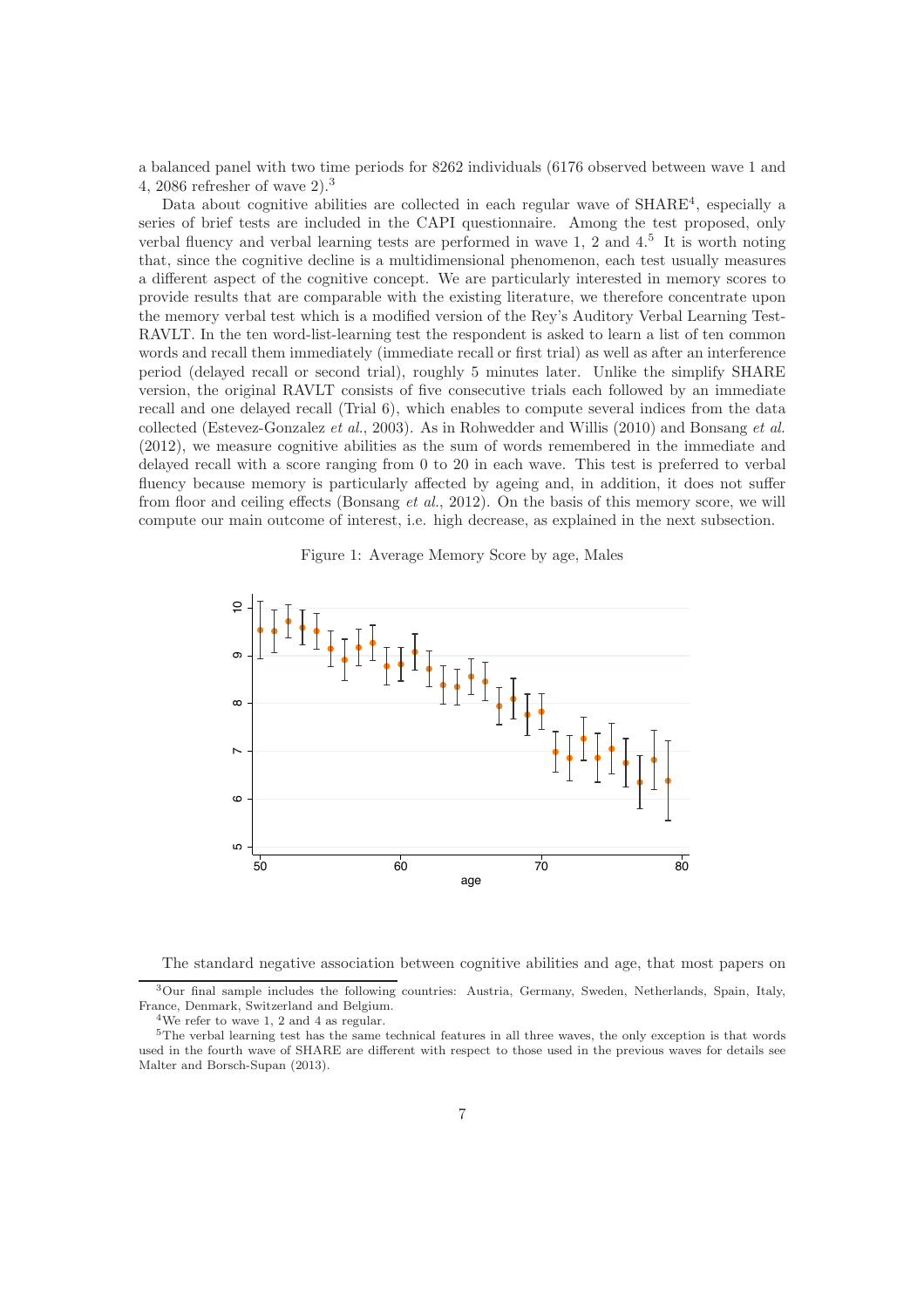a balanced panel with two time periods for 8262 individuals (6176 observed between wave 1 and 4, 2086 refresher of wave 2).[3]

Data about cognitive abilities are collected in each regular wave of SHARE[4], especially a series of brief tests are included in the CAPI questionnaire. Among the test proposed, only verbal fluency and verbal learning tests are performed in wave 1, 2 and 4.[5] It is worth noting that, since the cognitive decline is a multidimensional phenomenon, each test usually measures a different aspect of the cognitive concept. We are particularly interested in memory scores to provide results that are comparable with the existing literature, we therefore concentrate upon the memory verbal test which is a modified version of the Rey's Auditory Verbal Learning Test-RAVLT. In the ten word-list-learning test the respondent is asked to learn a list of ten common words and recall them immediately (immediate recall or first trial) as well as after an interference period (delayed recall or second trial), roughly 5 minutes later. Unlike the simplify SHARE version, the original RAVLT consists of five consecutive trials each followed by an immediate recall and one delayed recall (Trial 6), which enables to compute several indices from the data collected (Estevez-Gonzalez *et al.*, 2003). As in Rohwedder and Willis (2010) and Bonsang *et al.* (2012), we measure cognitive abilities as the sum of words remembered in the immediate and delayed recall with a score ranging from 0 to 20 in each wave. This test is preferred to verbal fluency because memory is particularly affected by ageing and, in addition, it does not suffer from floor and ceiling effects (Bonsang *et al.*, 2012). On the basis of this memory score, we will compute our main outcome of interest, i.e. high decrease, as explained in the next subsection.

Figure 1: Average Memory Score by age, Males

The standard negative association between cognitive abilities and age, that most papers on

[3] Our final sample includes the following countries: Austria, Germany, Sweden, Netherlands, Spain, Italy, France, Denmark, Switzerland and Belgium.

[4] We refer to wave 1, 2 and 4 as regular.

[5] The verbal learning test has the same technical features in all three waves, the only exception is that words used in the fourth wave of SHARE are different with respect to those used in the previous waves for details see Malter and Borsch-Supan (2013).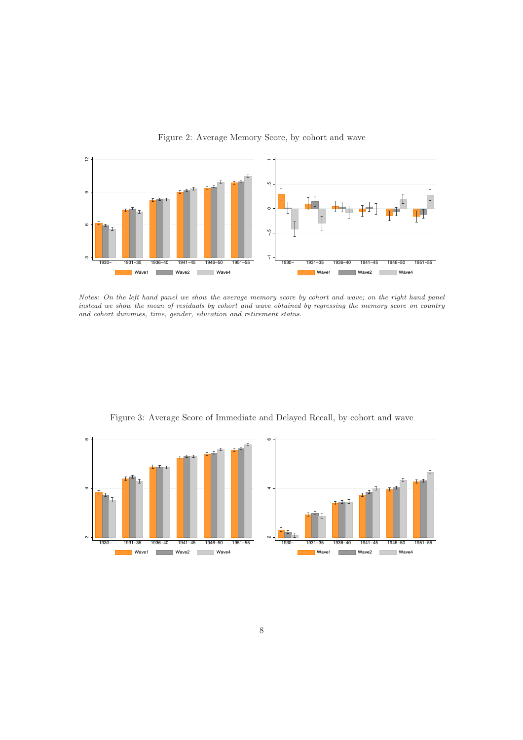Figure 2: Average Memory Score, by cohort and wave

*Notes: On the left hand panel we show the average memory score by cohort and wave; on the right hand panel instead we show the mean of residuals by cohort and wave obtained by regressing the memory score on country and cohort dummies, time, gender, education and retirement status.*

Figure 3: Average Score of Immediate and Delayed Recall, by cohort and wave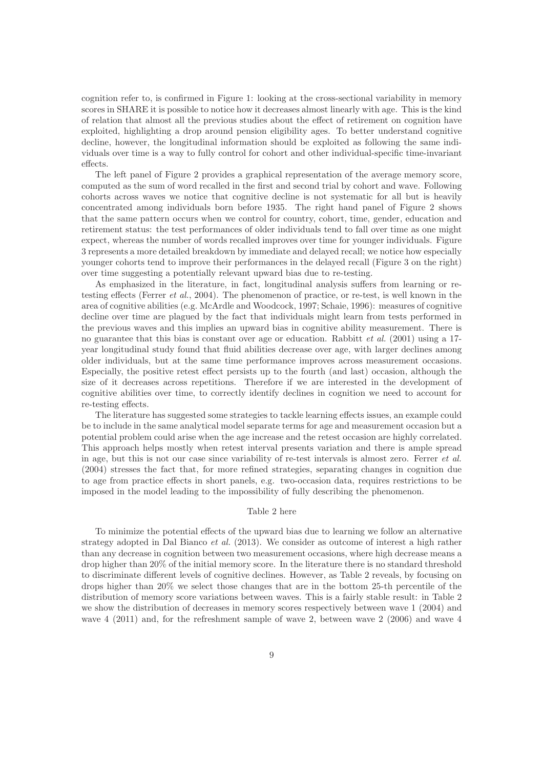cognition refer to, is confirmed in Figure 1: looking at the cross-sectional variability in memory scores in SHARE it is possible to notice how it decreases almost linearly with age. This is the kind of relation that almost all the previous studies about the effect of retirement on cognition have exploited, highlighting a drop around pension eligibility ages. To better understand cognitive decline, however, the longitudinal information should be exploited as following the same individuals over time is a way to fully control for cohort and other individual-specific time-invariant effects.

The left panel of Figure 2 provides a graphical representation of the average memory score, computed as the sum of word recalled in the first and second trial by cohort and wave. Following cohorts across waves we notice that cognitive decline is not systematic for all but is heavily concentrated among individuals born before 1935. The right hand panel of Figure 2 shows that the same pattern occurs when we control for country, cohort, time, gender, education and retirement status: the test performances of older individuals tend to fall over time as one might expect, whereas the number of words recalled improves over time for younger individuals. Figure 3 represents a more detailed breakdown by immediate and delayed recall; we notice how especially younger cohorts tend to improve their performances in the delayed recall (Figure 3 on the right) over time suggesting a potentially relevant upward bias due to re-testing.

As emphasized in the literature, in fact, longitudinal analysis suffers from learning or re-testing effects (Ferrer *et al.*, 2004). The phenomenon of practice, or re-test, is well known in the area of cognitive abilities (e.g. McArdle and Woodcock, 1997; Schaie, 1996): measures of cognitive decline over time are plagued by the fact that individuals might learn from tests performed in the previous waves and this implies an upward bias in cognitive ability measurement. There is no guarantee that this bias is constant over age or education. Rabbitt *et al.* (2001) using a 17-year longitudinal study found that fluid abilities decrease over age, with larger declines among older individuals, but at the same time performance improves across measurement occasions. Especially, the positive retest effect persists up to the fourth (and last) occasion, although the size of it decreases across repetitions. Therefore if we are interested in the development of cognitive abilities over time, to correctly identify declines in cognition we need to account for re-testing effects.

The literature has suggested some strategies to tackle learning effects issues, an example could be to include in the same analytical model separate terms for age and measurement occasion but a potential problem could arise when the age increase and the retest occasion are highly correlated. This approach helps mostly when retest interval presents variation and there is ample spread in age, but this is not our case since variability of re-test intervals is almost zero. Ferrer *et al.* (2004) stresses the fact that, for more refined strategies, separating changes in cognition due to age from practice effects in short panels, e.g. two-occasion data, requires restrictions to be imposed in the model leading to the impossibility of fully describing the phenomenon.

Table 2 here

To minimize the potential effects of the upward bias due to learning we follow an alternative strategy adopted in Dal Bianco *et al.* (2013). We consider as outcome of interest a high rather than any decrease in cognition between two measurement occasions, where high decrease means a drop higher than 20% of the initial memory score. In the literature there is no standard threshold to discriminate different levels of cognitive declines. However, as Table 2 reveals, by focusing on drops higher than 20% we select those changes that are in the bottom 25-th percentile of the distribution of memory score variations between waves. This is a fairly stable result: in Table 2 we show the distribution of decreases in memory scores respectively between wave 1 (2004) and wave 4 (2011) and, for the refreshment sample of wave 2, between wave 2 (2006) and wave 4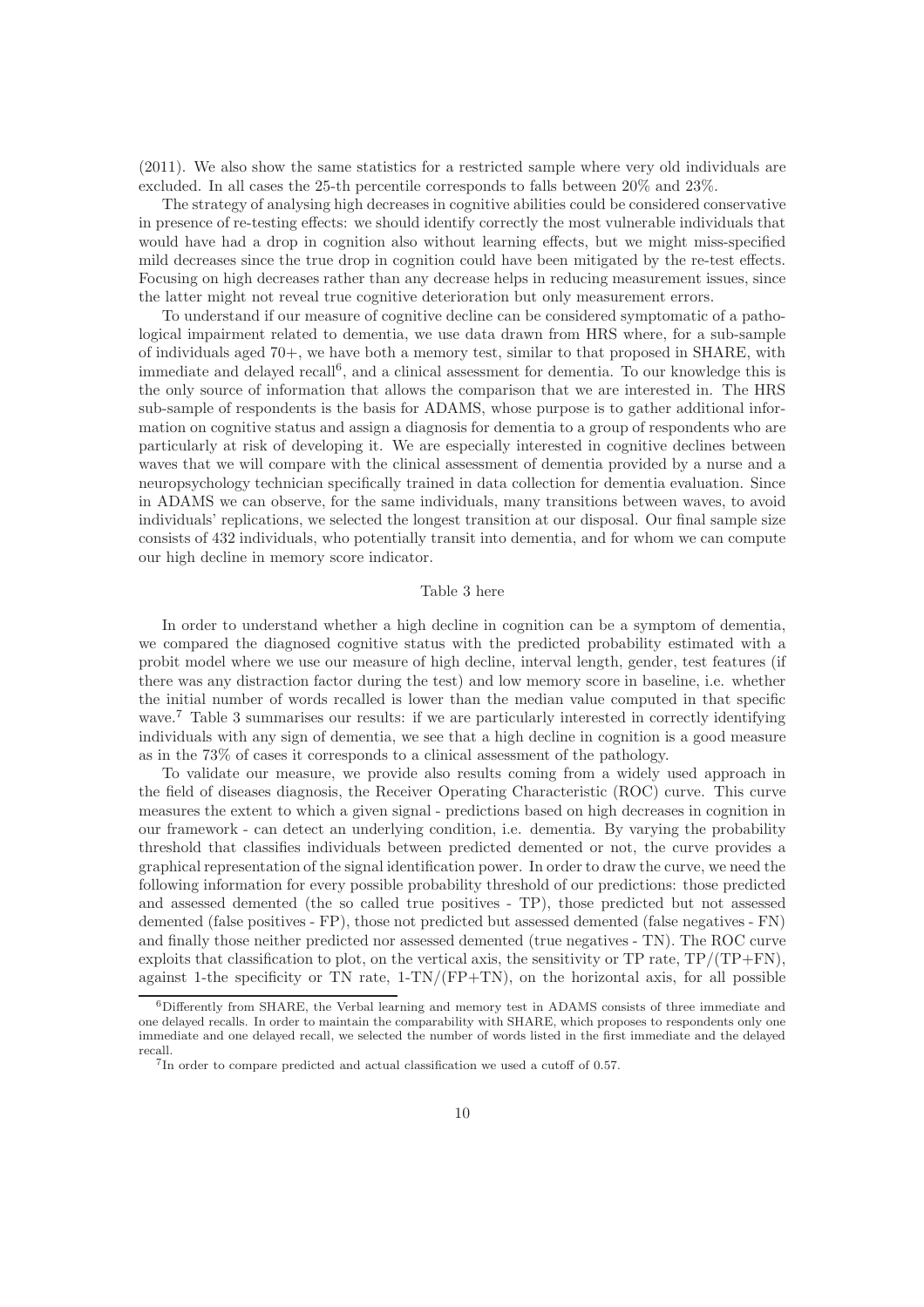(2011). We also show the same statistics for a restricted sample where very old individuals are excluded. In all cases the 25-th percentile corresponds to falls between 20% and 23%.

The strategy of analysing high decreases in cognitive abilities could be considered conservative in presence of re-testing effects: we should identify correctly the most vulnerable individuals that would have had a drop in cognition also without learning effects, but we might miss-specified mild decreases since the true drop in cognition could have been mitigated by the re-test effects. Focusing on high decreases rather than any decrease helps in reducing measurement issues, since the latter might not reveal true cognitive deterioration but only measurement errors.

To understand if our measure of cognitive decline can be considered symptomatic of a pathological impairment related to dementia, we use data drawn from HRS where, for a sub-sample of individuals aged 70+, we have both a memory test, similar to that proposed in SHARE, with immediate and delayed recall[6], and a clinical assessment for dementia. To our knowledge this is the only source of information that allows the comparison that we are interested in. The HRS sub-sample of respondents is the basis for ADAMS, whose purpose is to gather additional information on cognitive status and assign a diagnosis for dementia to a group of respondents who are particularly at risk of developing it. We are especially interested in cognitive declines between waves that we will compare with the clinical assessment of dementia provided by a nurse and a neuropsychology technician specifically trained in data collection for dementia evaluation. Since in ADAMS we can observe, for the same individuals, many transitions between waves, to avoid individuals' replications, we selected the longest transition at our disposal. Our final sample size consists of 432 individuals, who potentially transit into dementia, and for whom we can compute our high decline in memory score indicator.

Table 3 here

In order to understand whether a high decline in cognition can be a symptom of dementia, we compared the diagnosed cognitive status with the predicted probability estimated with a probit model where we use our measure of high decline, interval length, gender, test features (if there was any distraction factor during the test) and low memory score in baseline, i.e. whether the initial number of words recalled is lower than the median value computed in that specific wave.[7] Table 3 summarises our results: if we are particularly interested in correctly identifying individuals with any sign of dementia, we see that a high decline in cognition is a good measure as in the 73% of cases it corresponds to a clinical assessment of the pathology.

To validate our measure, we provide also results coming from a widely used approach in the field of diseases diagnosis, the Receiver Operating Characteristic (ROC) curve. This curve measures the extent to which a given signal - predictions based on high decreases in cognition in our framework - can detect an underlying condition, i.e. dementia. By varying the probability threshold that classifies individuals between predicted demented or not, the curve provides a graphical representation of the signal identification power. In order to draw the curve, we need the following information for every possible probability threshold of our predictions: those predicted and assessed demented (the so called true positives - TP), those predicted but not assessed demented (false positives - FP), those not predicted but assessed demented (false negatives - FN) and finally those neither predicted nor assessed demented (true negatives - TN). The ROC curve exploits that classification to plot, on the vertical axis, the sensitivity or TP rate, $TP/(TP+FN)$, against 1-the specificity or TN rate, $1\text{-}TN/(FP+TN)$, on the horizontal axis, for all possible

[6] Differently from SHARE, the Verbal learning and memory test in ADAMS consists of three immediate and one delayed recalls. In order to maintain the comparability with SHARE, which proposes to respondents only one immediate and one delayed recall, we selected the number of words listed in the first immediate and the delayed recall.

[7] In order to compare predicted and actual classification we used a cutoff of 0.57.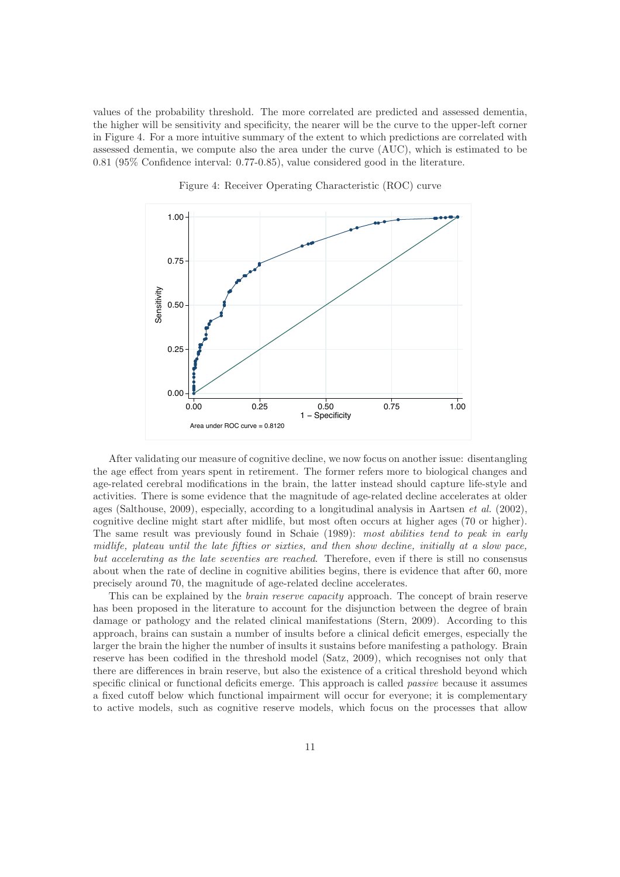values of the probability threshold. The more correlated are predicted and assessed dementia, the higher will be sensitivity and specificity, the nearer will be the curve to the upper-left corner in Figure 4. For a more intuitive summary of the extent to which predictions are correlated with assessed dementia, we compute also the area under the curve (AUC), which is estimated to be 0.81 (95% Confidence interval: 0.77-0.85), value considered good in the literature.

Figure 4: Receiver Operating Characteristic (ROC) curve

After validating our measure of cognitive decline, we now focus on another issue: disentangling the age effect from years spent in retirement. The former refers more to biological changes and age-related cerebral modifications in the brain, the latter instead should capture life-style and activities. There is some evidence that the magnitude of age-related decline accelerates at older ages (Salthouse, 2009), especially, according to a longitudinal analysis in Aartsen *et al.* (2002), cognitive decline might start after midlife, but most often occurs at higher ages (70 or higher). The same result was previously found in Schaie (1989): *most abilities tend to peak in early midlife, plateau until the late fifties or sixties, and then show decline, initially at a slow pace, but accelerating as the late seventies are reached*. Therefore, even if there is still no consensus about when the rate of decline in cognitive abilities begins, there is evidence that after 60, more precisely around 70, the magnitude of age-related decline accelerates.

This can be explained by the *brain reserve capacity* approach. The concept of brain reserve has been proposed in the literature to account for the disjunction between the degree of brain damage or pathology and the related clinical manifestations (Stern, 2009). According to this approach, brains can sustain a number of insults before a clinical deficit emerges, especially the larger the brain the higher the number of insults it sustains before manifesting a pathology. Brain reserve has been codified in the threshold model (Satz, 2009), which recognises not only that there are differences in brain reserve, but also the existence of a critical threshold beyond which specific clinical or functional deficits emerge. This approach is called *passive* because it assumes a fixed cutoff below which functional impairment will occur for everyone; it is complementary to active models, such as cognitive reserve models, which focus on the processes that allow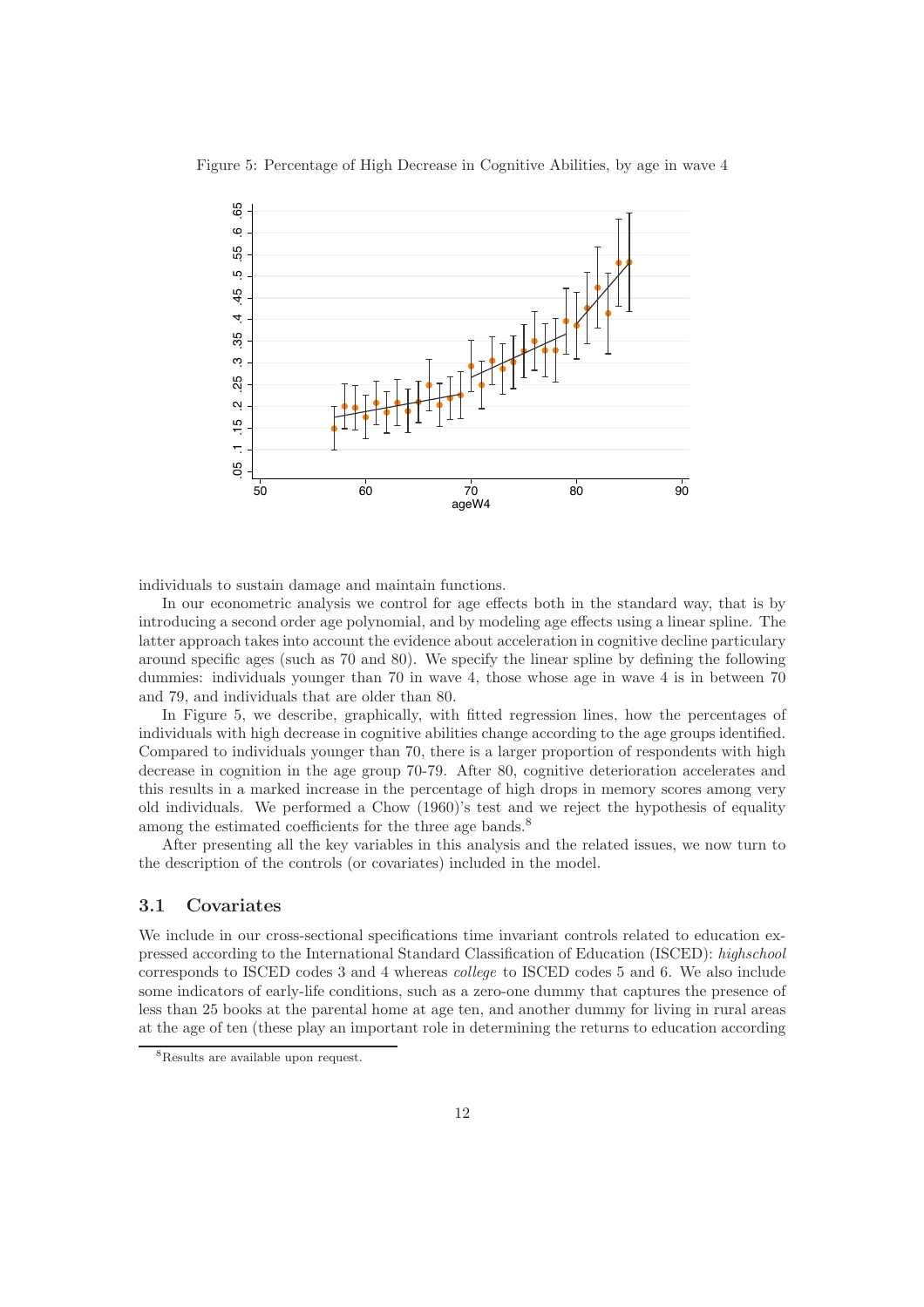Figure 5: Percentage of High Decrease in Cognitive Abilities, by age in wave 4

individuals to sustain damage and maintain functions.

In our econometric analysis we control for age effects both in the standard way, that is by introducing a second order age polynomial, and by modeling age effects using a linear spline. The latter approach takes into account the evidence about acceleration in cognitive decline particulary around specific ages (such as 70 and 80). We specify the linear spline by defining the following dummies: individuals younger than 70 in wave 4, those whose age in wave 4 is in between 70 and 79, and individuals that are older than 80.

In Figure 5, we describe, graphically, with fitted regression lines, how the percentages of individuals with high decrease in cognitive abilities change according to the age groups identified. Compared to individuals younger than 70, there is a larger proportion of respondents with high decrease in cognition in the age group 70-79. After 80, cognitive deterioration accelerates and this results in a marked increase in the percentage of high drops in memory scores among very old individuals. We performed a Chow (1960)'s test and we reject the hypothesis of equality among the estimated coefficients for the three age bands.[8]

After presenting all the key variables in this analysis and the related issues, we now turn to the description of the controls (or covariates) included in the model.

## 3.1 Covariates

We include in our cross-sectional specifications time invariant controls related to education expressed according to the International Standard Classification of Education (ISCED): *highschool* corresponds to ISCED codes 3 and 4 whereas *college* to ISCED codes 5 and 6. We also include some indicators of early-life conditions, such as a zero-one dummy that captures the presence of less than 25 books at the parental home at age ten, and another dummy for living in rural areas at the age of ten (these play an important role in determining the returns to education according

[8] Results are available upon request.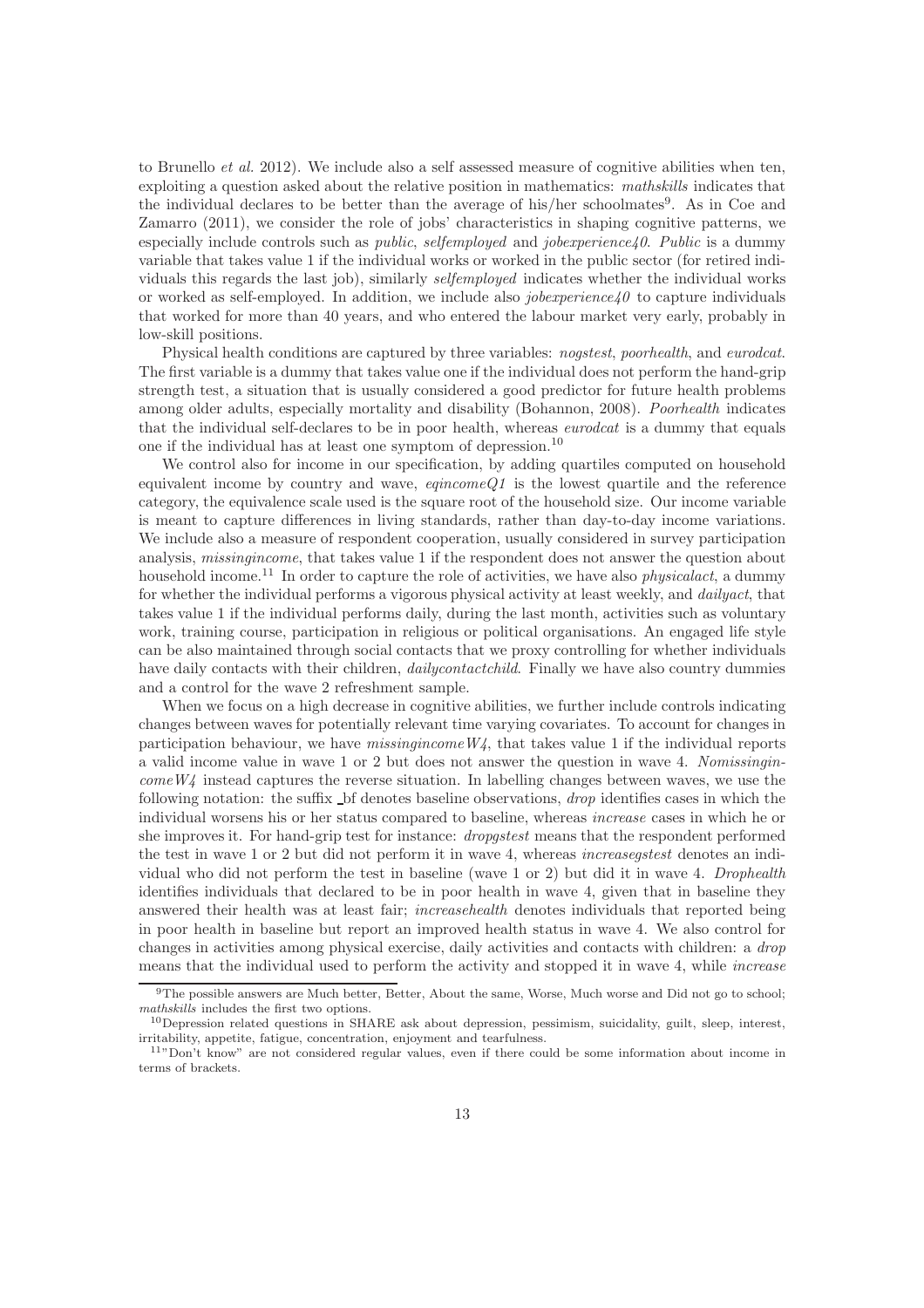to Brunello *et al.* 2012). We include also a self assessed measure of cognitive abilities when ten, exploiting a question asked about the relative position in mathematics: *mathskills* indicates that the individual declares to be better than the average of his/her schoolmates[9]. As in Coe and Zamarro (2011), we consider the role of jobs' characteristics in shaping cognitive patterns, we especially include controls such as *public*, *selfemployed* and *jobexperience40*. *Public* is a dummy variable that takes value 1 if the individual works or worked in the public sector (for retired individuals this regards the last job), similarly *selfemployed* indicates whether the individual works or worked as self-employed. In addition, we include also *jobexperience40* to capture individuals that worked for more than 40 years, and who entered the labour market very early, probably in low-skill positions.

Physical health conditions are captured by three variables: *nogstest*, *poorhealth*, and *eurodcat*. The first variable is a dummy that takes value one if the individual does not perform the hand-grip strength test, a situation that is usually considered a good predictor for future health problems among older adults, especially mortality and disability (Bohannon, 2008). *Poorhealth* indicates that the individual self-declares to be in poor health, whereas *eurodcat* is a dummy that equals one if the individual has at least one symptom of depression.[10]

We control also for income in our specification, by adding quartiles computed on household equivalent income by country and wave, *eqincomeQ1* is the lowest quartile and the reference category, the equivalence scale used is the square root of the household size. Our income variable is meant to capture differences in living standards, rather than day-to-day income variations. We include also a measure of respondent cooperation, usually considered in survey participation analysis, *missingincome*, that takes value 1 if the respondent does not answer the question about household income.[11] In order to capture the role of activities, we have also *physicalact*, a dummy for whether the individual performs a vigorous physical activity at least weekly, and *dailyact*, that takes value 1 if the individual performs daily, during the last month, activities such as voluntary work, training course, participation in religious or political organisations. An engaged life style can be also maintained through social contacts that we proxy controlling for whether individuals have daily contacts with their children, *dailycontactchild*. Finally we have also country dummies and a control for the wave 2 refreshment sample.

When we focus on a high decrease in cognitive abilities, we further include controls indicating changes between waves for potentially relevant time varying covariates. To account for changes in participation behaviour, we have *missingincomeW4*, that takes value 1 if the individual reports a valid income value in wave 1 or 2 but does not answer the question in wave 4. *NomissingincomeW4* instead captures the reverse situation. In labelling changes between waves, we use the following notation: the suffix _bf denotes baseline observations, *drop* identifies cases in which the individual worsens his or her status compared to baseline, whereas *increase* cases in which he or she improves it. For hand-grip test for instance: *dropgstest* means that the respondent performed the test in wave 1 or 2 but did not perform it in wave 4, whereas *increasegstest* denotes an individual who did not perform the test in baseline (wave 1 or 2) but did it in wave 4. *Drophealth* identifies individuals that declared to be in poor health in wave 4, given that in baseline they answered their health was at least fair; *increasehealth* denotes individuals that reported being in poor health in baseline but report an improved health status in wave 4. We also control for changes in activities among physical exercise, daily activities and contacts with children: a *drop* means that the individual used to perform the activity and stopped it in wave 4, while *increase*

---

[9] The possible answers are Much better, Better, About the same, Worse, Much worse and Did not go to school; *mathskills* includes the first two options.

[10] Depression related questions in SHARE ask about depression, pessimism, suicidality, guilt, sleep, interest, irritability, appetite, fatigue, concentration, enjoyment and tearfulness.

[11] "Don't know" are not considered regular values, even if there could be some information about income in terms of brackets.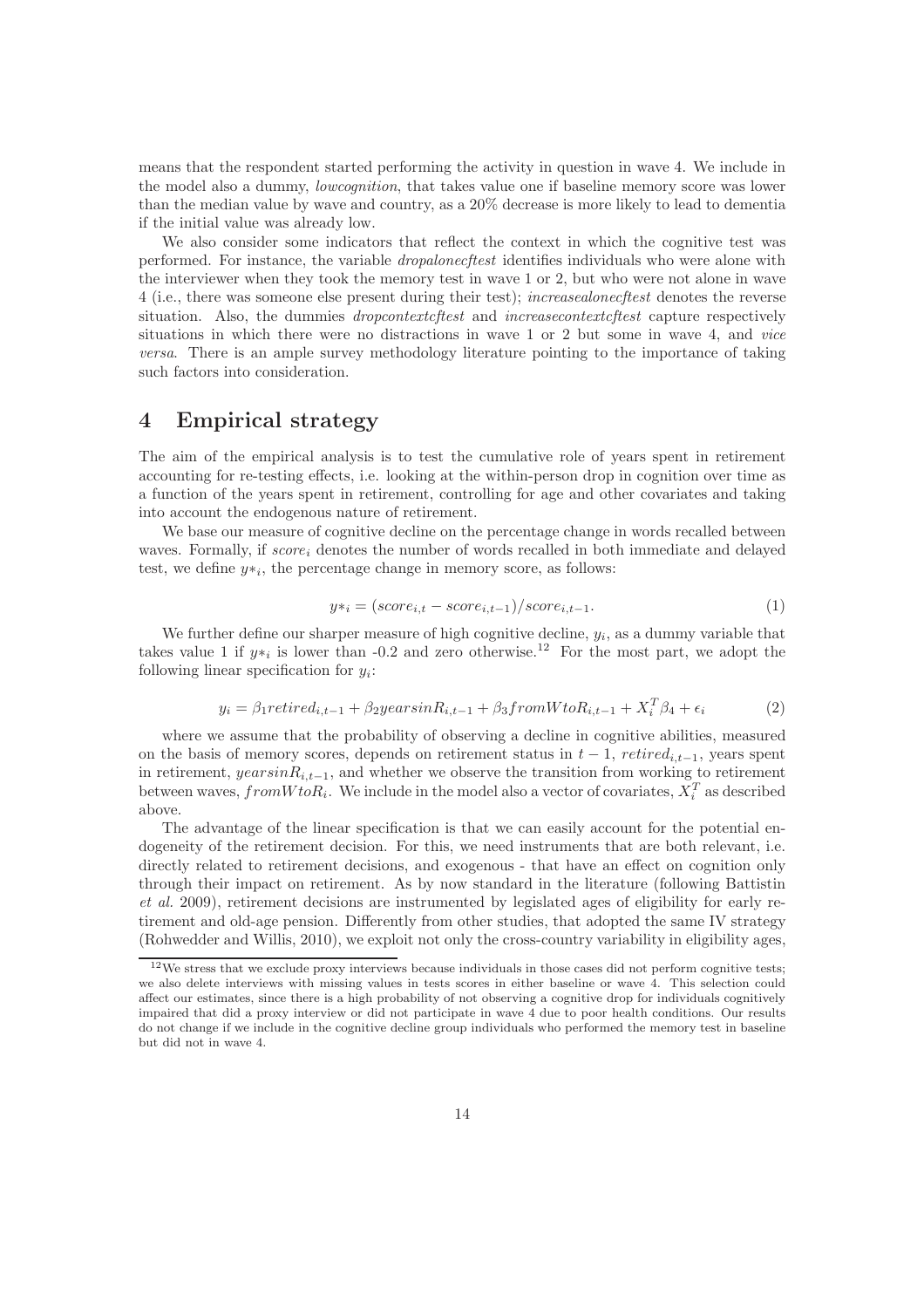means that the respondent started performing the activity in question in wave 4. We include in the model also a dummy, *lowcognition*, that takes value one if baseline memory score was lower than the median value by wave and country, as a 20% decrease is more likely to lead to dementia if the initial value was already low.

We also consider some indicators that reflect the context in which the cognitive test was performed. For instance, the variable *dropalonecftest* identifies individuals who were alone with the interviewer when they took the memory test in wave 1 or 2, but who were not alone in wave 4 (i.e., there was someone else present during their test); *increasealonecftest* denotes the reverse situation. Also, the dummies *dropcontextcftest* and *increasecontextcftest* capture respectively situations in which there were no distractions in wave 1 or 2 but some in wave 4, and *vice versa*. There is an ample survey methodology literature pointing to the importance of taking such factors into consideration.

# 4 Empirical strategy

The aim of the empirical analysis is to test the cumulative role of years spent in retirement accounting for re-testing effects, i.e. looking at the within-person drop in cognition over time as a function of the years spent in retirement, controlling for age and other covariates and taking into account the endogenous nature of retirement.

We base our measure of cognitive decline on the percentage change in words recalled between waves. Formally, if $score_i$ denotes the number of words recalled in both immediate and delayed test, we define $y*_i$, the percentage change in memory score, as follows:

$$y*_i = (score_{i,t} - score_{i,t-1})/score_{i,t-1}. \tag{1}$$

We further define our sharper measure of high cognitive decline, $y_i$, as a dummy variable that takes value 1 if $y*_i$ is lower than -0.2 and zero otherwise.[12] For the most part, we adopt the following linear specification for $y_i$:

$$y_i = \beta_1 retired_{i,t-1} + \beta_2 yearsinR_{i,t-1} + \beta_3 fromWtoR_{i,t-1} + X_i^T \beta_4 + \epsilon_i \tag{2}$$

where we assume that the probability of observing a decline in cognitive abilities, measured on the basis of memory scores, depends on retirement status in $t-1$, $retired_{i,t-1}$, years spent in retirement, $yearsinR_{i,t-1}$, and whether we observe the transition from working to retirement between waves, $fromWtoR_i$. We include in the model also a vector of covariates, $X_i^T$ as described above.

The advantage of the linear specification is that we can easily account for the potential endogeneity of the retirement decision. For this, we need instruments that are both relevant, i.e. directly related to retirement decisions, and exogenous - that have an effect on cognition only through their impact on retirement. As by now standard in the literature (following Battistin *et al.* 2009), retirement decisions are instrumented by legislated ages of eligibility for early retirement and old-age pension. Differently from other studies, that adopted the same IV strategy (Rohwedder and Willis, 2010), we exploit not only the cross-country variability in eligibility ages,

[12] We stress that we exclude proxy interviews because individuals in those cases did not perform cognitive tests; we also delete interviews with missing values in tests scores in either baseline or wave 4. This selection could affect our estimates, since there is a high probability of not observing a cognitive drop for individuals cognitively impaired that did a proxy interview or did not participate in wave 4 due to poor health conditions. Our results do not change if we include in the cognitive decline group individuals who performed the memory test in baseline but did not in wave 4.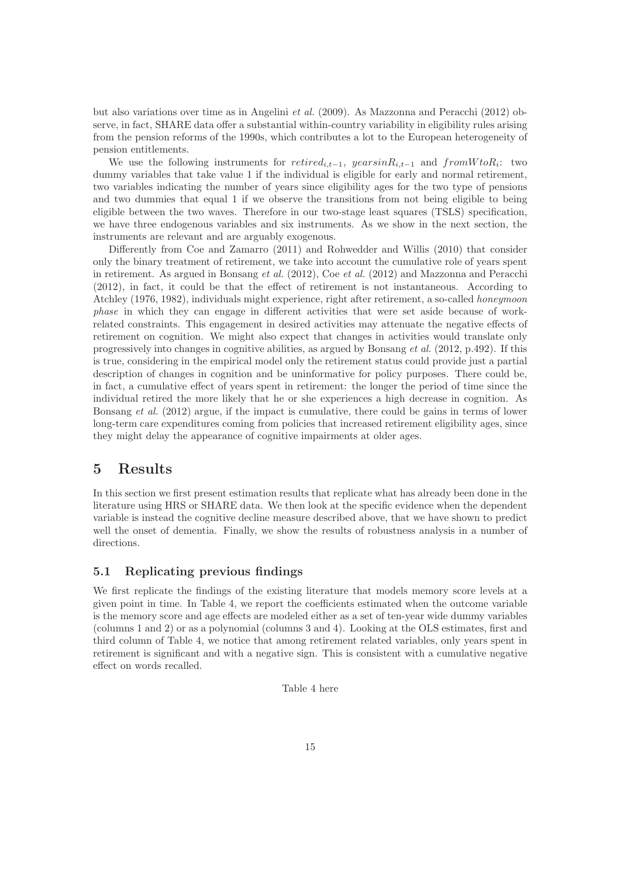but also variations over time as in Angelini *et al.* (2009). As Mazzonna and Peracchi (2012) observe, in fact, SHARE data offer a substantial within-country variability in eligibility rules arising from the pension reforms of the 1990s, which contributes a lot to the European heterogeneity of pension entitlements.

We use the following instruments for $retired_{i,t-1}$, $yearsinR_{i,t-1}$ and $fromWtoR_i$: two dummy variables that take value 1 if the individual is eligible for early and normal retirement, two variables indicating the number of years since eligibility ages for the two type of pensions and two dummies that equal 1 if we observe the transitions from not being eligible to being eligible between the two waves. Therefore in our two-stage least squares (TSLS) specification, we have three endogenous variables and six instruments. As we show in the next section, the instruments are relevant and are arguably exogenous.

Differently from Coe and Zamarro (2011) and Rohwedder and Willis (2010) that consider only the binary treatment of retirement, we take into account the cumulative role of years spent in retirement. As argued in Bonsang *et al.* (2012), Coe *et al.* (2012) and Mazzonna and Peracchi (2012), in fact, it could be that the effect of retirement is not instantaneous. According to Atchley (1976, 1982), individuals might experience, right after retirement, a so-called *honeymoon phase* in which they can engage in different activities that were set aside because of work-related constraints. This engagement in desired activities may attenuate the negative effects of retirement on cognition. We might also expect that changes in activities would translate only progressively into changes in cognitive abilities, as argued by Bonsang *et al.* (2012, p.492). If this is true, considering in the empirical model only the retirement status could provide just a partial description of changes in cognition and be uninformative for policy purposes. There could be, in fact, a cumulative effect of years spent in retirement: the longer the period of time since the individual retired the more likely that he or she experiences a high decrease in cognition. As Bonsang *et al.* (2012) argue, if the impact is cumulative, there could be gains in terms of lower long-term care expenditures coming from policies that increased retirement eligibility ages, since they might delay the appearance of cognitive impairments at older ages.

# 5 Results

In this section we first present estimation results that replicate what has already been done in the literature using HRS or SHARE data. We then look at the specific evidence when the dependent variable is instead the cognitive decline measure described above, that we have shown to predict well the onset of dementia. Finally, we show the results of robustness analysis in a number of directions.

## 5.1 Replicating previous findings

We first replicate the findings of the existing literature that models memory score levels at a given point in time. In Table 4, we report the coefficients estimated when the outcome variable is the memory score and age effects are modeled either as a set of ten-year wide dummy variables (columns 1 and 2) or as a polynomial (columns 3 and 4). Looking at the OLS estimates, first and third column of Table 4, we notice that among retirement related variables, only years spent in retirement is significant and with a negative sign. This is consistent with a cumulative negative effect on words recalled.

Table 4 here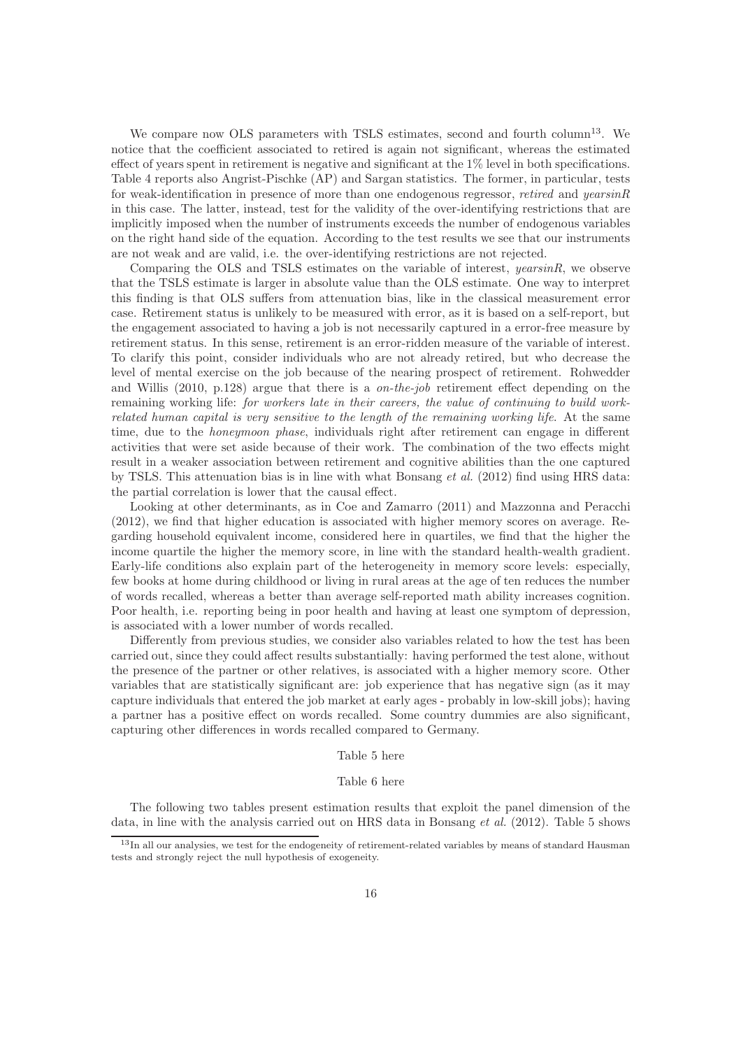We compare now OLS parameters with TSLS estimates, second and fourth column[13]. We notice that the coefficient associated to retired is again not significant, whereas the estimated effect of years spent in retirement is negative and significant at the 1% level in both specifications. Table 4 reports also Angrist-Pischke (AP) and Sargan statistics. The former, in particular, tests for weak-identification in presence of more than one endogenous regressor, *retired* and *yearsinR* in this case. The latter, instead, test for the validity of the over-identifying restrictions that are implicitly imposed when the number of instruments exceeds the number of endogenous variables on the right hand side of the equation. According to the test results we see that our instruments are not weak and are valid, i.e. the over-identifying restrictions are not rejected.

Comparing the OLS and TSLS estimates on the variable of interest, *yearsinR*, we observe that the TSLS estimate is larger in absolute value than the OLS estimate. One way to interpret this finding is that OLS suffers from attenuation bias, like in the classical measurement error case. Retirement status is unlikely to be measured with error, as it is based on a self-report, but the engagement associated to having a job is not necessarily captured in a error-free measure by retirement status. In this sense, retirement is an error-ridden measure of the variable of interest. To clarify this point, consider individuals who are not already retired, but who decrease the level of mental exercise on the job because of the nearing prospect of retirement. Rohwedder and Willis (2010, p.128) argue that there is a *on-the-job* retirement effect depending on the remaining working life: *for workers late in their careers, the value of continuing to build work-related human capital is very sensitive to the length of the remaining working life*. At the same time, due to the *honeymoon phase*, individuals right after retirement can engage in different activities that were set aside because of their work. The combination of the two effects might result in a weaker association between retirement and cognitive abilities than the one captured by TSLS. This attenuation bias is in line with what Bonsang *et al.* (2012) find using HRS data: the partial correlation is lower that the causal effect.

Looking at other determinants, as in Coe and Zamarro (2011) and Mazzonna and Peracchi (2012), we find that higher education is associated with higher memory scores on average. Regarding household equivalent income, considered here in quartiles, we find that the higher the income quartile the higher the memory score, in line with the standard health-wealth gradient. Early-life conditions also explain part of the heterogeneity in memory score levels: especially, few books at home during childhood or living in rural areas at the age of ten reduces the number of words recalled, whereas a better than average self-reported math ability increases cognition. Poor health, i.e. reporting being in poor health and having at least one symptom of depression, is associated with a lower number of words recalled.

Differently from previous studies, we consider also variables related to how the test has been carried out, since they could affect results substantially: having performed the test alone, without the presence of the partner or other relatives, is associated with a higher memory score. Other variables that are statistically significant are: job experience that has negative sign (as it may capture individuals that entered the job market at early ages - probably in low-skill jobs); having a partner has a positive effect on words recalled. Some country dummies are also significant, capturing other differences in words recalled compared to Germany.

Table 5 here

Table 6 here

The following two tables present estimation results that exploit the panel dimension of the data, in line with the analysis carried out on HRS data in Bonsang *et al.* (2012). Table 5 shows

[13] In all our analyses, we test for the endogeneity of retirement-related variables by means of standard Hausman tests and strongly reject the null hypothesis of exogeneity.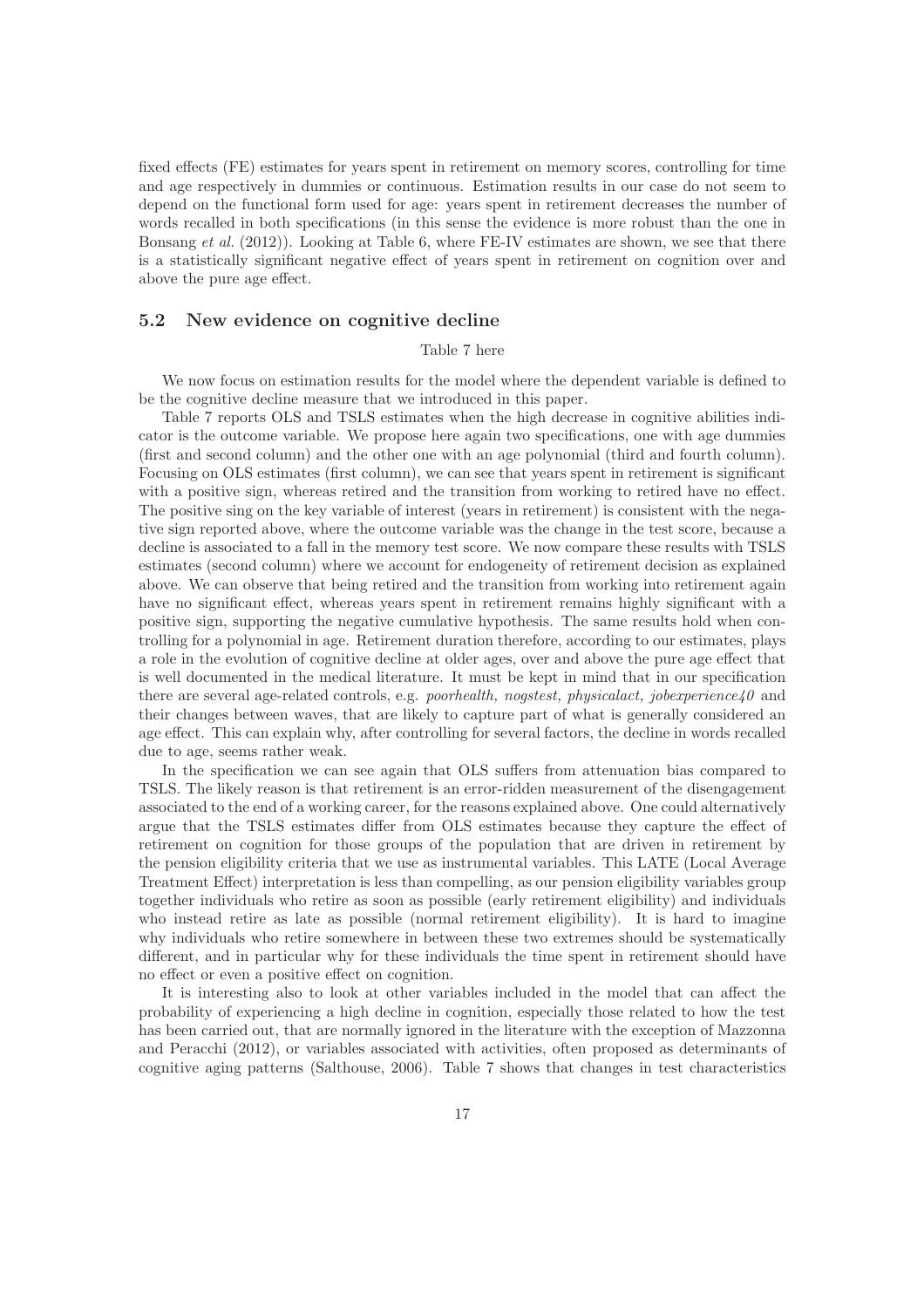fixed effects (FE) estimates for years spent in retirement on memory scores, controlling for time and age respectively in dummies or continuous. Estimation results in our case do not seem to depend on the functional form used for age: years spent in retirement decreases the number of words recalled in both specifications (in this sense the evidence is more robust than the one in Bonsang *et al.* (2012)). Looking at Table 6, where FE-IV estimates are shown, we see that there is a statistically significant negative effect of years spent in retirement on cognition over and above the pure age effect.

### 5.2 New evidence on cognitive decline

Table 7 here

We now focus on estimation results for the model where the dependent variable is defined to be the cognitive decline measure that we introduced in this paper.

Table 7 reports OLS and TSLS estimates when the high decrease in cognitive abilities indicator is the outcome variable. We propose here again two specifications, one with age dummies (first and second column) and the other one with an age polynomial (third and fourth column). Focusing on OLS estimates (first column), we can see that years spent in retirement is significant with a positive sign, whereas retired and the transition from working to retired have no effect. The positive sing on the key variable of interest (years in retirement) is consistent with the negative sign reported above, where the outcome variable was the change in the test score, because a decline is associated to a fall in the memory test score. We now compare these results with TSLS estimates (second column) where we account for endogeneity of retirement decision as explained above. We can observe that being retired and the transition from working into retirement again have no significant effect, whereas years spent in retirement remains highly significant with a positive sign, supporting the negative cumulative hypothesis. The same results hold when controlling for a polynomial in age. Retirement duration therefore, according to our estimates, plays a role in the evolution of cognitive decline at older ages, over and above the pure age effect that is well documented in the medical literature. It must be kept in mind that in our specification there are several age-related controls, e.g. *poorhealth, nogstest, physicalact, jobexperience40* and their changes between waves, that are likely to capture part of what is generally considered an age effect. This can explain why, after controlling for several factors, the decline in words recalled due to age, seems rather weak.

In the specification we can see again that OLS suffers from attenuation bias compared to TSLS. The likely reason is that retirement is an error-ridden measurement of the disengagement associated to the end of a working career, for the reasons explained above. One could alternatively argue that the TSLS estimates differ from OLS estimates because they capture the effect of retirement on cognition for those groups of the population that are driven in retirement by the pension eligibility criteria that we use as instrumental variables. This LATE (Local Average Treatment Effect) interpretation is less than compelling, as our pension eligibility variables group together individuals who retire as soon as possible (early retirement eligibility) and individuals who instead retire as late as possible (normal retirement eligibility). It is hard to imagine why individuals who retire somewhere in between these two extremes should be systematically different, and in particular why for these individuals the time spent in retirement should have no effect or even a positive effect on cognition.

It is interesting also to look at other variables included in the model that can affect the probability of experiencing a high decline in cognition, especially those related to how the test has been carried out, that are normally ignored in the literature with the exception of Mazzonna and Peracchi (2012), or variables associated with activities, often proposed as determinants of cognitive aging patterns (Salthouse, 2006). Table 7 shows that changes in test characteristics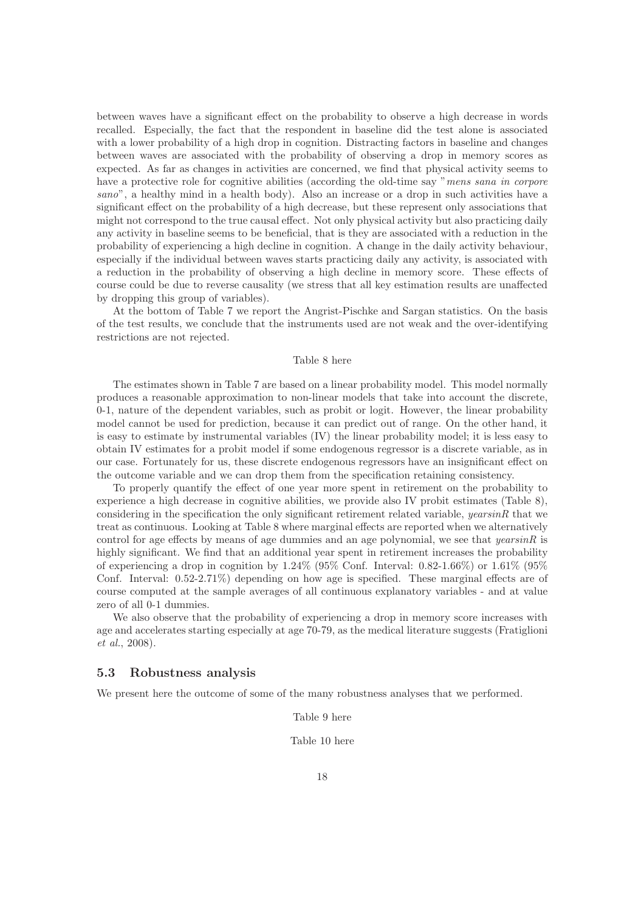between waves have a significant effect on the probability to observe a high decrease in words recalled. Especially, the fact that the respondent in baseline did the test alone is associated with a lower probability of a high drop in cognition. Distracting factors in baseline and changes between waves are associated with the probability of observing a drop in memory scores as expected. As far as changes in activities are concerned, we find that physical activity seems to have a protective role for cognitive abilities (according the old-time say "*mens sana in corpore sano*", a healthy mind in a health body). Also an increase or a drop in such activities have a significant effect on the probability of a high decrease, but these represent only associations that might not correspond to the true causal effect. Not only physical activity but also practicing daily any activity in baseline seems to be beneficial, that is they are associated with a reduction in the probability of experiencing a high decline in cognition. A change in the daily activity behaviour, especially if the individual between waves starts practicing daily any activity, is associated with a reduction in the probability of observing a high decline in memory score. These effects of course could be due to reverse causality (we stress that all key estimation results are unaffected by dropping this group of variables).

At the bottom of Table 7 we report the Angrist-Pischke and Sargan statistics. On the basis of the test results, we conclude that the instruments used are not weak and the over-identifying restrictions are not rejected.

Table 8 here

The estimates shown in Table 7 are based on a linear probability model. This model normally produces a reasonable approximation to non-linear models that take into account the discrete, 0-1, nature of the dependent variables, such as probit or logit. However, the linear probability model cannot be used for prediction, because it can predict out of range. On the other hand, it is easy to estimate by instrumental variables (IV) the linear probability model; it is less easy to obtain IV estimates for a probit model if some endogenous regressor is a discrete variable, as in our case. Fortunately for us, these discrete endogenous regressors have an insignificant effect on the outcome variable and we can drop them from the specification retaining consistency.

To properly quantify the effect of one year more spent in retirement on the probability to experience a high decrease in cognitive abilities, we provide also IV probit estimates (Table 8), considering in the specification the only significant retirement related variable, *yearsinR* that we treat as continuous. Looking at Table 8 where marginal effects are reported when we alternatively control for age effects by means of age dummies and an age polynomial, we see that *yearsinR* is highly significant. We find that an additional year spent in retirement increases the probability of experiencing a drop in cognition by 1.24% (95% Conf. Interval: 0.82-1.66%) or 1.61% (95% Conf. Interval: 0.52-2.71%) depending on how age is specified. These marginal effects are of course computed at the sample averages of all continuous explanatory variables - and at value zero of all 0-1 dummies.

We also observe that the probability of experiencing a drop in memory score increases with age and accelerates starting especially at age 70-79, as the medical literature suggests (Fratiglioni *et al.*, 2008).

### 5.3 Robustness analysis

We present here the outcome of some of the many robustness analyses that we performed.

Table 9 here

Table 10 here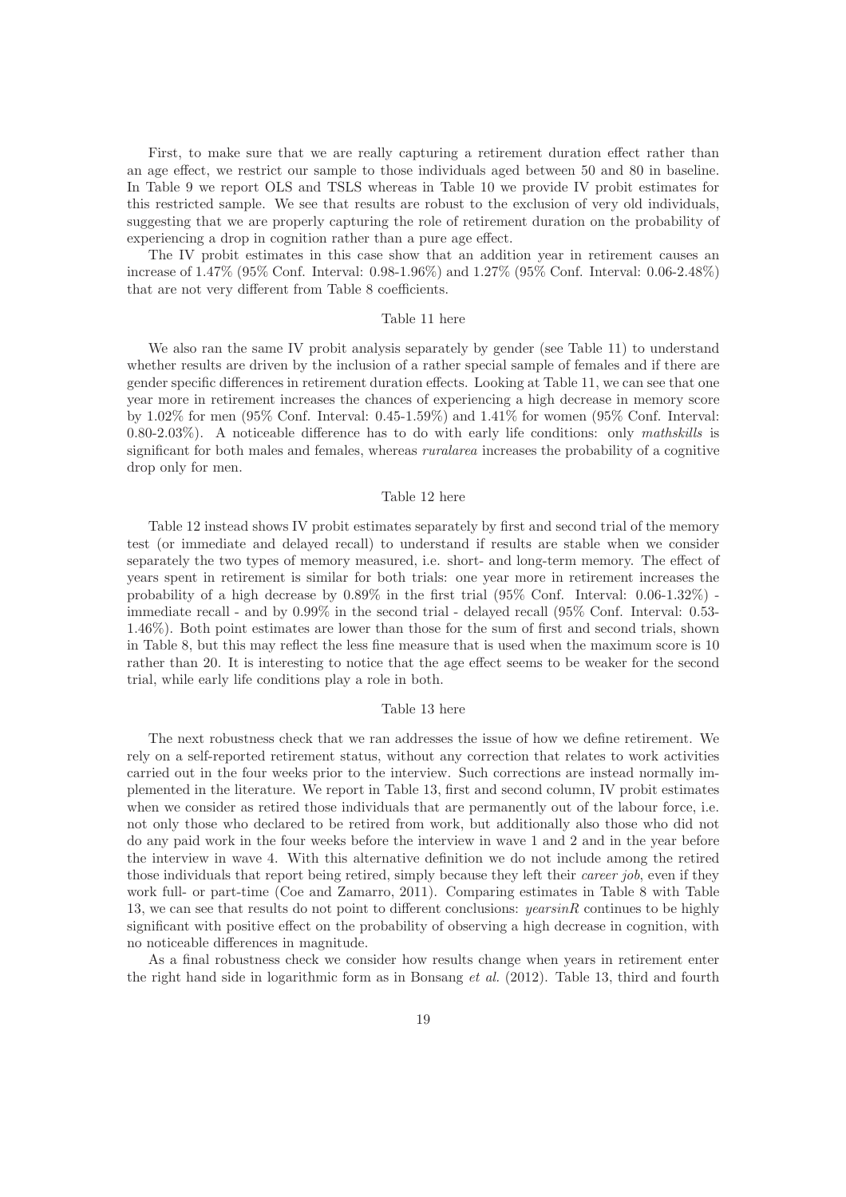First, to make sure that we are really capturing a retirement duration effect rather than an age effect, we restrict our sample to those individuals aged between 50 and 80 in baseline. In Table 9 we report OLS and TSLS whereas in Table 10 we provide IV probit estimates for this restricted sample. We see that results are robust to the exclusion of very old individuals, suggesting that we are properly capturing the role of retirement duration on the probability of experiencing a drop in cognition rather than a pure age effect.

The IV probit estimates in this case show that an addition year in retirement causes an increase of 1.47% (95% Conf. Interval: 0.98-1.96%) and 1.27% (95% Conf. Interval: 0.06-2.48%) that are not very different from Table 8 coefficients.

Table 11 here

We also ran the same IV probit analysis separately by gender (see Table 11) to understand whether results are driven by the inclusion of a rather special sample of females and if there are gender specific differences in retirement duration effects. Looking at Table 11, we can see that one year more in retirement increases the chances of experiencing a high decrease in memory score by 1.02% for men (95% Conf. Interval: 0.45-1.59%) and 1.41% for women (95% Conf. Interval: 0.80-2.03%). A noticeable difference has to do with early life conditions: only *mathskills* is significant for both males and females, whereas *ruralarea* increases the probability of a cognitive drop only for men.

Table 12 here

Table 12 instead shows IV probit estimates separately by first and second trial of the memory test (or immediate and delayed recall) to understand if results are stable when we consider separately the two types of memory measured, i.e. short- and long-term memory. The effect of years spent in retirement is similar for both trials: one year more in retirement increases the probability of a high decrease by 0.89% in the first trial (95% Conf. Interval: 0.06-1.32%) - immediate recall - and by 0.99% in the second trial - delayed recall (95% Conf. Interval: 0.53-1.46%). Both point estimates are lower than those for the sum of first and second trials, shown in Table 8, but this may reflect the less fine measure that is used when the maximum score is 10 rather than 20. It is interesting to notice that the age effect seems to be weaker for the second trial, while early life conditions play a role in both.

Table 13 here

The next robustness check that we ran addresses the issue of how we define retirement. We rely on a self-reported retirement status, without any correction that relates to work activities carried out in the four weeks prior to the interview. Such corrections are instead normally implemented in the literature. We report in Table 13, first and second column, IV probit estimates when we consider as retired those individuals that are permanently out of the labour force, i.e. not only those who declared to be retired from work, but additionally also those who did not do any paid work in the four weeks before the interview in wave 1 and 2 and in the year before the interview in wave 4. With this alternative definition we do not include among the retired those individuals that report being retired, simply because they left their *career job*, even if they work full- or part-time (Coe and Zamarro, 2011). Comparing estimates in Table 8 with Table 13, we can see that results do not point to different conclusions: *yearsinR* continues to be highly significant with positive effect on the probability of observing a high decrease in cognition, with no noticeable differences in magnitude.

As a final robustness check we consider how results change when years in retirement enter the right hand side in logarithmic form as in Bonsang *et al.* (2012). Table 13, third and fourth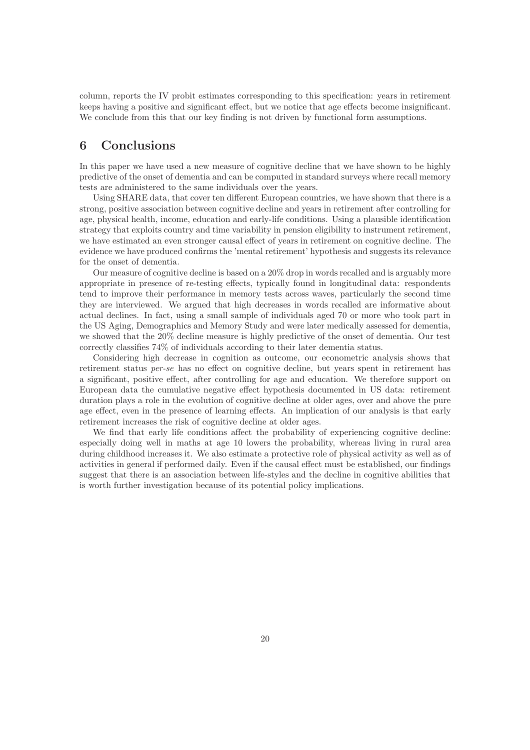column, reports the IV probit estimates corresponding to this specification: years in retirement keeps having a positive and significant effect, but we notice that age effects become insignificant. We conclude from this that our key finding is not driven by functional form assumptions.

# 6 Conclusions

In this paper we have used a new measure of cognitive decline that we have shown to be highly predictive of the onset of dementia and can be computed in standard surveys where recall memory tests are administered to the same individuals over the years.

Using SHARE data, that cover ten different European countries, we have shown that there is a strong, positive association between cognitive decline and years in retirement after controlling for age, physical health, income, education and early-life conditions. Using a plausible identification strategy that exploits country and time variability in pension eligibility to instrument retirement, we have estimated an even stronger causal effect of years in retirement on cognitive decline. The evidence we have produced confirms the 'mental retirement' hypothesis and suggests its relevance for the onset of dementia.

Our measure of cognitive decline is based on a 20% drop in words recalled and is arguably more appropriate in presence of re-testing effects, typically found in longitudinal data: respondents tend to improve their performance in memory tests across waves, particularly the second time they are interviewed. We argued that high decreases in words recalled are informative about actual declines. In fact, using a small sample of individuals aged 70 or more who took part in the US Aging, Demographics and Memory Study and were later medically assessed for dementia, we showed that the 20% decline measure is highly predictive of the onset of dementia. Our test correctly classifies 74% of individuals according to their later dementia status.

Considering high decrease in cognition as outcome, our econometric analysis shows that retirement status *per-se* has no effect on cognitive decline, but years spent in retirement has a significant, positive effect, after controlling for age and education. We therefore support on European data the cumulative negative effect hypothesis documented in US data: retirement duration plays a role in the evolution of cognitive decline at older ages, over and above the pure age effect, even in the presence of learning effects. An implication of our analysis is that early retirement increases the risk of cognitive decline at older ages.

We find that early life conditions affect the probability of experiencing cognitive decline: especially doing well in maths at age 10 lowers the probability, whereas living in rural area during childhood increases it. We also estimate a protective role of physical activity as well as of activities in general if performed daily. Even if the causal effect must be established, our findings suggest that there is an association between life-styles and the decline in cognitive abilities that is worth further investigation because of its potential policy implications.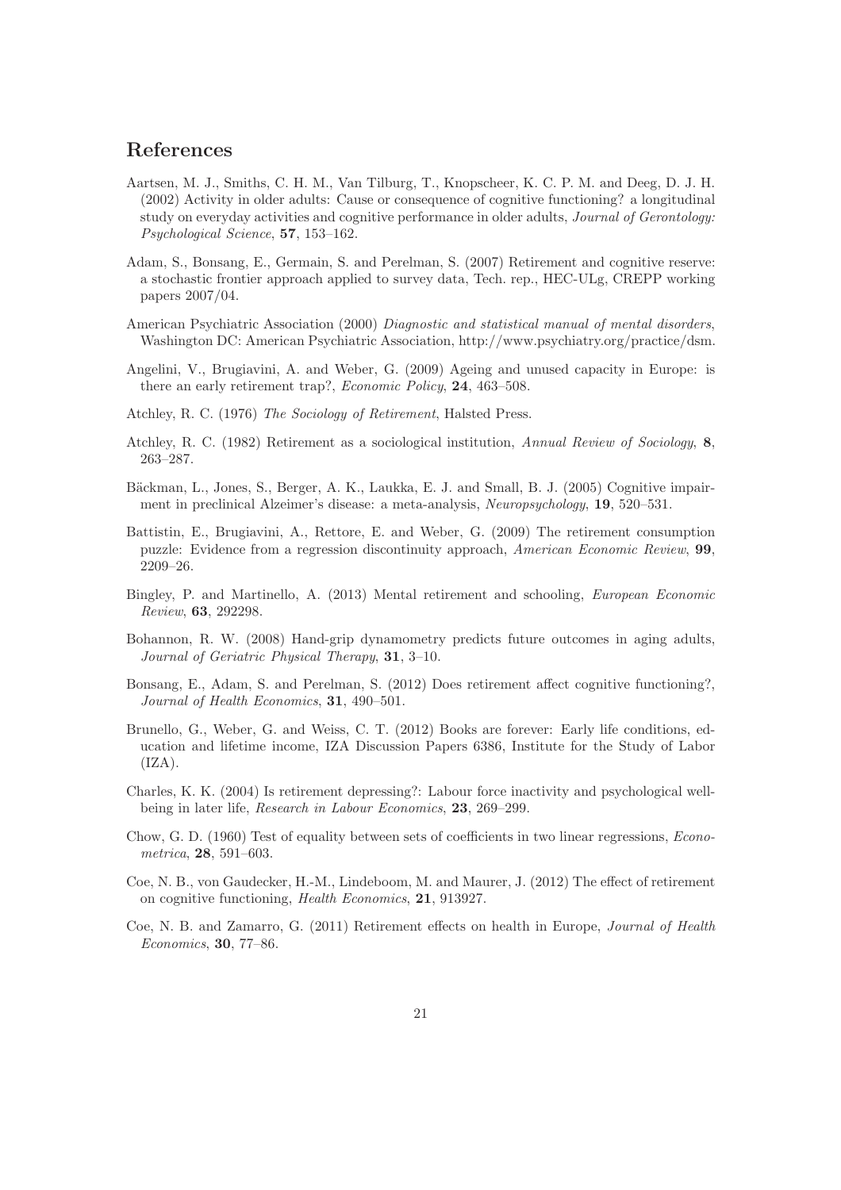## References

Aartsen, M. J., Smiths, C. H. M., Van Tilburg, T., Knopscheer, K. C. P. M. and Deeg, D. J. H. (2002) Activity in older adults: Cause or consequence of cognitive functioning? a longitudinal study on everyday activities and cognitive performance in older adults, *Journal of Gerontology: Psychological Science*, **57**, 153–162.

Adam, S., Bonsang, E., Germain, S. and Perelman, S. (2007) Retirement and cognitive reserve: a stochastic frontier approach applied to survey data, Tech. rep., HEC-ULg, CREPP working papers 2007/04.

American Psychiatric Association (2000) *Diagnostic and statistical manual of mental disorders*, Washington DC: American Psychiatric Association, http://www.psychiatry.org/practice/dsm.

Angelini, V., Brugiavini, A. and Weber, G. (2009) Ageing and unused capacity in Europe: is there an early retirement trap?, *Economic Policy*, **24**, 463–508.

Atchley, R. C. (1976) *The Sociology of Retirement*, Halsted Press.

Atchley, R. C. (1982) Retirement as a sociological institution, *Annual Review of Sociology*, **8**, 263–287.

Bäckman, L., Jones, S., Berger, A. K., Laukka, E. J. and Small, B. J. (2005) Cognitive impairment in preclinical Alzeimer's disease: a meta-analysis, *Neuropsychology*, **19**, 520–531.

Battistin, E., Brugiavini, A., Rettore, E. and Weber, G. (2009) The retirement consumption puzzle: Evidence from a regression discontinuity approach, *American Economic Review*, **99**, 2209–26.

Bingley, P. and Martinello, A. (2013) Mental retirement and schooling, *European Economic Review*, **63**, 292298.

Bohannon, R. W. (2008) Hand-grip dynamometry predicts future outcomes in aging adults, *Journal of Geriatric Physical Therapy*, **31**, 3–10.

Bonsang, E., Adam, S. and Perelman, S. (2012) Does retirement affect cognitive functioning?, *Journal of Health Economics*, **31**, 490–501.

Brunello, G., Weber, G. and Weiss, C. T. (2012) Books are forever: Early life conditions, education and lifetime income, IZA Discussion Papers 6386, Institute for the Study of Labor (IZA).

Charles, K. K. (2004) Is retirement depressing?: Labour force inactivity and psychological well-being in later life, *Research in Labour Economics*, **23**, 269–299.

Chow, G. D. (1960) Test of equality between sets of coefficients in two linear regressions, *Econometrica*, **28**, 591–603.

Coe, N. B., von Gaudecker, H.-M., Lindeboom, M. and Maurer, J. (2012) The effect of retirement on cognitive functioning, *Health Economics*, **21**, 913927.

Coe, N. B. and Zamarro, G. (2011) Retirement effects on health in Europe, *Journal of Health Economics*, **30**, 77–86.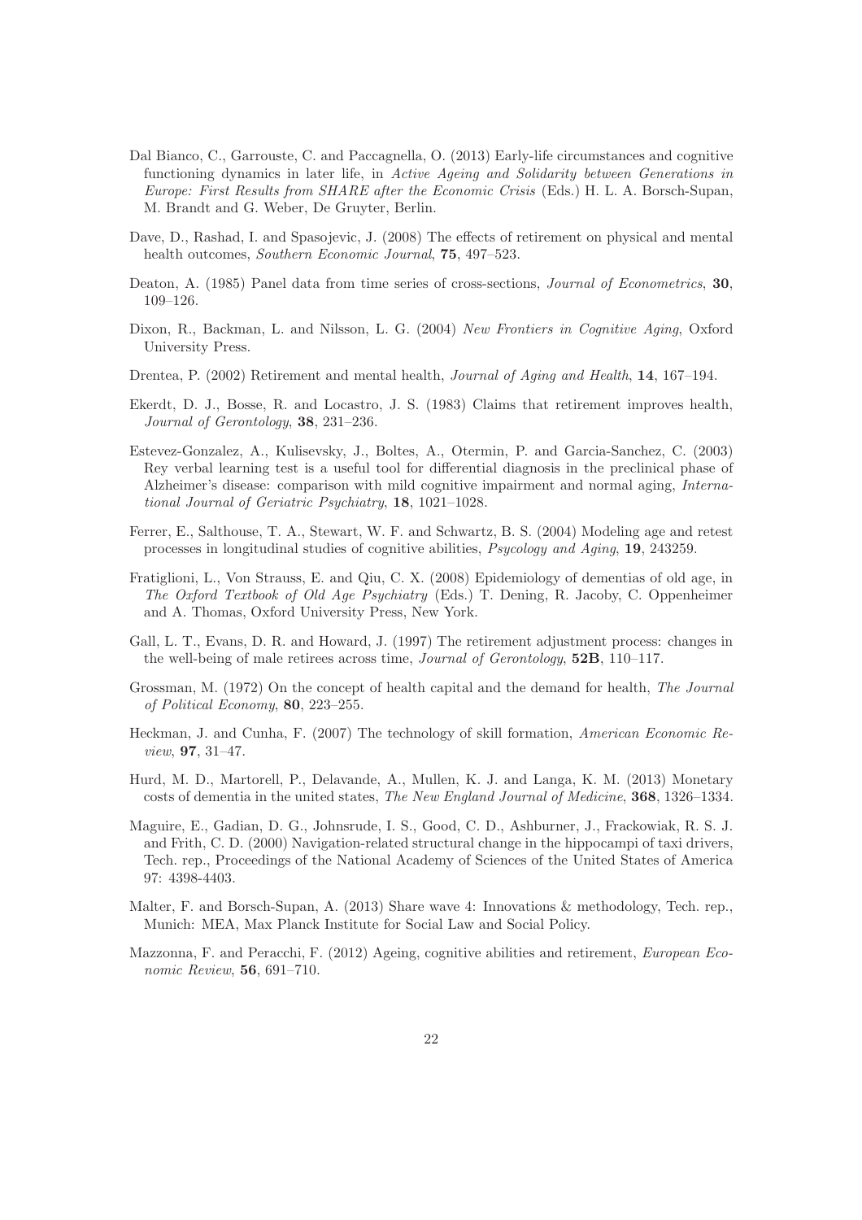Dal Bianco, C., Garrouste, C. and Paccagnella, O. (2013) Early-life circumstances and cognitive functioning dynamics in later life, in *Active Ageing and Solidarity between Generations in Europe: First Results from SHARE after the Economic Crisis* (Eds.) H. L. A. Borsch-Supan, M. Brandt and G. Weber, De Gruyter, Berlin.

Dave, D., Rashad, I. and Spasojevic, J. (2008) The effects of retirement on physical and mental health outcomes, *Southern Economic Journal*, **75**, 497–523.

Deaton, A. (1985) Panel data from time series of cross-sections, *Journal of Econometrics*, **30**, 109–126.

Dixon, R., Backman, L. and Nilsson, L. G. (2004) *New Frontiers in Cognitive Aging*, Oxford University Press.

Drentea, P. (2002) Retirement and mental health, *Journal of Aging and Health*, **14**, 167–194.

Ekerdt, D. J., Bosse, R. and Locastro, J. S. (1983) Claims that retirement improves health, *Journal of Gerontology*, **38**, 231–236.

Estevez-Gonzalez, A., Kulisevsky, J., Boltes, A., Otermin, P. and Garcia-Sanchez, C. (2003) Rey verbal learning test is a useful tool for differential diagnosis in the preclinical phase of Alzheimer's disease: comparison with mild cognitive impairment and normal aging, *International Journal of Geriatric Psychiatry*, **18**, 1021–1028.

Ferrer, E., Salthouse, T. A., Stewart, W. F. and Schwartz, B. S. (2004) Modeling age and retest processes in longitudinal studies of cognitive abilities, *Psycology and Aging*, **19**, 243259.

Fratiglioni, L., Von Strauss, E. and Qiu, C. X. (2008) Epidemiology of dementias of old age, in *The Oxford Textbook of Old Age Psychiatry* (Eds.) T. Dening, R. Jacoby, C. Oppenheimer and A. Thomas, Oxford University Press, New York.

Gall, L. T., Evans, D. R. and Howard, J. (1997) The retirement adjustment process: changes in the well-being of male retirees across time, *Journal of Gerontology*, **52B**, 110–117.

Grossman, M. (1972) On the concept of health capital and the demand for health, *The Journal of Political Economy*, **80**, 223–255.

Heckman, J. and Cunha, F. (2007) The technology of skill formation, *American Economic Review*, **97**, 31–47.

Hurd, M. D., Martorell, P., Delavande, A., Mullen, K. J. and Langa, K. M. (2013) Monetary costs of dementia in the united states, *The New England Journal of Medicine*, **368**, 1326–1334.

Maguire, E., Gadian, D. G., Johnsrude, I. S., Good, C. D., Ashburner, J., Frackowiak, R. S. J. and Frith, C. D. (2000) Navigation-related structural change in the hippocampi of taxi drivers, Tech. rep., Proceedings of the National Academy of Sciences of the United States of America 97: 4398-4403.

Malter, F. and Borsch-Supan, A. (2013) Share wave 4: Innovations & methodology, Tech. rep., Munich: MEA, Max Planck Institute for Social Law and Social Policy.

Mazzonna, F. and Peracchi, F. (2012) Ageing, cognitive abilities and retirement, *European Economic Review*, **56**, 691–710.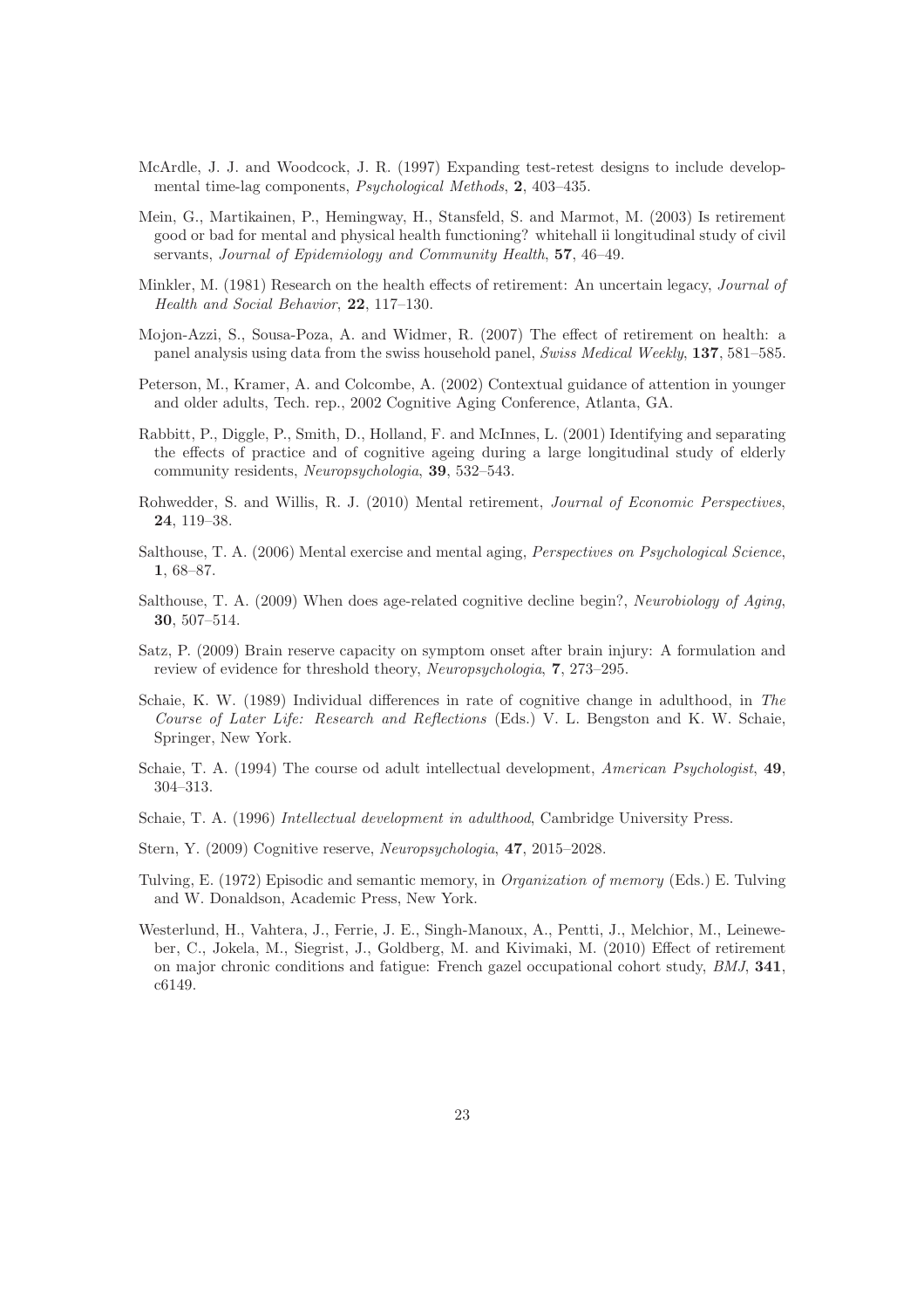McArdle, J. J. and Woodcock, J. R. (1997) Expanding test-retest designs to include developmental time-lag components, *Psychological Methods*, **2**, 403–435.

Mein, G., Martikainen, P., Hemingway, H., Stansfeld, S. and Marmot, M. (2003) Is retirement good or bad for mental and physical health functioning? whitehall ii longitudinal study of civil servants, *Journal of Epidemiology and Community Health*, **57**, 46–49.

Minkler, M. (1981) Research on the health effects of retirement: An uncertain legacy, *Journal of Health and Social Behavior*, **22**, 117–130.

Mojon-Azzi, S., Sousa-Poza, A. and Widmer, R. (2007) The effect of retirement on health: a panel analysis using data from the swiss household panel, *Swiss Medical Weekly*, **137**, 581–585.

Peterson, M., Kramer, A. and Colcombe, A. (2002) Contextual guidance of attention in younger and older adults, Tech. rep., 2002 Cognitive Aging Conference, Atlanta, GA.

Rabbitt, P., Diggle, P., Smith, D., Holland, F. and McInnes, L. (2001) Identifying and separating the effects of practice and of cognitive ageing during a large longitudinal study of elderly community residents, *Neuropsychologia*, **39**, 532–543.

Rohwedder, S. and Willis, R. J. (2010) Mental retirement, *Journal of Economic Perspectives*, **24**, 119–38.

Salthouse, T. A. (2006) Mental exercise and mental aging, *Perspectives on Psychological Science*, **1**, 68–87.

Salthouse, T. A. (2009) When does age-related cognitive decline begin?, *Neurobiology of Aging*, **30**, 507–514.

Satz, P. (2009) Brain reserve capacity on symptom onset after brain injury: A formulation and review of evidence for threshold theory, *Neuropsychologia*, **7**, 273–295.

Schaie, K. W. (1989) Individual differences in rate of cognitive change in adulthood, in *The Course of Later Life: Research and Reflections* (Eds.) V. L. Bengston and K. W. Schaie, Springer, New York.

Schaie, T. A. (1994) The course od adult intellectual development, *American Psychologist*, **49**, 304–313.

Schaie, T. A. (1996) *Intellectual development in adulthood*, Cambridge University Press.

Stern, Y. (2009) Cognitive reserve, *Neuropsychologia*, **47**, 2015–2028.

Tulving, E. (1972) Episodic and semantic memory, in *Organization of memory* (Eds.) E. Tulving and W. Donaldson, Academic Press, New York.

Westerlund, H., Vahtera, J., Ferrie, J. E., Singh-Manoux, A., Pentti, J., Melchior, M., Leineweber, C., Jokela, M., Siegrist, J., Goldberg, M. and Kivimaki, M. (2010) Effect of retirement on major chronic conditions and fatigue: French gazel occupational cohort study, *BMJ*, **341**, c6149.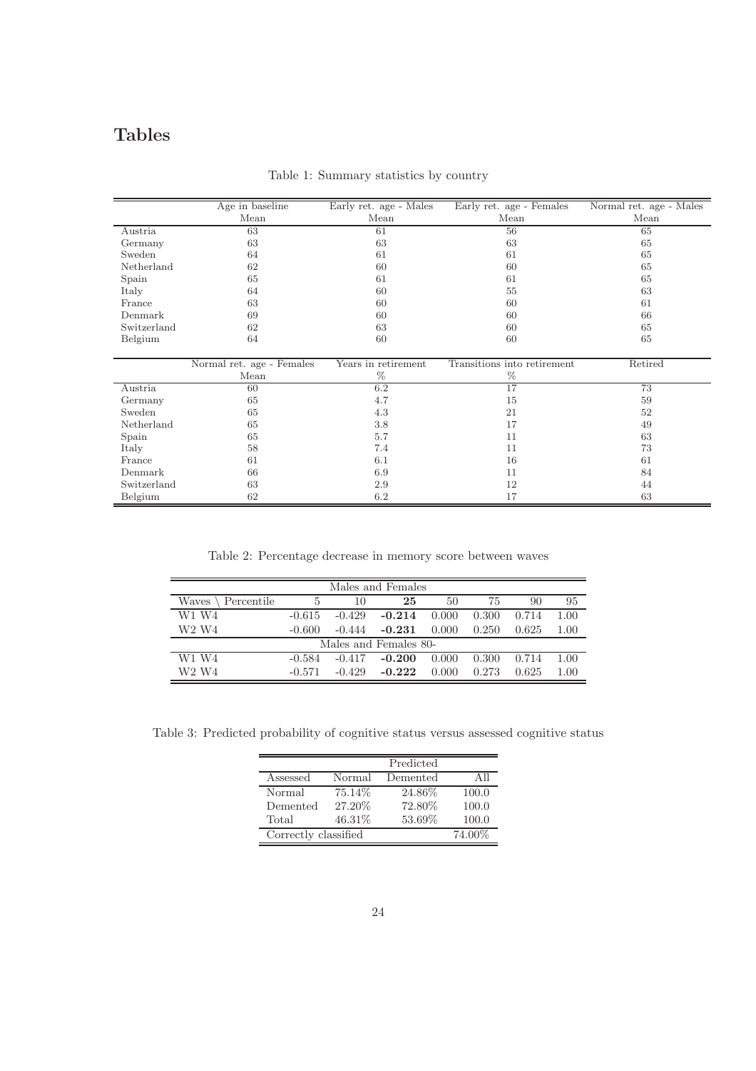# Tables

Table 1: Summary statistics by country

| | Age in baseline | Early ret. age - Males | Early ret. age - Females | Normal ret. age - Males |
|---|---|---|---|---|
| | Mean | Mean | Mean | Mean |
| Austria | 63 | 61 | 56 | 65 |
| Germany | 63 | 63 | 63 | 65 |
| Sweden | 64 | 61 | 61 | 65 |
| Netherland | 62 | 60 | 60 | 65 |
| Spain | 65 | 61 | 61 | 65 |
| Italy | 64 | 60 | 55 | 63 |
| France | 63 | 60 | 60 | 61 |
| Denmark | 69 | 60 | 60 | 66 |
| Switzerland | 62 | 63 | 60 | 65 |
| Belgium | 64 | 60 | 60 | 65 |

| | Normal ret. age - Females | Years in retirement | Transitions into retirement | Retired |
|---|---|---|---|---|
| | Mean | % | % | |
| Austria | 60 | 6.2 | 17 | 73 |
| Germany | 65 | 4.7 | 15 | 59 |
| Sweden | 65 | 4.3 | 21 | 52 |
| Netherland | 65 | 3.8 | 17 | 49 |
| Spain | 65 | 5.7 | 11 | 63 |
| Italy | 58 | 7.4 | 11 | 73 |
| France | 61 | 6.1 | 16 | 61 |
| Denmark | 66 | 6.9 | 11 | 84 |
| Switzerland | 63 | 2.9 | 12 | 44 |
| Belgium | 62 | 6.2 | 17 | 63 |

Table 2: Percentage decrease in memory score between waves

| Males and Females | | | | | | | |
|---|---|---|---|---|---|---|---|
| Waves \ Percentile | 5 | 10 | **25** | 50 | 75 | 90 | 95 |
| W1 W4 | -0.615 | -0.429 | **-0.214** | 0.000 | 0.300 | 0.714 | 1.00 |
| W2 W4 | -0.600 | -0.444 | **-0.231** | 0.000 | 0.250 | 0.625 | 1.00 |
| Males and Females 80- | | | | | | | |
| W1 W4 | -0.584 | -0.417 | **-0.200** | 0.000 | 0.300 | 0.714 | 1.00 |
| W2 W4 | -0.571 | -0.429 | **-0.222** | 0.000 | 0.273 | 0.625 | 1.00 |

Table 3: Predicted probability of cognitive status versus assessed cognitive status

| | Predicted | | |
|---|---|---|---|
| Assessed | Normal | Demented | All |
| Normal | 75.14% | 24.86% | 100.0 |
| Demented | 27.20% | 72.80% | 100.0 |
| Total | 46.31% | 53.69% | 100.0 |
| Correctly classified | | | 74.00% |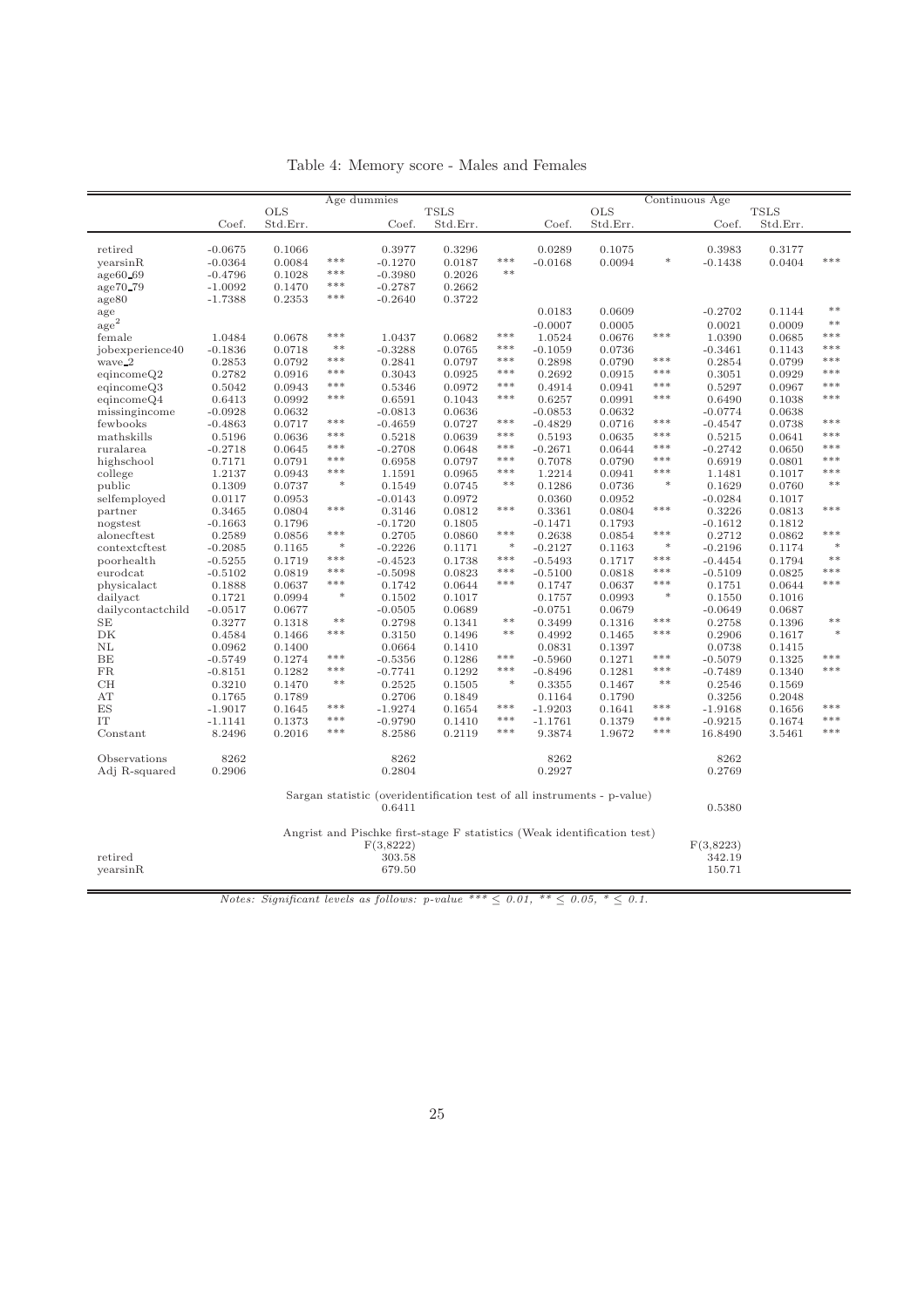Table 4: Memory score - Males and Females

| | Age dummies | | | | | | Continuous Age | | | | | |
|---|---|---|---|---|---|---|---|---|---|---|---|---|
| | OLS | | | TSLS | | | OLS | | | TSLS | | |
| | Coef. | Std.Err. | | Coef. | Std.Err. | | Coef. | Std.Err. | | Coef. | Std.Err. | |
| retired | -0.0675 | 0.1066 | | 0.3977 | 0.3296 | | 0.0289 | 0.1075 | | 0.3983 | 0.3177 | |
| yearsinR | -0.0364 | 0.0084 | *** | -0.1270 | 0.0187 | *** | -0.0168 | 0.0094 | * | -0.1438 | 0.0404 | *** |
| age60_69 | -0.4796 | 0.1028 | *** | -0.3980 | 0.2026 | ** | | | | | | |
| age70_79 | -1.0092 | 0.1470 | *** | -0.2787 | 0.2662 | | | | | | | |
| age80 | -1.7388 | 0.2353 | *** | -0.2640 | 0.3722 | | | | | | | |
| age | | | | | | | 0.0183 | 0.0609 | | -0.2702 | 0.1144 | ** |
| $age^2$ | | | | | | | -0.0007 | 0.0005 | | 0.0021 | 0.0009 | ** |
| female | 1.0484 | 0.0678 | *** | 1.0437 | 0.0682 | *** | 1.0524 | 0.0676 | *** | 1.0390 | 0.0685 | *** |
| jobexperience40 | -0.1836 | 0.0718 | ** | -0.3288 | 0.0765 | *** | -0.1059 | 0.0736 | | -0.3461 | 0.1143 | *** |
| wave_2 | 0.2853 | 0.0792 | *** | 0.2841 | 0.0797 | *** | 0.2898 | 0.0790 | *** | 0.2854 | 0.0799 | *** |
| eqincomeQ2 | 0.2782 | 0.0916 | *** | 0.3043 | 0.0925 | *** | 0.2692 | 0.0915 | *** | 0.3051 | 0.0929 | *** |
| eqincomeQ3 | 0.5042 | 0.0943 | *** | 0.5346 | 0.0972 | *** | 0.4914 | 0.0941 | *** | 0.5297 | 0.0967 | *** |
| eqincomeQ4 | 0.6413 | 0.0992 | *** | 0.6591 | 0.1043 | *** | 0.6257 | 0.0991 | *** | 0.6490 | 0.1038 | *** |
| missingincome | -0.0928 | 0.0632 | | -0.0813 | 0.0636 | | -0.0853 | 0.0632 | | -0.0774 | 0.0638 | |
| fewbooks | -0.4863 | 0.0717 | *** | -0.4659 | 0.0727 | *** | -0.4829 | 0.0716 | *** | -0.4547 | 0.0738 | *** |
| mathskills | 0.5196 | 0.0636 | *** | 0.5218 | 0.0639 | *** | 0.5193 | 0.0635 | *** | 0.5215 | 0.0641 | *** |
| ruralarea | -0.2718 | 0.0645 | *** | -0.2708 | 0.0648 | *** | -0.2671 | 0.0644 | *** | -0.2742 | 0.0650 | *** |
| highschool | 0.7171 | 0.0791 | *** | 0.6958 | 0.0797 | *** | 0.7078 | 0.0790 | *** | 0.6919 | 0.0801 | *** |
| college | 1.2137 | 0.0943 | *** | 1.1591 | 0.0965 | *** | 1.2214 | 0.0941 | *** | 1.1481 | 0.1017 | *** |
| public | 0.1309 | 0.0737 | * | 0.1549 | 0.0745 | ** | 0.1286 | 0.0736 | * | 0.1629 | 0.0760 | ** |
| selfemployed | 0.0117 | 0.0953 | | -0.0143 | 0.0972 | | 0.0360 | 0.0952 | | -0.0284 | 0.1017 | |
| partner | 0.3465 | 0.0804 | *** | 0.3146 | 0.0812 | *** | 0.3361 | 0.0804 | *** | 0.3226 | 0.0813 | *** |
| nogstest | -0.1663 | 0.1796 | | -0.1720 | 0.1805 | | -0.1471 | 0.1793 | | -0.1612 | 0.1812 | |
| alonecftest | 0.2589 | 0.0856 | *** | 0.2705 | 0.0860 | *** | 0.2638 | 0.0854 | *** | 0.2712 | 0.0862 | *** |
| contextcftest | -0.2085 | 0.1165 | * | -0.2226 | 0.1171 | * | -0.2127 | 0.1163 | * | -0.2196 | 0.1174 | * |
| poorhealth | -0.5255 | 0.1719 | *** | -0.4523 | 0.1738 | *** | -0.5493 | 0.1717 | *** | -0.4454 | 0.1794 | ** |
| eurodcat | -0.5102 | 0.0819 | *** | -0.5098 | 0.0823 | *** | -0.5100 | 0.0818 | *** | -0.5109 | 0.0825 | *** |
| physicalact | 0.1888 | 0.0637 | *** | 0.1742 | 0.0644 | *** | 0.1747 | 0.0637 | *** | 0.1751 | 0.0644 | *** |
| dailyact | 0.1721 | 0.0994 | * | 0.1502 | 0.1017 | | 0.1757 | 0.0993 | * | 0.1550 | 0.1016 | |
| dailycontactchild | -0.0517 | 0.0677 | | -0.0505 | 0.0689 | | -0.0751 | 0.0679 | | -0.0649 | 0.0687 | |
| SE | 0.3277 | 0.1318 | ** | 0.2798 | 0.1341 | ** | 0.3499 | 0.1316 | *** | 0.2758 | 0.1396 | ** |
| DK | 0.4584 | 0.1466 | *** | 0.3150 | 0.1496 | ** | 0.4992 | 0.1465 | *** | 0.2906 | 0.1617 | * |
| NL | 0.0962 | 0.1400 | | 0.0664 | 0.1410 | | 0.0831 | 0.1397 | | 0.0738 | 0.1415 | |
| BE | -0.5749 | 0.1274 | *** | -0.5356 | 0.1286 | *** | -0.5960 | 0.1271 | *** | -0.5079 | 0.1325 | *** |
| FR | -0.8151 | 0.1282 | *** | -0.7741 | 0.1292 | *** | -0.8496 | 0.1281 | *** | -0.7489 | 0.1340 | *** |
| CH | 0.3210 | 0.1470 | ** | 0.2525 | 0.1505 | * | 0.3355 | 0.1467 | ** | 0.2546 | 0.1569 | |
| AT | 0.1765 | 0.1789 | | 0.2706 | 0.1849 | | 0.1164 | 0.1790 | | 0.3256 | 0.2048 | |
| ES | -1.9017 | 0.1645 | *** | -1.9274 | 0.1654 | *** | -1.9203 | 0.1641 | *** | -1.9168 | 0.1656 | *** |
| IT | -1.1141 | 0.1373 | *** | -0.9790 | 0.1410 | *** | -1.1761 | 0.1379 | *** | -0.9215 | 0.1674 | *** |
| Constant | 8.2496 | 0.2016 | *** | 8.2586 | 0.2119 | *** | 9.3874 | 1.9672 | *** | 16.8490 | 3.5461 | *** |
| Observations | 8262 | | | 8262 | | | 8262 | | | 8262 | | |
| Adj R-squared | 0.2906 | | | 0.2804 | | | 0.2927 | | | 0.2769 | | |
| *Sargan statistic (overidentification test of all instruments - p-value)* | | | | | | | | | | | | |
| | | | | 0.6411 | | | | | | 0.5380 | | |
| *Angrist and Pischke first-stage F statistics (Weak identification test)* | | | | | | | | | | | | |
| | | | | F(3,8222) | | | | | | F(3,8223) | | |
| retired | | | | 303.58 | | | | | | 342.19 | | |
| yearsinR | | | | 679.50 | | | | | | 150.71 | | |

*Notes: Significant levels as follows: p-value *** ≤ 0.01, ** ≤ 0.05, * ≤ 0.1.*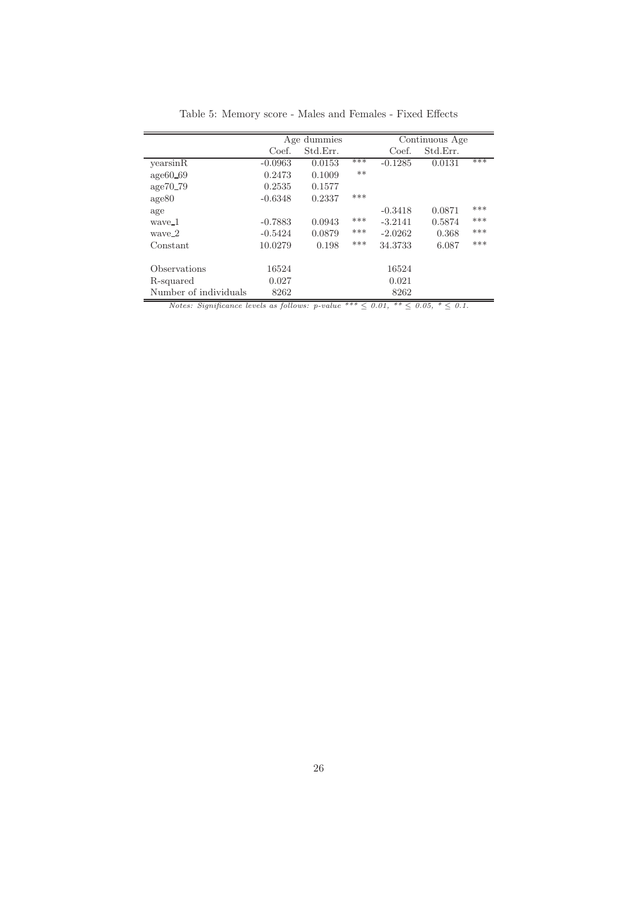Table 5: Memory score - Males and Females - Fixed Effects

| | Age dummies | | | Continuous Age | | |
|---|---|---|---|---|---|---|
| | Coef. | Std.Err. | | Coef. | Std.Err. | |
| yearsinR | -0.0963 | 0.0153 | *** | -0.1285 | 0.0131 | *** |
| age60_69 | 0.2473 | 0.1009 | ** | | | |
| age70_79 | 0.2535 | 0.1577 | | | | |
| age80 | -0.6348 | 0.2337 | *** | | | |
| age | | | | -0.3418 | 0.0871 | *** |
| wave_1 | -0.7883 | 0.0943 | *** | -3.2141 | 0.5874 | *** |
| wave_2 | -0.5424 | 0.0879 | *** | -2.0262 | 0.368 | *** |
| Constant | 10.0279 | 0.198 | *** | 34.3733 | 6.087 | *** |
| | | | | | | |
| Observations | 16524 | | | 16524 | | |
| R-squared | 0.027 | | | 0.021 | | |
| Number of individuals | 8262 | | | 8262 | | |

*Notes: Significance levels as follows: p-value *** $\leq$ 0.01, ** $\leq$ 0.05, * $\leq$ 0.1.*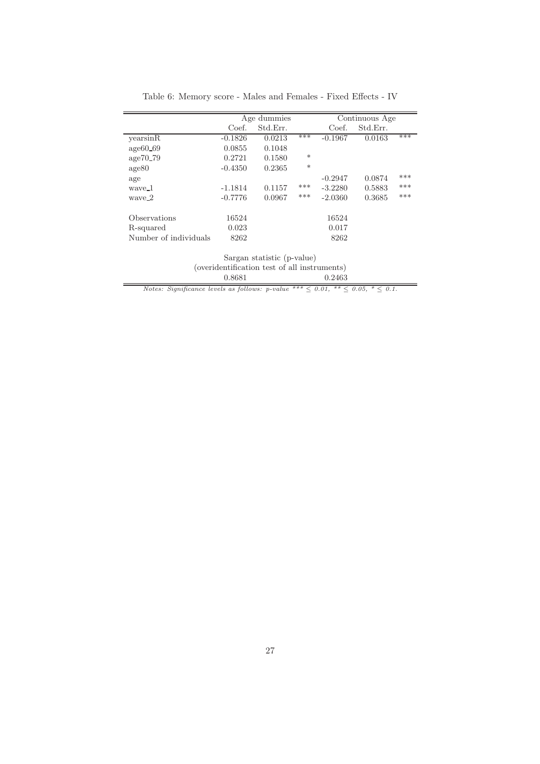Table 6: Memory score - Males and Females - Fixed Effects - IV

| | Age dummies | | | Continuous Age | | |
|---|---|---|---|---|---|---|
| | Coef. | Std.Err. | | Coef. | Std.Err. | |
| yearsinR | -0.1826 | 0.0213 | *** | -0.1967 | 0.0163 | *** |
| age60_69 | 0.0855 | 0.1048 | | | | |
| age70_79 | 0.2721 | 0.1580 | * | | | |
| age80 | -0.4350 | 0.2365 | * | | | |
| age | | | | -0.2947 | 0.0874 | *** |
| wave_1 | -1.1814 | 0.1157 | *** | -3.2280 | 0.5883 | *** |
| wave_2 | -0.7776 | 0.0967 | *** | -2.0360 | 0.3685 | *** |
| Observations | 16524 | | | 16524 | | |
| R-squared | 0.023 | | | 0.017 | | |
| Number of individuals | 8262 | | | 8262 | | |
| Sargan statistic (p-value) (overidentification test of all instruments) | 0.8681 | | | 0.2463 | | |

*Notes: Significance levels as follows: p-value *** ≤ 0.01, ** ≤ 0.05, * ≤ 0.1.*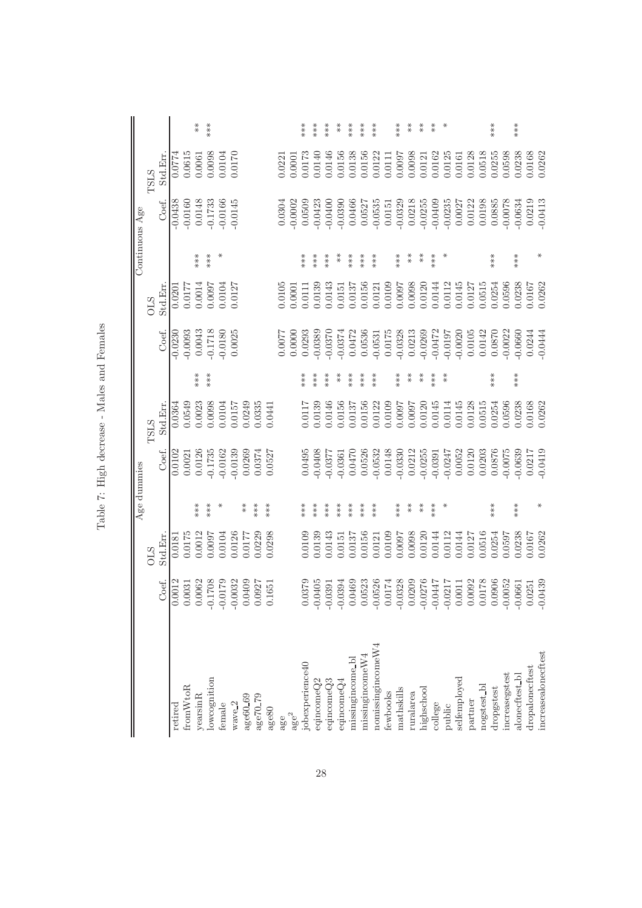Table 7: High decrease - Males and Females

| | Age dummies | | | | | | Continuous Age | | | | | |
|---|---|---|---|---|---|---|---|---|---|---|---|---|
| | OLS | | | TSLS | | | OLS | | | TSLS | | |
| | Coef. | Std.Err. | | Coef. | Std.Err. | | Coef. | Std.Err. | | Coef. | Std.Err. | |
| retired | 0.0012 | 0.0181 | | 0.0102 | 0.0364 | | -0.0230 | 0.0201 | | -0.0438 | 0.0774 | |
| fromWtoR | 0.0031 | 0.0175 | | 0.0021 | 0.0549 | | -0.0093 | 0.0177 | | -0.0160 | 0.0615 | |
| yearsinR | 0.0062 | 0.0012 | *** | 0.0126 | 0.0023 | *** | 0.0043 | 0.0014 | *** | 0.0148 | 0.0061 | ** |
| lowcognition | -0.1708 | 0.0097 | *** | -0.1735 | 0.0098 | *** | -0.1718 | 0.0097 | *** | -0.1733 | 0.0098 | *** |
| female | -0.0179 | 0.0104 | * | -0.0162 | 0.0104 | | -0.0180 | 0.0104 | * | -0.0166 | 0.0104 | |
| wave_2 | -0.0032 | 0.0126 | | -0.0139 | 0.0157 | | 0.0025 | 0.0127 | | -0.0145 | 0.0170 | |
| age60_69 | 0.0409 | 0.0177 | ** | 0.0269 | 0.0249 | | | | | | | |
| age70_79 | 0.0927 | 0.0229 | *** | 0.0374 | 0.0335 | | | | | | | |
| age80 | 0.1651 | 0.0298 | *** | 0.0527 | 0.0441 | | | | | | | |
| age | | | | | | | 0.0077 | 0.0105 | | 0.0304 | 0.0221 | |
| age$^2$ | | | | | | | 0.0000 | 0.0001 | | -0.0002 | 0.0001 | |
| jobexperience40 | 0.0379 | 0.0109 | *** | 0.0495 | 0.0117 | *** | 0.0293 | 0.0111 | *** | 0.0509 | 0.0173 | *** |
| eqincomeQ2 | -0.0405 | 0.0139 | *** | -0.0408 | 0.0139 | *** | -0.0389 | 0.0139 | *** | -0.0423 | 0.0140 | *** |
| eqincomeQ3 | -0.0391 | 0.0143 | *** | -0.0377 | 0.0146 | *** | -0.0370 | 0.0143 | *** | -0.0400 | 0.0146 | *** |
| eqincomeQ4 | -0.0394 | 0.0151 | *** | -0.0361 | 0.0156 | ** | -0.0374 | 0.0151 | ** | -0.0390 | 0.0156 | ** |
| missingincome_bl | 0.0469 | 0.0137 | *** | 0.0470 | 0.0137 | *** | 0.0472 | 0.0137 | *** | 0.0466 | 0.0138 | *** |
| missingincomeW4 | 0.0523 | 0.0156 | *** | 0.0526 | 0.0156 | *** | 0.0536 | 0.0156 | *** | 0.0527 | 0.0156 | *** |
| nomissingincomeW4 | -0.0526 | 0.0121 | *** | -0.0532 | 0.0122 | *** | -0.0531 | 0.0121 | *** | -0.0535 | 0.0122 | *** |
| fewbooks | 0.0174 | 0.0109 | | 0.0148 | 0.0109 | | 0.0175 | 0.0109 | | 0.0151 | 0.0111 | |
| mathskills | -0.0328 | 0.0097 | *** | -0.0330 | 0.0097 | *** | -0.0328 | 0.0097 | *** | -0.0329 | 0.0097 | *** |
| ruralarea | 0.0209 | 0.0098 | ** | 0.0212 | 0.0097 | ** | 0.0213 | 0.0098 | ** | 0.0218 | 0.0098 | ** |
| highschool | -0.0276 | 0.0120 | ** | -0.0255 | 0.0120 | ** | -0.0269 | 0.0120 | ** | -0.0255 | 0.0121 | ** |
| college | -0.0447 | 0.0144 | *** | -0.0391 | 0.0145 | *** | -0.0472 | 0.0144 | *** | -0.0409 | 0.0162 | ** |
| public | -0.0217 | 0.0112 | * | -0.0247 | 0.0114 | ** | -0.0197 | 0.0112 | * | -0.0235 | 0.0125 | * |
| selfemployed | 0.0011 | 0.0144 | | 0.0052 | 0.0145 | | -0.0020 | 0.0145 | | 0.0027 | 0.0161 | |
| partner | 0.0092 | 0.0127 | | 0.0120 | 0.0128 | | 0.0105 | 0.0127 | | 0.0122 | 0.0128 | |
| nogstest_bl | 0.0178 | 0.0516 | | 0.0203 | 0.0515 | | 0.0142 | 0.0515 | | 0.0198 | 0.0518 | |
| dropgstest | 0.0906 | 0.0254 | *** | 0.0876 | 0.0254 | *** | 0.0870 | 0.0254 | *** | 0.0885 | 0.0255 | *** |
| increasegstest | -0.0052 | 0.0597 | | -0.0075 | 0.0596 | | -0.0022 | 0.0596 | | -0.0078 | 0.0598 | |
| alonecftest_bl | -0.0661 | 0.0238 | *** | -0.0639 | 0.0238 | *** | -0.0660 | 0.0238 | *** | -0.0634 | 0.0238 | *** |
| dropalonecftest | 0.0251 | 0.0167 | | 0.0217 | 0.0168 | | 0.0244 | 0.0167 | | 0.0219 | 0.0168 | |
| increasealonecftest | -0.0439 | 0.0262 | * | -0.0419 | 0.0262 | | -0.0444 | 0.0262 | * | -0.0413 | 0.0262 | |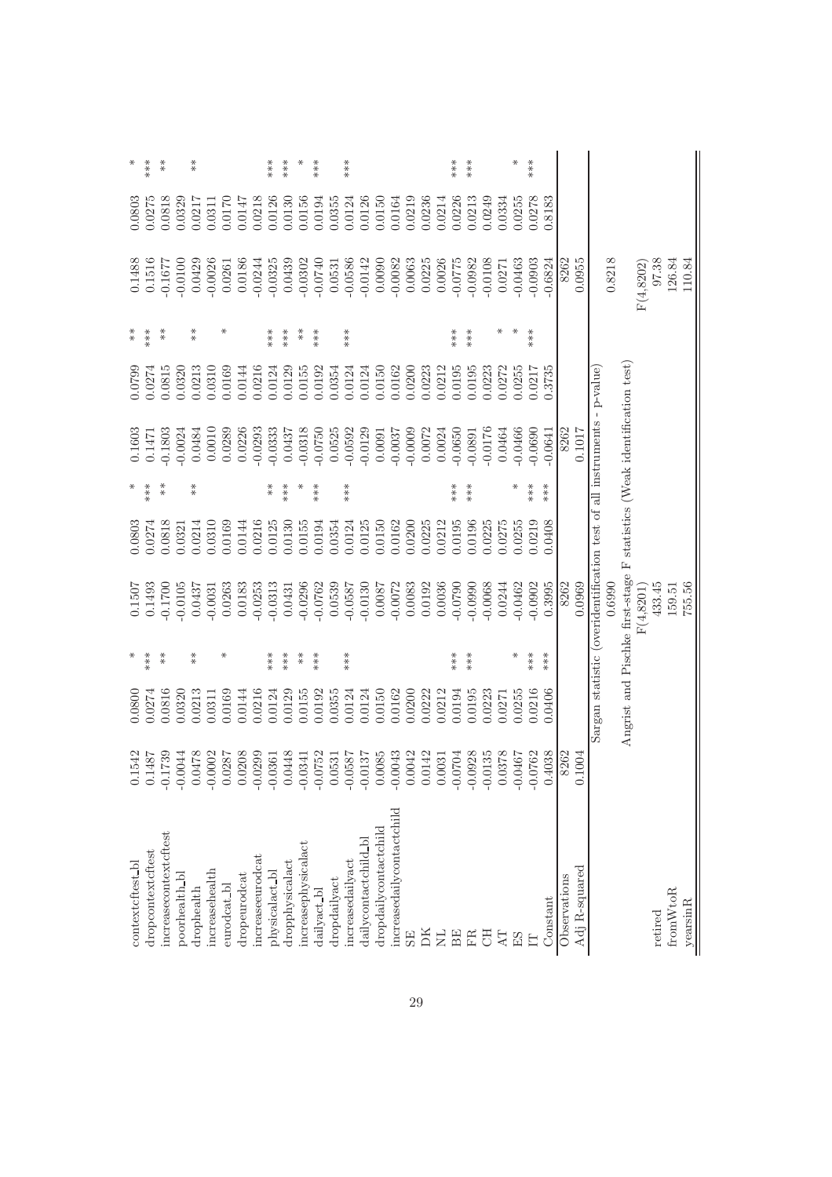| | | | | | | | | |
|---|---|---|---|---|---|---|---|---|
| contextcftest_bl | 0.1542 | 0.0800 | * | 0.1507 | 0.0803 | * | 0.1603 | 0.0799 | ** | 0.1488 | 0.0803 | * |
| dropcontextcftest | 0.1487 | 0.0274 | *** | 0.1493 | 0.0274 | *** | 0.1471 | 0.0274 | *** | 0.1516 | 0.0275 | *** |
| increasecontextcftest | -0.1739 | 0.0816 | ** | -0.1700 | 0.0818 | ** | -0.1803 | 0.0815 | ** | -0.1677 | 0.0818 | ** |
| poorhealth_bl | -0.0044 | 0.0320 | | -0.0105 | 0.0321 | | -0.0024 | 0.0320 | | -0.0100 | 0.0329 | |
| drophealth | 0.0478 | 0.0213 | ** | 0.0437 | 0.0214 | ** | 0.0484 | 0.0213 | ** | 0.0429 | 0.0217 | ** |
| increasehealth | -0.0002 | 0.0311 | | -0.0031 | 0.0310 | | 0.0010 | 0.0310 | | -0.0026 | 0.0311 | |
| eurodcat_bl | 0.0287 | 0.0169 | * | 0.0263 | 0.0169 | | 0.0289 | 0.0169 | * | 0.0261 | 0.0170 | |
| dropeurodcat | 0.0208 | 0.0144 | | 0.0183 | 0.0144 | | 0.0226 | 0.0144 | | 0.0186 | 0.0147 | |
| increaseeurodcat | -0.0299 | 0.0216 | | -0.0253 | 0.0216 | | -0.0293 | 0.0216 | | -0.0244 | 0.0218 | |
| physicalact_bl | -0.0361 | 0.0124 | *** | -0.0313 | 0.0125 | ** | -0.0333 | 0.0124 | *** | -0.0325 | 0.0126 | *** |
| dropphysicalact | 0.0448 | 0.0129 | *** | 0.0431 | 0.0130 | *** | 0.0437 | 0.0129 | *** | 0.0439 | 0.0130 | *** |
| increasephysicalact | -0.0341 | 0.0155 | ** | -0.0296 | 0.0155 | * | -0.0318 | 0.0155 | ** | -0.0302 | 0.0156 | * |
| dailyact_bl | -0.0752 | 0.0192 | *** | -0.0762 | 0.0194 | *** | -0.0750 | 0.0192 | *** | -0.0740 | 0.0194 | *** |
| dropdailyact | 0.0531 | 0.0355 | | 0.0539 | 0.0354 | | 0.0525 | 0.0354 | | 0.0531 | 0.0355 | |
| increasedailyact | -0.0587 | 0.0124 | *** | -0.0587 | 0.0124 | *** | -0.0592 | 0.0124 | *** | -0.0586 | 0.0124 | *** |
| dailycontactchild_bl | -0.0137 | 0.0124 | | -0.0130 | 0.0125 | | -0.0129 | 0.0124 | | -0.0142 | 0.0126 | |
| dropdailycontactchild | 0.0085 | 0.0150 | | 0.0087 | 0.0150 | | 0.0091 | 0.0150 | | 0.0090 | 0.0150 | |
| increasedailycontactchild | -0.0043 | 0.0162 | | -0.0072 | 0.0162 | | -0.0037 | 0.0162 | | -0.0082 | 0.0164 | |
| SE | 0.0042 | 0.0200 | | 0.0083 | 0.0200 | | -0.009 | 0.0200 | | 0.0063 | 0.0219 | |
| DK | 0.0142 | 0.0222 | | 0.0192 | 0.0225 | | 0.0072 | 0.0223 | | 0.0225 | 0.0236 | |
| NL | 0.0031 | 0.0212 | | 0.0036 | 0.0212 | | 0.0024 | 0.0212 | | 0.0026 | 0.0214 | |
| BE | -0.0704 | 0.0194 | *** | -0.0790 | 0.0195 | *** | -0.0650 | 0.0195 | *** | -0.0775 | 0.0226 | *** |
| FR | -0.0928 | 0.0195 | *** | -0.0990 | 0.0196 | *** | -0.0891 | 0.0195 | *** | -0.0982 | 0.0213 | *** |
| CH | -0.0135 | 0.0223 | | -0.0068 | 0.0225 | | -0.0176 | 0.0223 | | -0.0108 | 0.0249 | |
| AT | 0.0378 | 0.0271 | | 0.0244 | 0.0275 | | 0.0464 | 0.0272 | * | 0.0271 | 0.0334 | |
| ES | -0.0467 | 0.0255 | * | -0.0462 | 0.0255 | * | -0.0466 | 0.0255 | * | -0.0463 | 0.0255 | * |
| IT | -0.0762 | 0.0216 | *** | -0.0902 | 0.0219 | *** | -0.0690 | 0.0217 | *** | -0.0903 | 0.0278 | *** |
| Constant | 0.4038 | 0.0406 | *** | 0.3995 | 0.0408 | *** | -0.0641 | 0.3735 | | -0.6824 | 0.8183 | |
| Observations | 8262 | | | 8262 | | | 8262 | | | 8262 | | |
| Adj R-squared | 0.1004 | | | 0.0969 | | | 0.1017 | | | 0.0955 | | |
| | Sargan statistic (overidentification test of all instruments - p-value) | | | | | | | | | | | |
| | | | | 0.6990 | | | | | | 0.8218 | | |
| | Angrist and Pischke first-stage F statistics (Weak identification test) | | | | | | | | | | | |
| | | | | F(4,8201) | | | | | | F(4,8202) | | |
| retired | | | | 433.45 | | | | | | 97.38 | | |
| fromWtoR | | | | 159.51 | | | | | | 126.84 | | |
| yearsinR | | | | 755.56 | | | | | | 110.84 | | |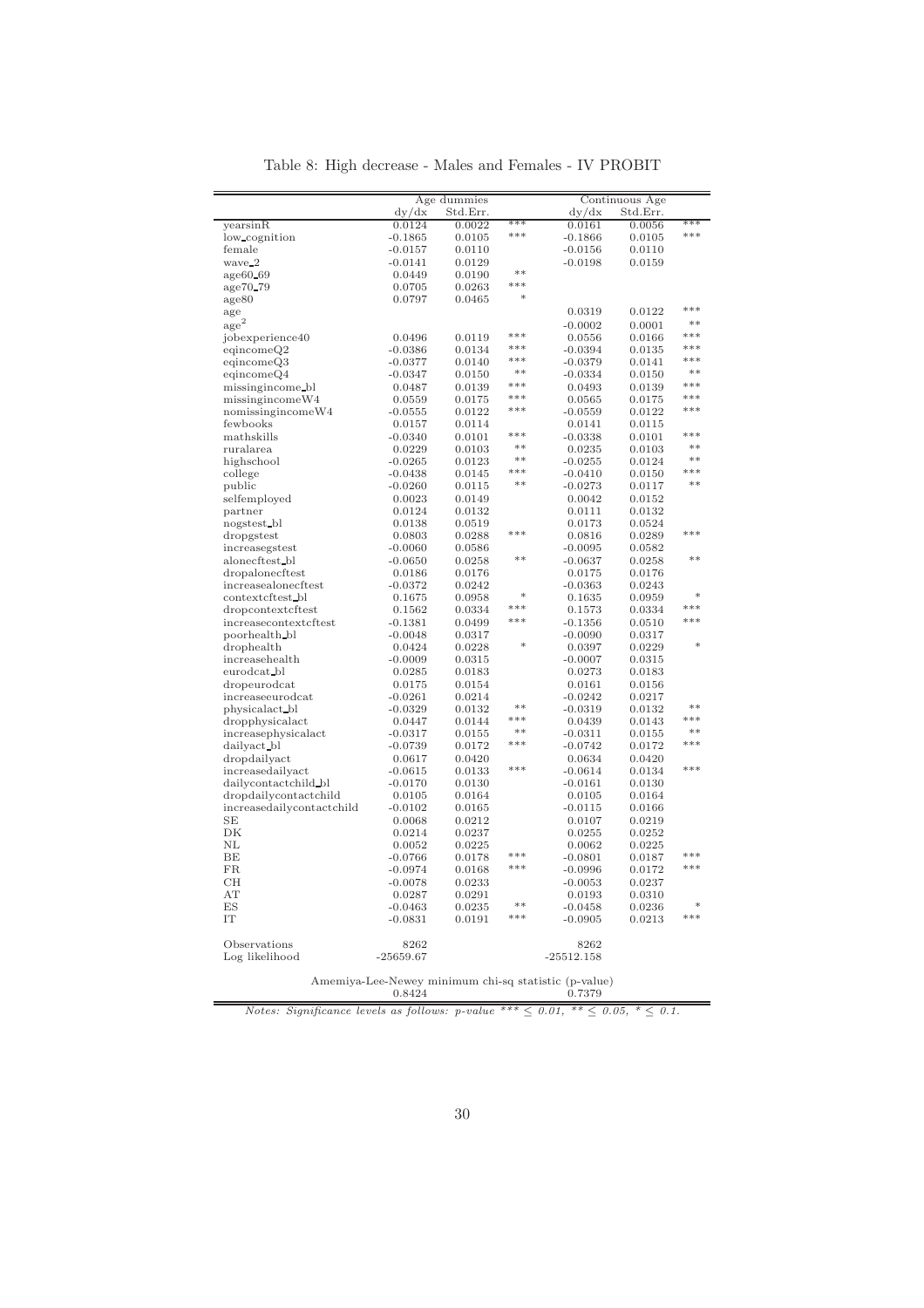Table 8: High decrease - Males and Females - IV PROBIT

| | Age dummies | | | Continuous Age | | |
|---|---|---|---|---|---|---|
| | dy/dx | Std.Err. | | dy/dx | Std.Err. | |
| yearsinR | 0.0124 | 0.0022 | *** | 0.0161 | 0.0056 | *** |
| low_cognition | -0.1865 | 0.0105 | *** | -0.1866 | 0.0105 | *** |
| female | -0.0157 | 0.0110 | | -0.0156 | 0.0110 | |
| wave_2 | -0.0141 | 0.0129 | | -0.0198 | 0.0159 | |
| age60_69 | 0.0449 | 0.0190 | ** | | | |
| age70_79 | 0.0705 | 0.0263 | *** | | | |
| age80 | 0.0797 | 0.0465 | * | | | |
| age | | | | 0.0319 | 0.0122 | *** |
| $age^2$ | | | | -0.0002 | 0.0001 | ** |
| jobexperience40 | 0.0496 | 0.0119 | *** | 0.0556 | 0.0166 | *** |
| eqincomeQ2 | -0.0386 | 0.0134 | *** | -0.0394 | 0.0135 | *** |
| eqincomeQ3 | -0.0377 | 0.0140 | *** | -0.0379 | 0.0141 | *** |
| eqincomeQ4 | -0.0347 | 0.0150 | ** | -0.0334 | 0.0150 | ** |
| missingincome_bl | 0.0487 | 0.0139 | *** | 0.0493 | 0.0139 | *** |
| missingincomeW4 | 0.0559 | 0.0175 | *** | 0.0565 | 0.0175 | *** |
| nomissingincomeW4 | -0.0555 | 0.0122 | *** | -0.0559 | 0.0122 | *** |
| fewbooks | 0.0157 | 0.0114 | | 0.0141 | 0.0115 | |
| mathskills | -0.0340 | 0.0101 | *** | -0.0338 | 0.0101 | *** |
| ruralarea | 0.0229 | 0.0103 | ** | 0.0235 | 0.0103 | ** |
| highschool | -0.0265 | 0.0123 | ** | -0.0255 | 0.0124 | ** |
| college | -0.0438 | 0.0145 | *** | -0.0410 | 0.0150 | *** |
| public | -0.0260 | 0.0115 | ** | -0.0273 | 0.0117 | ** |
| selfemployed | 0.0023 | 0.0149 | | 0.0042 | 0.0152 | |
| partner | 0.0124 | 0.0132 | | 0.0111 | 0.0132 | |
| nogstest_bl | 0.0138 | 0.0519 | | 0.0173 | 0.0524 | |
| dropgstest | 0.0803 | 0.0288 | *** | 0.0816 | 0.0289 | *** |
| increasegstest | -0.0060 | 0.0586 | | -0.0095 | 0.0582 | |
| alonecftest_bl | -0.0650 | 0.0258 | ** | -0.0637 | 0.0258 | ** |
| dropalonecftest | 0.0186 | 0.0176 | | 0.0175 | 0.0176 | |
| increasealonecftest | -0.0372 | 0.0242 | | -0.0363 | 0.0243 | |
| contextcftest_bl | 0.1675 | 0.0958 | * | 0.1635 | 0.0959 | * |
| dropcontextcftest | 0.1562 | 0.0334 | *** | 0.1573 | 0.0334 | *** |
| increasecontextcftest | -0.1381 | 0.0499 | *** | -0.1356 | 0.0510 | *** |
| poorhealth_bl | -0.0048 | 0.0317 | | -0.0090 | 0.0317 | |
| drophealth | 0.0424 | 0.0228 | * | 0.0397 | 0.0229 | * |
| increasehealth | -0.0009 | 0.0315 | | -0.0007 | 0.0315 | |
| eurodcat_bl | 0.0285 | 0.0183 | | 0.0273 | 0.0183 | |
| dropeurodcat | 0.0175 | 0.0154 | | 0.0161 | 0.0156 | |
| increaseeurodcat | -0.0261 | 0.0214 | | -0.0242 | 0.0217 | |
| physicalact_bl | -0.0329 | 0.0132 | ** | -0.0319 | 0.0132 | ** |
| dropphysicalact | 0.0447 | 0.0144 | *** | 0.0439 | 0.0143 | *** |
| increasephysicalact | -0.0317 | 0.0155 | ** | -0.0311 | 0.0155 | ** |
| dailyact_bl | -0.0739 | 0.0172 | *** | -0.0742 | 0.0172 | *** |
| dropdailyact | 0.0617 | 0.0420 | | 0.0634 | 0.0420 | |
| increasedailyact | -0.0615 | 0.0133 | *** | -0.0614 | 0.0134 | *** |
| dailycontactchild_bl | -0.0170 | 0.0130 | | -0.0161 | 0.0130 | |
| dropdailycontactchild | 0.0105 | 0.0164 | | 0.0105 | 0.0164 | |
| increasedailycontactchild | -0.0102 | 0.0165 | | -0.0115 | 0.0166 | |
| SE | 0.0068 | 0.0212 | | 0.0107 | 0.0219 | |
| DK | 0.0214 | 0.0237 | | 0.0255 | 0.0252 | |
| NL | 0.0052 | 0.0225 | | 0.0062 | 0.0225 | |
| BE | -0.0766 | 0.0178 | *** | -0.0801 | 0.0187 | *** |
| FR | -0.0974 | 0.0168 | *** | -0.0996 | 0.0172 | *** |
| CH | -0.0078 | 0.0233 | | -0.0053 | 0.0237 | |
| AT | 0.0287 | 0.0291 | | 0.0193 | 0.0310 | |
| ES | -0.0463 | 0.0235 | ** | -0.0458 | 0.0236 | * |
| IT | -0.0831 | 0.0191 | *** | -0.0905 | 0.0213 | *** |
| Observations | 8262 | | | 8262 | | |
| Log likelihood | -25659.67 | | | -25512.158 | | |
| Amemiya-Lee-Newey minimum chi-sq statistic (p-value) | 0.8424 | | | 0.7379 | | |

*Notes: Significance levels as follows: p-value *** ≤ 0.01, ** ≤ 0.05, * ≤ 0.1.*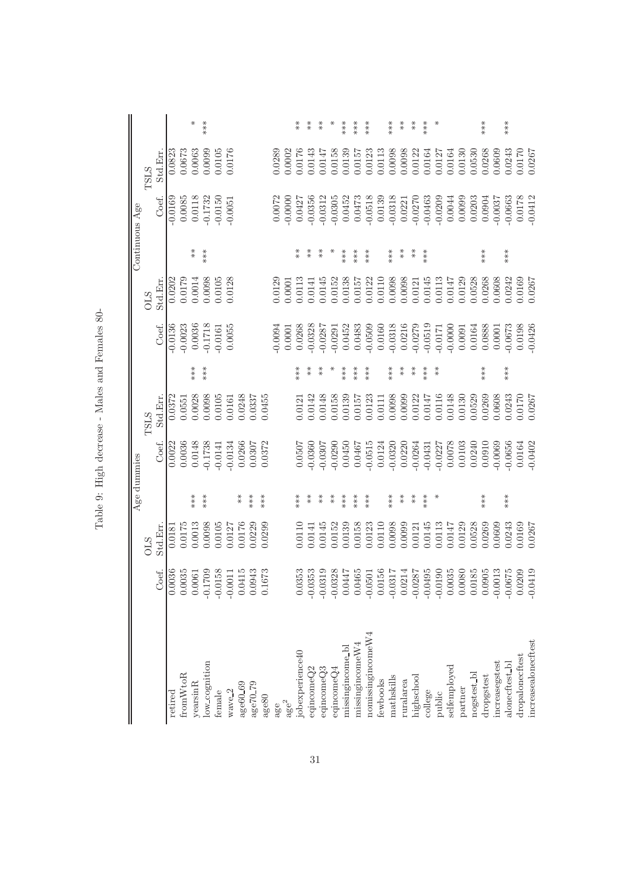Table 9: High decrease - Males and Females 80-

| | Age dummies | | | | | | Continuous Age | | | | | |
|---|---|---|---|---|---|---|---|---|---|---|---|---|
| | OLS | | | TSLS | | | OLS | | | TSLS | | |
| | Coef. | Std.Err. | | Coef. | Std.Err. | | Coef. | Std.Err. | | Coef. | Std.Err. | |
| retired | 0.0036 | 0.0181 | | 0.0022 | 0.0372 | | -0.0136 | 0.0202 | | -0.0169 | 0.0823 | |
| fromWtoR | 0.0035 | 0.0175 | | 0.0036 | 0.0551 | | -0.0023 | 0.0179 | | 0.0085 | 0.0673 | |
| yearsinR | 0.0061 | 0.0013 | *** | 0.0148 | 0.0028 | *** | 0.0036 | 0.0014 | ** | 0.0118 | 0.0063 | * |
| low_cognition | -0.1709 | 0.0098 | *** | -0.1738 | 0.0098 | *** | -0.1718 | 0.0098 | *** | -0.1732 | 0.0099 | *** |
| female | -0.0158 | 0.0105 | | -0.0141 | 0.0105 | | -0.0161 | 0.0105 | | -0.0150 | 0.0105 | |
| wave_2 | -0.0011 | 0.0127 | | -0.0134 | 0.0161 | | 0.0055 | 0.0128 | | -0.0051 | 0.0176 | |
| age60_69 | 0.0415 | 0.0176 | ** | 0.0266 | 0.0248 | | | | | | | |
| age70_79 | 0.0943 | 0.0229 | *** | 0.0307 | 0.0337 | | | | | | | |
| age80 | 0.1673 | 0.0299 | *** | 0.0372 | 0.0455 | | | | | | | |
| age | | | | | | | -0.0094 | 0.0129 | | 0.0072 | 0.0289 | |
| age$^2$ | | | | | | | 0.0001 | 0.0001 | | -0.0000 | 0.0002 | |
| jobexperience40 | 0.0353 | 0.0110 | *** | 0.0507 | 0.0121 | *** | 0.0268 | 0.0113 | ** | 0.0427 | 0.0176 | ** |
| eqincomeQ2 | -0.0353 | 0.0141 | ** | -0.0360 | 0.0142 | ** | -0.0328 | 0.0141 | ** | -0.0356 | 0.0143 | ** |
| eqincomeQ3 | -0.0319 | 0.0145 | ** | -0.0307 | 0.0148 | ** | -0.0287 | 0.0145 | ** | -0.0312 | 0.0147 | ** |
| eqincomeQ4 | -0.0328 | 0.0152 | ** | -0.0290 | 0.0158 | * | -0.0291 | 0.0152 | * | -0.0305 | 0.0158 | * |
| missingincome_bl | 0.0447 | 0.0139 | *** | 0.0450 | 0.0139 | *** | 0.0452 | 0.0138 | *** | 0.0452 | 0.0139 | *** |
| missingincomeW4 | 0.0465 | 0.0158 | *** | 0.0467 | 0.0157 | *** | 0.0483 | 0.0157 | *** | 0.0473 | 0.0157 | *** |
| nomissingincomeW4 | -0.0501 | 0.0123 | *** | -0.0515 | 0.0123 | *** | -0.0509 | 0.0122 | *** | -0.0518 | 0.0123 | *** |
| fewbooks | 0.0156 | 0.0110 | | 0.0124 | 0.0111 | | 0.0160 | 0.0110 | | 0.0139 | 0.0113 | |
| mathskills | -0.0317 | 0.0098 | *** | -0.0320 | 0.0098 | *** | -0.0318 | 0.0098 | *** | -0.0318 | 0.0098 | *** |
| ruralarea | 0.0214 | 0.0099 | ** | 0.0220 | 0.0099 | ** | 0.0216 | 0.0098 | ** | 0.0221 | 0.0098 | ** |
| highschool | -0.0287 | 0.0121 | ** | -0.0264 | 0.0122 | ** | -0.0279 | 0.0121 | ** | -0.0270 | 0.0122 | ** |
| college | -0.0495 | 0.0145 | *** | -0.0431 | 0.0147 | *** | -0.0519 | 0.0145 | *** | -0.0463 | 0.0164 | *** |
| public | -0.0190 | 0.0113 | * | -0.0227 | 0.0116 | ** | -0.0171 | 0.0113 | | -0.0209 | 0.0127 | * |
| selfemployed | 0.0035 | 0.0147 | | 0.0078 | 0.0148 | | -0.0000 | 0.0147 | | 0.0044 | 0.0164 | |
| partner | 0.0080 | 0.0129 | | 0.0103 | 0.0130 | | 0.0091 | 0.0129 | | 0.0099 | 0.0130 | |
| nogstest_bl | 0.0185 | 0.0528 | | 0.0240 | 0.0529 | | 0.0164 | 0.0528 | | 0.0203 | 0.0530 | |
| dropgstest | 0.0905 | 0.0269 | *** | 0.0910 | 0.0269 | *** | 0.0888 | 0.0268 | *** | 0.0904 | 0.0268 | *** |
| increasegstest | -0.0013 | 0.0609 | | -0.0069 | 0.0608 | | 0.0001 | 0.0608 | | -0.0037 | 0.0609 | |
| alonecftest_bl | -0.0675 | 0.0243 | *** | -0.0656 | 0.0243 | *** | -0.0673 | 0.0242 | *** | -0.0663 | 0.0243 | *** |
| dropalonecftest | 0.0209 | 0.0169 | | 0.0164 | 0.0170 | | 0.0198 | 0.0169 | | 0.0178 | 0.0170 | |
| increasealonecftest | -0.0419 | 0.0267 | | -0.0402 | 0.0267 | | -0.0426 | 0.0267 | | -0.0412 | 0.0267 | |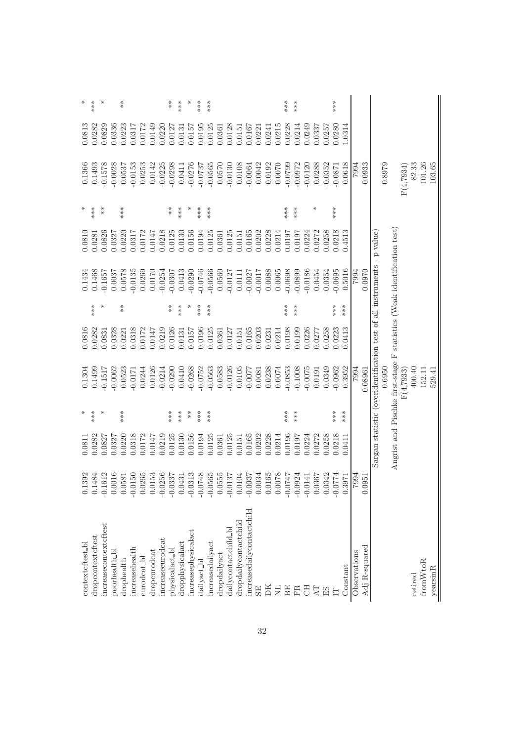| | | | | | | | | |
|---|---|---|---|---|---|---|---|---|
| contextcftest_bl | 0.1392 | 0.0811 | * | 0.1304 | 0.0816 | | 0.1434 | 0.0810 | * | 0.1366 | 0.0813 | * |
| dropcontextcftest | 0.1484 | 0.0282 | *** | 0.1499 | 0.0282 | *** | 0.1468 | 0.0281 | *** | 0.1493 | 0.0282 | *** |
| increasecontextcftest | -0.1612 | 0.0827 | * | -0.1517 | 0.0831 | * | -0.1657 | 0.0826 | ** | -0.1578 | 0.0829 | * |
| poorhealth_bl | 0.0016 | 0.0327 | | -0.0062 | 0.0328 | | 0.0037 | 0.0327 | | -0.0028 | 0.0336 | |
| drophealth | 0.0581 | 0.0220 | *** | 0.0523 | 0.0221 | ** | 0.0578 | 0.0220 | *** | 0.0537 | 0.0223 | ** |
| increasehealth | -0.0150 | 0.0318 | | -0.0171 | 0.0318 | | -0.0135 | 0.0317 | | -0.0153 | 0.0317 | |
| eurodcat_bl | 0.0265 | 0.0172 | | 0.0244 | 0.0172 | | 0.0269 | 0.0172 | | 0.0253 | 0.0172 | |
| dropeurodcat | 0.0153 | 0.0147 | | 0.0126 | 0.0147 | | 0.0170 | 0.0147 | | 0.0142 | 0.0149 | |
| increaseeurodcat | -0.0256 | 0.0219 | | -0.0214 | 0.0219 | | -0.0254 | 0.0218 | | -0.0225 | 0.0220 | |
| physicalact_bl | -0.0337 | 0.0125 | *** | -0.0290 | 0.0126 | ** | -0.0307 | 0.0125 | ** | -0.0298 | 0.0127 | ** |
| dropphysicalact | 0.0431 | 0.0130 | *** | 0.0410 | 0.0131 | *** | 0.0413 | 0.0130 | *** | 0.0411 | 0.0131 | *** |
| increasephysicalact | -0.0313 | 0.0156 | ** | -0.0268 | 0.0157 | * | -0.0290 | 0.0156 | * | -0.0276 | 0.0157 | * |
| dailyact_bl | -0.0748 | 0.0194 | *** | -0.0752 | 0.0196 | *** | -0.0746 | 0.0194 | *** | -0.0737 | 0.0195 | *** |
| increasedailyact | -0.0565 | 0.0125 | *** | -0.0563 | 0.0125 | *** | -0.0566 | 0.0125 | *** | -0.0565 | 0.0125 | *** |
| dropdailyact | 0.0555 | 0.0361 | | 0.0583 | 0.0361 | | 0.0560 | 0.0361 | | 0.0570 | 0.0361 | |
| dailycontactchild_bl | -0.0137 | 0.0125 | | -0.0126 | 0.0127 | | -0.0127 | 0.0125 | | -0.0130 | 0.0128 | |
| dropdailycontactchild | 0.0104 | 0.0151 | | 0.0105 | 0.0151 | | 0.0111 | 0.0151 | | 0.0108 | 0.0151 | |
| increasedailycontactchild | -0.0037 | 0.0165 | | -0.0077 | 0.0165 | | -0.0027 | 0.0165 | | -0.0064 | 0.0167 | |
| SE | 0.0034 | 0.0202 | | 0.0081 | 0.0203 | | -0.0017 | 0.0202 | | 0.0042 | 0.0221 | |
| DK | 0.0165 | 0.0228 | | 0.0238 | 0.0231 | | 0.0088 | 0.0228 | | 0.0192 | 0.0241 | |
| NL | 0.0078 | 0.0214 | | 0.0074 | 0.0214 | | 0.0065 | 0.0214 | | 0.0070 | 0.0215 | |
| BE | -0.0747 | 0.0196 | *** | -0.0853 | 0.0198 | *** | -0.0698 | 0.0197 | *** | -0.0799 | 0.0228 | *** |
| FR | -0.0924 | 0.0197 | *** | -0.1008 | 0.0199 | *** | -0.0899 | 0.0197 | *** | -0.0972 | 0.0214 | *** |
| CH | -0.0141 | 0.0224 | | -0.0075 | 0.0226 | | -0.0186 | 0.0224 | | -0.0120 | 0.0249 | |
| AT | 0.0367 | 0.0272 | | 0.0191 | 0.0277 | | 0.0454 | 0.0272 | * | 0.0288 | 0.0337 | |
| ES | -0.0342 | 0.0258 | | -0.0349 | 0.0258 | | -0.0354 | 0.0258 | | -0.0352 | 0.0257 | |
| IT | -0.0774 | 0.0218 | *** | -0.0962 | 0.0223 | *** | -0.0695 | 0.0218 | *** | -0.0871 | 0.0280 | *** |
| Constant | 0.3971 | 0.0411 | *** | 0.3952 | 0.0413 | *** | 0.5016 | 0.4513 | | 0.0618 | 1.0314 | |
| Observations | 7994 | | | 7994 | | | 7994 | | | 7994 | | |
| Adj R-squared | 0.0951 | | | 0.08961 | | | 0.0970 | | | 0.0933 | | |
| | Sargan statistic (overidentification test of all instruments - p-value) | | | | | | | | | | | |
| | | | | 0.6950 | | | | | | 0.8979 | | |
| | Angrist and Pischke first-stage F statistics (Weak identification test) | | | | | | | | | | | |
| | | | | F(4,7933) | | | | | | F(4,7934) | | |
| retired | | | | 400.40 | | | | | | 82.33 | | |
| fromWtoR | | | | 152.11 | | | | | | 101.26 | | |
| yearsinR | | | | 529.41 | | | | | | 103.65 | | |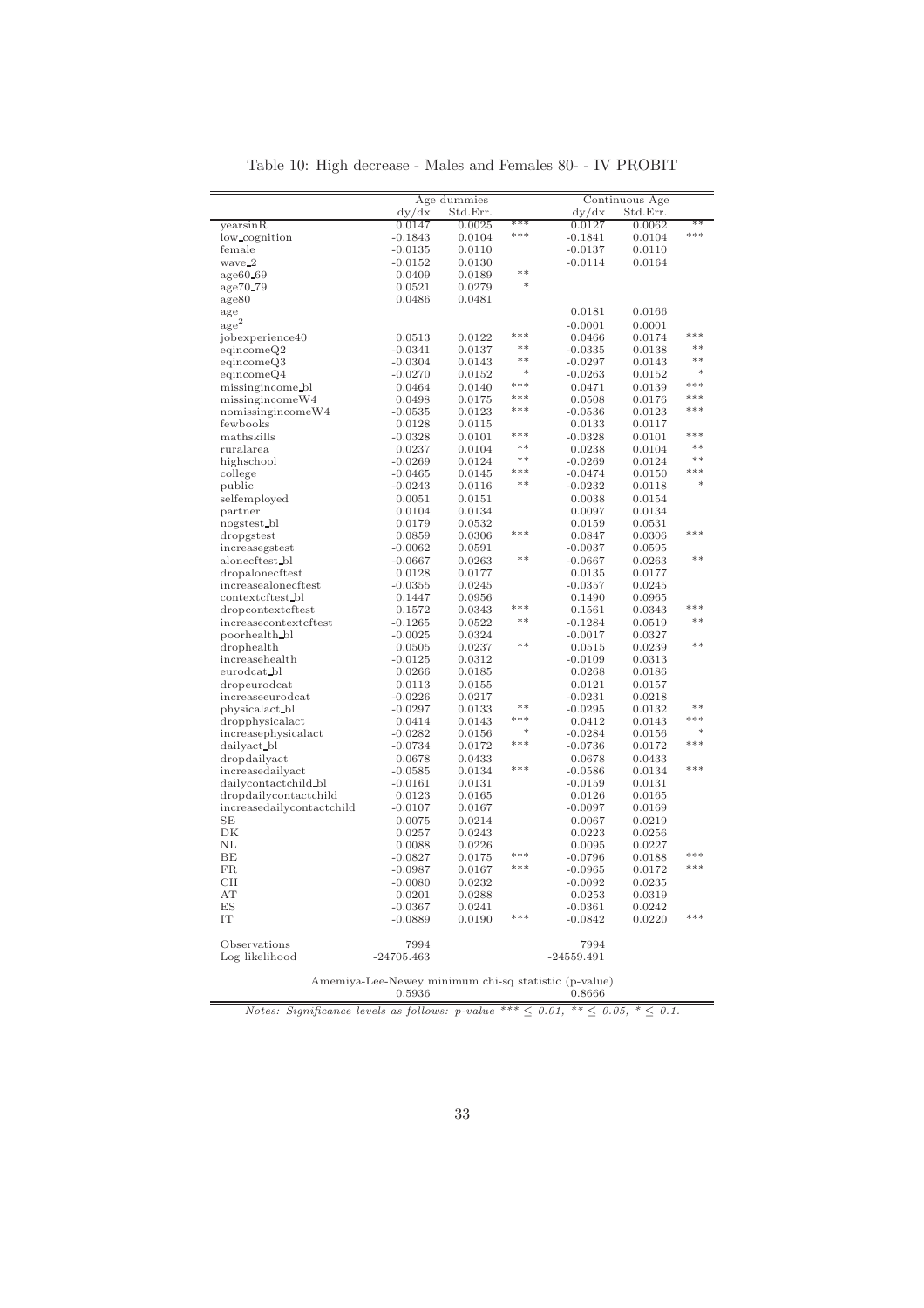Table 10: High decrease - Males and Females 80- - IV PROBIT

| | Age dummies | | | Continuous Age | | |
|---|---|---|---|---|---|---|
| | dy/dx | Std.Err. | | dy/dx | Std.Err. | |
| yearsinR | 0.0147 | 0.0025 | *** | 0.0127 | 0.0062 | ** |
| low_cognition | -0.1843 | 0.0104 | *** | -0.1841 | 0.0104 | *** |
| female | -0.0135 | 0.0110 | | -0.0137 | 0.0110 | |
| wave_2 | -0.0152 | 0.0130 | | -0.0114 | 0.0164 | |
| age60_69 | 0.0409 | 0.0189 | ** | | | |
| age70_79 | 0.0521 | 0.0279 | * | | | |
| age80 | 0.0486 | 0.0481 | | | | |
| age | | | | 0.0181 | 0.0166 | |
| $age^2$ | | | | -0.0001 | 0.0001 | |
| jobexperience40 | 0.0513 | 0.0122 | *** | 0.0466 | 0.0174 | *** |
| eqincomeQ2 | -0.0341 | 0.0137 | ** | -0.0335 | 0.0138 | ** |
| eqincomeQ3 | -0.0304 | 0.0143 | ** | -0.0297 | 0.0143 | ** |
| eqincomeQ4 | -0.0270 | 0.0152 | * | -0.0263 | 0.0152 | * |
| missingincome_bl | 0.0464 | 0.0140 | *** | 0.0471 | 0.0139 | *** |
| missingincomeW4 | 0.0498 | 0.0175 | *** | 0.0508 | 0.0176 | *** |
| nomissingincomeW4 | -0.0535 | 0.0123 | *** | -0.0536 | 0.0123 | *** |
| fewbooks | 0.0128 | 0.0115 | | 0.0133 | 0.0117 | |
| mathskills | -0.0328 | 0.0101 | *** | -0.0328 | 0.0101 | *** |
| ruralarea | 0.0237 | 0.0104 | ** | 0.0238 | 0.0104 | ** |
| highschool | -0.0269 | 0.0124 | ** | -0.0269 | 0.0124 | ** |
| college | -0.0465 | 0.0145 | *** | -0.0474 | 0.0150 | *** |
| public | -0.0243 | 0.0116 | ** | -0.0232 | 0.0118 | * |
| selfemployed | 0.0051 | 0.0151 | | 0.0038 | 0.0154 | |
| partner | 0.0104 | 0.0134 | | 0.0097 | 0.0134 | |
| nogstest_bl | 0.0179 | 0.0532 | | 0.0159 | 0.0531 | |
| dropgstest | 0.0859 | 0.0306 | *** | 0.0847 | 0.0306 | *** |
| increasegstest | -0.0062 | 0.0591 | | -0.0037 | 0.0595 | |
| alonecftest_bl | -0.0667 | 0.0263 | ** | -0.0667 | 0.0263 | ** |
| dropalonecftest | 0.0128 | 0.0177 | | 0.0135 | 0.0177 | |
| increasealonecftest | -0.0355 | 0.0245 | | -0.0357 | 0.0245 | |
| contextcftest_bl | 0.1447 | 0.0956 | | 0.1490 | 0.0965 | |
| dropcontextcftest | 0.1572 | 0.0343 | *** | 0.1561 | 0.0343 | *** |
| increasecontextcftest | -0.1265 | 0.0522 | ** | -0.1284 | 0.0519 | ** |
| poorhealth_bl | -0.0025 | 0.0324 | | -0.0017 | 0.0327 | |
| drophealth | 0.0505 | 0.0237 | ** | 0.0515 | 0.0239 | ** |
| increasehealth | -0.0125 | 0.0312 | | -0.0109 | 0.0313 | |
| eurodcat_bl | 0.0266 | 0.0185 | | 0.0268 | 0.0186 | |
| dropeurodcat | 0.0113 | 0.0155 | | 0.0121 | 0.0157 | |
| increaseeurodcat | -0.0226 | 0.0217 | | -0.0231 | 0.0218 | |
| physicalact_bl | -0.0297 | 0.0133 | ** | -0.0295 | 0.0132 | ** |
| dropphysicalact | 0.0414 | 0.0143 | *** | 0.0412 | 0.0143 | *** |
| increasephysicalact | -0.0282 | 0.0156 | * | -0.0284 | 0.0156 | * |
| dailyact_bl | -0.0734 | 0.0172 | *** | -0.0736 | 0.0172 | *** |
| dropdailyact | 0.0678 | 0.0433 | | 0.0678 | 0.0433 | |
| increasedailyact | -0.0585 | 0.0134 | *** | -0.0586 | 0.0134 | *** |
| dailycontactchild_bl | -0.0161 | 0.0131 | | -0.0159 | 0.0131 | |
| dropdailycontactchild | 0.0123 | 0.0165 | | 0.0126 | 0.0165 | |
| increasedailycontactchild | -0.0107 | 0.0167 | | -0.0097 | 0.0169 | |
| SE | 0.0075 | 0.0214 | | 0.0067 | 0.0219 | |
| DK | 0.0257 | 0.0243 | | 0.0223 | 0.0256 | |
| NL | 0.0088 | 0.0226 | | 0.0095 | 0.0227 | |
| BE | -0.0827 | 0.0175 | *** | -0.0796 | 0.0188 | *** |
| FR | -0.0987 | 0.0167 | *** | -0.0965 | 0.0172 | *** |
| CH | -0.0080 | 0.0232 | | -0.0092 | 0.0235 | |
| AT | 0.0201 | 0.0288 | | 0.0253 | 0.0319 | |
| ES | -0.0367 | 0.0241 | | -0.0361 | 0.0242 | |
| IT | -0.0889 | 0.0190 | *** | -0.0842 | 0.0220 | *** |
| Observations | 7994 | | | 7994 | | |
| Log likelihood | -24705.463 | | | -24559.491 | | |
| Amemiya-Lee-Newey minimum chi-sq statistic (p-value) | | | | | | |
| | 0.5936 | | | 0.8666 | | |

*Notes: Significance levels as follows: p-value \*\*\* ≤ 0.01, \*\* ≤ 0.05, \* ≤ 0.1.*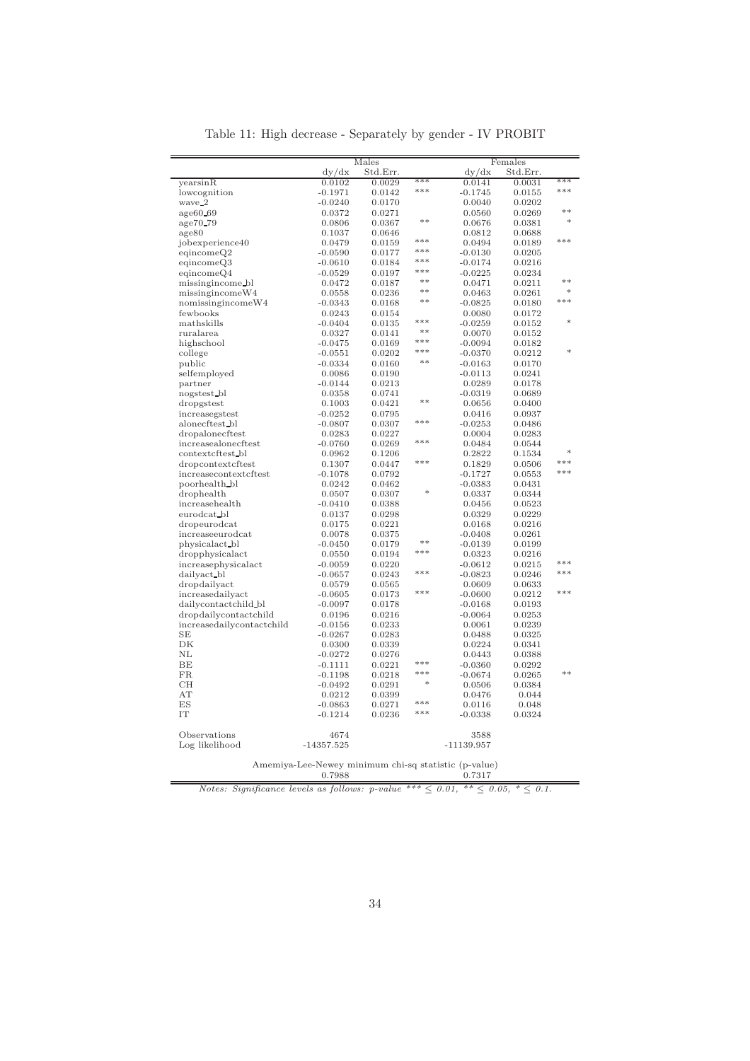Table 11: High decrease - Separately by gender - IV PROBIT

| | Males | | | Females | | |
|---|---|---|---|---|---|---|
| | dy/dx | Std.Err. | | dy/dx | Std.Err. | |
| yearsinR | 0.0102 | 0.0029 | *** | 0.0141 | 0.0031 | *** |
| lowcognition | -0.1971 | 0.0142 | *** | -0.1745 | 0.0155 | *** |
| wave_2 | -0.0240 | 0.0170 | | 0.0040 | 0.0202 | |
| age60_69 | 0.0372 | 0.0271 | | 0.0560 | 0.0269 | ** |
| age70_79 | 0.0806 | 0.0367 | ** | 0.0676 | 0.0381 | * |
| age80 | 0.1037 | 0.0646 | | 0.0812 | 0.0688 | |
| jobexperience40 | 0.0479 | 0.0159 | *** | 0.0494 | 0.0189 | *** |
| eqincomeQ2 | -0.0590 | 0.0177 | *** | -0.0130 | 0.0205 | |
| eqincomeQ3 | -0.0610 | 0.0184 | *** | -0.0174 | 0.0216 | |
| eqincomeQ4 | -0.0529 | 0.0197 | *** | -0.0225 | 0.0234 | |
| missingincome_bl | 0.0472 | 0.0187 | ** | 0.0471 | 0.0211 | ** |
| missingincomeW4 | 0.0558 | 0.0236 | ** | 0.0463 | 0.0261 | * |
| nomissingincomeW4 | -0.0343 | 0.0168 | ** | -0.0825 | 0.0180 | *** |
| fewbooks | 0.0243 | 0.0154 | | 0.0080 | 0.0172 | |
| mathskills | -0.0404 | 0.0135 | *** | -0.0259 | 0.0152 | * |
| ruralarea | 0.0327 | 0.0141 | ** | 0.0070 | 0.0152 | |
| highschool | -0.0475 | 0.0169 | *** | -0.0094 | 0.0182 | |
| college | -0.0551 | 0.0202 | *** | -0.0370 | 0.0212 | * |
| public | -0.0334 | 0.0160 | ** | -0.0163 | 0.0170 | |
| selfemployed | 0.0086 | 0.0190 | | -0.0113 | 0.0241 | |
| partner | -0.0144 | 0.0213 | | 0.0289 | 0.0178 | |
| nogstest_bl | 0.0358 | 0.0741 | | -0.0319 | 0.0689 | |
| dropgstest | 0.1003 | 0.0421 | ** | 0.0656 | 0.0400 | |
| increasegstest | -0.0252 | 0.0795 | | 0.0416 | 0.0937 | |
| alonecftest_bl | -0.0807 | 0.0307 | *** | -0.0253 | 0.0486 | |
| dropalonecftest | 0.0283 | 0.0227 | | 0.0004 | 0.0283 | |
| increasealonecftest | -0.0760 | 0.0269 | *** | 0.0484 | 0.0544 | |
| contextcftest_bl | 0.0962 | 0.1206 | | 0.2822 | 0.1534 | * |
| dropcontextcftest | 0.1307 | 0.0447 | *** | 0.1829 | 0.0506 | *** |
| increasecontextcftest | -0.1078 | 0.0792 | | -0.1727 | 0.0553 | *** |
| poorhealth_bl | 0.0242 | 0.0462 | | -0.0383 | 0.0431 | |
| drophealth | 0.0507 | 0.0307 | * | 0.0337 | 0.0344 | |
| increasehealth | -0.0410 | 0.0388 | | 0.0456 | 0.0523 | |
| eurodcat_bl | 0.0137 | 0.0298 | | 0.0329 | 0.0229 | |
| dropeurodcat | 0.0175 | 0.0221 | | 0.0168 | 0.0216 | |
| increaseeurodcat | 0.0078 | 0.0375 | | -0.0408 | 0.0261 | |
| physicalact_bl | -0.0450 | 0.0179 | ** | -0.0139 | 0.0199 | |
| dropphysicalact | 0.0550 | 0.0194 | *** | 0.0323 | 0.0216 | |
| increasephysicalact | -0.0059 | 0.0220 | | -0.0612 | 0.0215 | *** |
| dailyact_bl | -0.0657 | 0.0243 | *** | -0.0823 | 0.0246 | *** |
| dropdailyact | 0.0579 | 0.0565 | | 0.0609 | 0.0633 | |
| increasedailyact | -0.0605 | 0.0173 | *** | -0.0600 | 0.0212 | *** |
| dailycontactchild_bl | -0.0097 | 0.0178 | | -0.0168 | 0.0193 | |
| dropdailycontactchild | 0.0196 | 0.0216 | | -0.0064 | 0.0253 | |
| increasedailycontactchild | -0.0156 | 0.0233 | | 0.0061 | 0.0239 | |
| SE | -0.0267 | 0.0283 | | 0.0488 | 0.0325 | |
| DK | 0.0300 | 0.0339 | | 0.0224 | 0.0341 | |
| NL | -0.0272 | 0.0276 | | 0.0443 | 0.0388 | |
| BE | -0.1111 | 0.0221 | *** | -0.0360 | 0.0292 | |
| FR | -0.1198 | 0.0218 | *** | -0.0674 | 0.0265 | ** |
| CH | -0.0492 | 0.0291 | * | 0.0506 | 0.0384 | |
| AT | 0.0212 | 0.0399 | | 0.0476 | 0.044 | |
| ES | -0.0863 | 0.0271 | *** | 0.0116 | 0.048 | |
| IT | -0.1214 | 0.0236 | *** | -0.0338 | 0.0324 | |
| Observations | 4674 | | | 3588 | | |
| Log likelihood | -14357.525 | | | -11139.957 | | |
| Amemiya-Lee-Newey minimum chi-sq statistic (p-value) | | | | | | |
| | 0.7988 | | | 0.7317 | | |

*Notes: Significance levels as follows: p-value *** ≤ 0.01, ** ≤ 0.05, * ≤ 0.1.*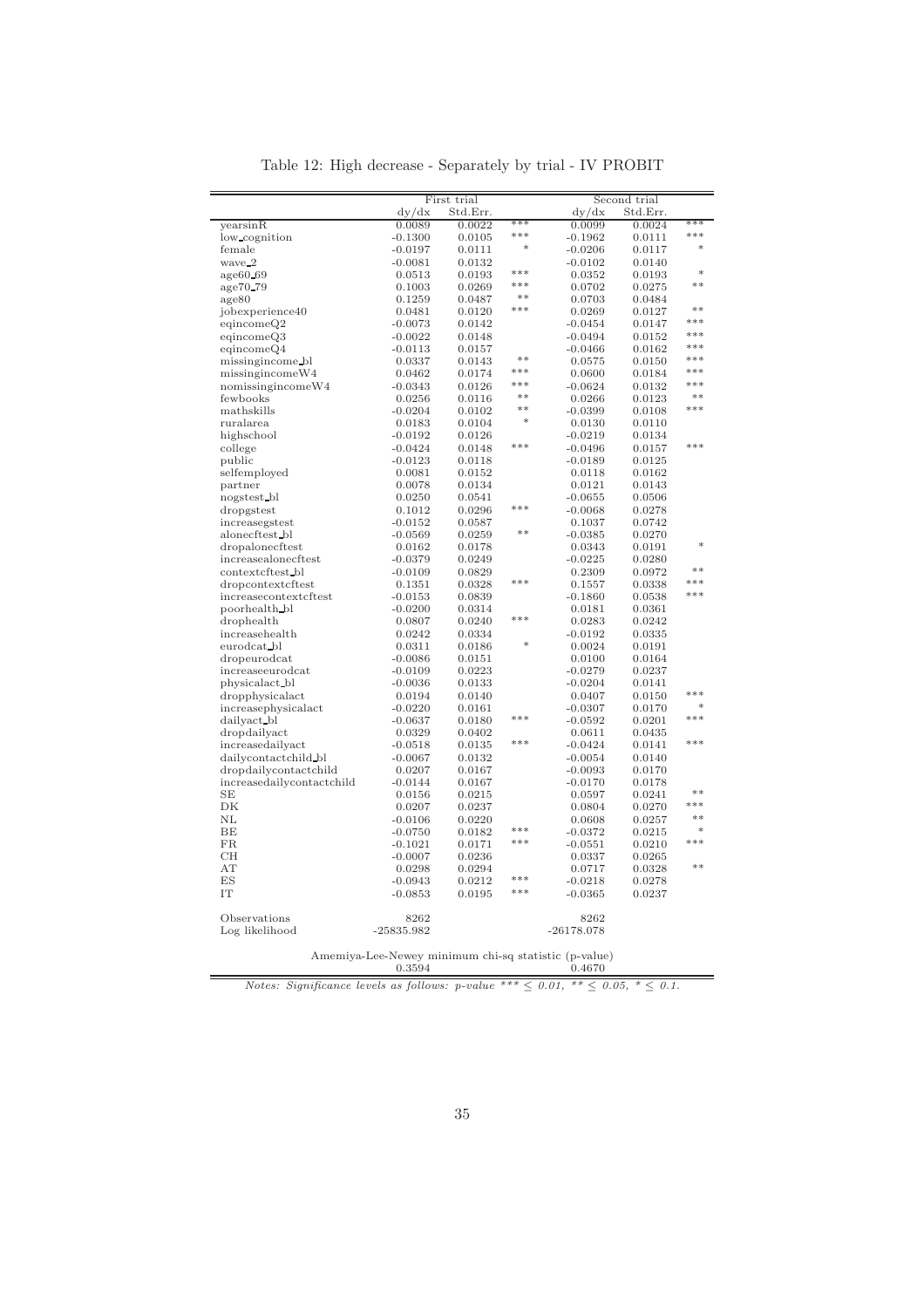Table 12: High decrease - Separately by trial - IV PROBIT

| | First trial | | | Second trial | | |
|---|---|---|---|---|---|---|
| | dy/dx | Std.Err. | | dy/dx | Std.Err. | |
| yearsinR | 0.0089 | 0.0022 | *** | 0.0099 | 0.0024 | *** |
| low_cognition | -0.1300 | 0.0105 | *** | -0.1962 | 0.0111 | *** |
| female | -0.0197 | 0.0111 | * | -0.0206 | 0.0117 | * |
| wave_2 | -0.0081 | 0.0132 | | -0.0102 | 0.0140 | |
| age60_69 | 0.0513 | 0.0193 | *** | 0.0352 | 0.0193 | * |
| age70_79 | 0.1003 | 0.0269 | *** | 0.0702 | 0.0275 | ** |
| age80 | 0.1259 | 0.0487 | ** | 0.0703 | 0.0484 | |
| jobexperience40 | 0.0481 | 0.0120 | *** | 0.0269 | 0.0127 | ** |
| eqincomeQ2 | -0.0073 | 0.0142 | | -0.0454 | 0.0147 | *** |
| eqincomeQ3 | -0.0022 | 0.0148 | | -0.0494 | 0.0152 | *** |
| eqincomeQ4 | -0.0113 | 0.0157 | | -0.0466 | 0.0162 | *** |
| missingincome_bl | 0.0337 | 0.0143 | ** | 0.0575 | 0.0150 | *** |
| missingincomeW4 | 0.0462 | 0.0174 | *** | 0.0600 | 0.0184 | *** |
| nomissingincomeW4 | -0.0343 | 0.0126 | *** | -0.0624 | 0.0132 | *** |
| fewbooks | 0.0256 | 0.0116 | ** | 0.0266 | 0.0123 | ** |
| mathskills | -0.0204 | 0.0102 | ** | -0.0399 | 0.0108 | *** |
| ruralarea | 0.0183 | 0.0104 | * | 0.0130 | 0.0110 | |
| highschool | -0.0192 | 0.0126 | | -0.0219 | 0.0134 | |
| college | -0.0424 | 0.0148 | *** | -0.0496 | 0.0157 | *** |
| public | -0.0123 | 0.0118 | | -0.0189 | 0.0125 | |
| selfemployed | 0.0081 | 0.0152 | | 0.0118 | 0.0162 | |
| partner | 0.0078 | 0.0134 | | 0.0121 | 0.0143 | |
| nogstest_bl | 0.0250 | 0.0541 | | -0.0655 | 0.0506 | |
| dropgstest | 0.1012 | 0.0296 | *** | -0.0068 | 0.0278 | |
| increasegstest | -0.0152 | 0.0587 | | 0.1037 | 0.0742 | |
| alonecftest_bl | -0.0569 | 0.0259 | ** | -0.0385 | 0.0270 | |
| dropalonecftest | 0.0162 | 0.0178 | | 0.0343 | 0.0191 | * |
| increasealonecftest | -0.0379 | 0.0249 | | -0.0225 | 0.0280 | |
| contextcftest_bl | -0.0109 | 0.0829 | | 0.2309 | 0.0972 | ** |
| dropcontextcftest | 0.1351 | 0.0328 | *** | 0.1557 | 0.0338 | *** |
| increasecontextcftest | -0.0153 | 0.0839 | | -0.1860 | 0.0538 | *** |
| poorhealth_bl | -0.0200 | 0.0314 | | 0.0181 | 0.0361 | |
| drophealth | 0.0807 | 0.0240 | *** | 0.0283 | 0.0242 | |
| increasehealth | 0.0242 | 0.0334 | | -0.0192 | 0.0335 | |
| eurodcat_bl | 0.0311 | 0.0186 | * | 0.0024 | 0.0191 | |
| dropeurodcat | -0.0086 | 0.0151 | | 0.0100 | 0.0164 | |
| increaseeurodcat | -0.0109 | 0.0223 | | -0.0279 | 0.0237 | |
| physicalact_bl | -0.0036 | 0.0133 | | -0.0204 | 0.0141 | |
| dropphysicalact | 0.0194 | 0.0140 | | 0.0407 | 0.0150 | *** |
| increasephysicalact | -0.0220 | 0.0161 | | -0.0307 | 0.0170 | * |
| dailyact_bl | -0.0637 | 0.0180 | *** | -0.0592 | 0.0201 | *** |
| dropdailyact | 0.0329 | 0.0402 | | 0.0611 | 0.0435 | |
| increasedailyact | -0.0518 | 0.0135 | *** | -0.0424 | 0.0141 | *** |
| dailycontactchild_bl | -0.0067 | 0.0132 | | -0.0054 | 0.0140 | |
| dropdailycontactchild | 0.0207 | 0.0167 | | -0.0093 | 0.0170 | |
| increasedailycontactchild | -0.0144 | 0.0167 | | -0.0170 | 0.0178 | |
| SE | 0.0156 | 0.0215 | | 0.0597 | 0.0241 | ** |
| DK | 0.0207 | 0.0237 | | 0.0804 | 0.0270 | *** |
| NL | -0.0106 | 0.0220 | | 0.0608 | 0.0257 | ** |
| BE | -0.0750 | 0.0182 | *** | -0.0372 | 0.0215 | * |
| FR | -0.1021 | 0.0171 | *** | -0.0551 | 0.0210 | *** |
| CH | -0.0007 | 0.0236 | | 0.0337 | 0.0265 | |
| AT | 0.0298 | 0.0294 | | 0.0717 | 0.0328 | ** |
| ES | -0.0943 | 0.0212 | *** | -0.0218 | 0.0278 | |
| IT | -0.0853 | 0.0195 | *** | -0.0365 | 0.0237 | |
| Observations | 8262 | | | 8262 | | |
| Log likelihood | -25835.982 | | | -26178.078 | | |
| Amemiya-Lee-Newey minimum chi-sq statistic (p-value) | 0.3594 | | | 0.4670 | | |

*Notes: Significance levels as follows: p-value *** ≤ 0.01, ** ≤ 0.05, * ≤ 0.1.*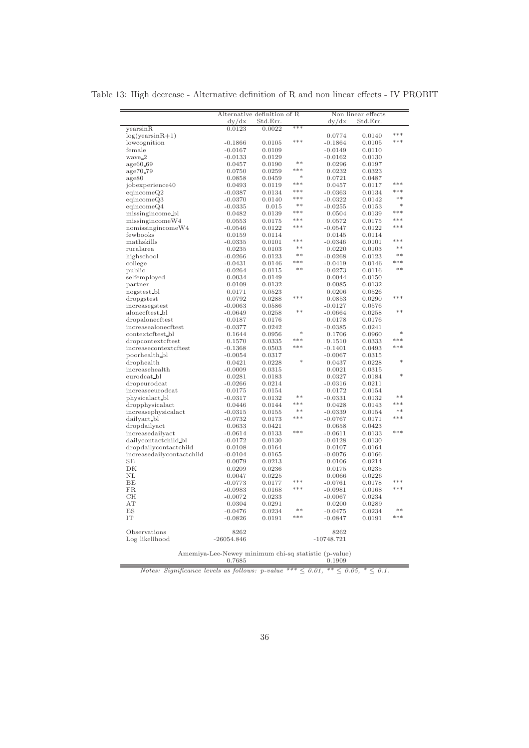Table 13: High decrease - Alternative definition of R and non linear effects - IV PROBIT

| | Alternative definition of R | | | Non linear effects | | |
|---|---|---|---|---|---|---|
| | dy/dx | Std.Err. | | dy/dx | Std.Err. | |
| yearsinR | 0.0123 | 0.0022 | *** | | | |
| log(yearsinR+1) | | | | 0.0774 | 0.0140 | *** |
| lowcognition | -0.1866 | 0.0105 | *** | -0.1864 | 0.0105 | *** |
| female | -0.0167 | 0.0109 | | -0.0149 | 0.0110 | |
| wave_2 | -0.0133 | 0.0129 | | -0.0162 | 0.0130 | |
| age60_69 | 0.0457 | 0.0190 | ** | 0.0296 | 0.0197 | |
| age70_79 | 0.0750 | 0.0259 | *** | 0.0232 | 0.0323 | |
| age80 | 0.0858 | 0.0459 | * | 0.0721 | 0.0487 | |
| jobexperience40 | 0.0493 | 0.0119 | *** | 0.0457 | 0.0117 | *** |
| eqincomeQ2 | -0.0387 | 0.0134 | *** | -0.0363 | 0.0134 | *** |
| eqincomeQ3 | -0.0370 | 0.0140 | *** | -0.0322 | 0.0142 | ** |
| eqincomeQ4 | -0.0335 | 0.015 | ** | -0.0255 | 0.0153 | * |
| missingincome_bl | 0.0482 | 0.0139 | *** | 0.0504 | 0.0139 | *** |
| missingincomeW4 | 0.0553 | 0.0175 | *** | 0.0572 | 0.0175 | *** |
| nomissingincomeW4 | -0.0546 | 0.0122 | *** | -0.0547 | 0.0122 | *** |
| fewbooks | 0.0159 | 0.0114 | | 0.0145 | 0.0114 | |
| mathskills | -0.0335 | 0.0101 | *** | -0.0346 | 0.0101 | *** |
| ruralarea | 0.0235 | 0.0103 | ** | 0.0220 | 0.0103 | ** |
| highschool | -0.0266 | 0.0123 | ** | -0.0268 | 0.0123 | ** |
| college | -0.0431 | 0.0146 | *** | -0.0419 | 0.0146 | *** |
| public | -0.0264 | 0.0115 | ** | -0.0273 | 0.0116 | ** |
| selfemployed | 0.0034 | 0.0149 | | 0.0044 | 0.0150 | |
| partner | 0.0109 | 0.0132 | | 0.0085 | 0.0132 | |
| nogstest_bl | 0.0171 | 0.0523 | | 0.0206 | 0.0526 | |
| dropgstest | 0.0792 | 0.0288 | *** | 0.0853 | 0.0290 | *** |
| increasegstest | -0.0063 | 0.0586 | | -0.0127 | 0.0576 | |
| alonecftest_bl | -0.0649 | 0.0258 | ** | -0.0664 | 0.0258 | ** |
| dropalonecftest | 0.0187 | 0.0176 | | 0.0178 | 0.0176 | |
| increasealonecftest | -0.0377 | 0.0242 | | -0.0385 | 0.0241 | |
| contextcftest_bl | 0.1644 | 0.0956 | * | 0.1706 | 0.0960 | * |
| dropcontextcftest | 0.1570 | 0.0335 | *** | 0.1510 | 0.0333 | *** |
| increasecontextcftest | -0.1368 | 0.0503 | *** | -0.1401 | 0.0493 | *** |
| poorhealth_bl | -0.0054 | 0.0317 | | -0.0067 | 0.0315 | |
| drophealth | 0.0421 | 0.0228 | * | 0.0437 | 0.0228 | * |
| increasehealth | -0.0009 | 0.0315 | | 0.0021 | 0.0315 | |
| eurodcat_bl | 0.0281 | 0.0183 | | 0.0327 | 0.0184 | * |
| dropeurodcat | -0.0266 | 0.0214 | | -0.0316 | 0.0211 | |
| increaseeurodcat | 0.0175 | 0.0154 | | 0.0172 | 0.0154 | |
| physicalact_bl | -0.0317 | 0.0132 | ** | -0.0331 | 0.0132 | ** |
| dropphysicalact | 0.0446 | 0.0144 | *** | 0.0428 | 0.0143 | *** |
| increasephysicalact | -0.0315 | 0.0155 | ** | -0.0339 | 0.0154 | ** |
| dailyact_bl | -0.0732 | 0.0173 | *** | -0.0767 | 0.0171 | *** |
| dropdailyact | 0.0633 | 0.0421 | | 0.0658 | 0.0423 | |
| increasedailyact | -0.0614 | 0.0133 | *** | -0.0611 | 0.0133 | *** |
| dailycontactchild_bl | -0.0172 | 0.0130 | | -0.0128 | 0.0130 | |
| dropdailycontactchild | 0.0108 | 0.0164 | | 0.0107 | 0.0164 | |
| increasedailycontactchild | -0.0104 | 0.0165 | | -0.0076 | 0.0166 | |
| SE | 0.0079 | 0.0213 | | 0.0106 | 0.0214 | |
| DK | 0.0209 | 0.0236 | | 0.0175 | 0.0235 | |
| NL | 0.0047 | 0.0225 | | 0.0066 | 0.0226 | |
| BE | -0.0773 | 0.0177 | *** | -0.0761 | 0.0178 | *** |
| FR | -0.0983 | 0.0168 | *** | -0.0981 | 0.0168 | *** |
| CH | -0.0072 | 0.0233 | | -0.0067 | 0.0234 | |
| AT | 0.0304 | 0.0291 | | 0.0200 | 0.0289 | |
| ES | -0.0476 | 0.0234 | ** | -0.0475 | 0.0234 | ** |
| IT | -0.0826 | 0.0191 | *** | -0.0847 | 0.0191 | *** |
| Observations | 8262 | | | 8262 | | |
| Log likelihood | -26054.846 | | | -10748.721 | | |
| Amemiya-Lee-Newey minimum chi-sq statistic (p-value) | | | | | | |
| | 0.7685 | | | 0.1909 | | |

*Notes: Significance levels as follows: p-value *** ≤ 0.01, ** ≤ 0.05, * ≤ 0.1.*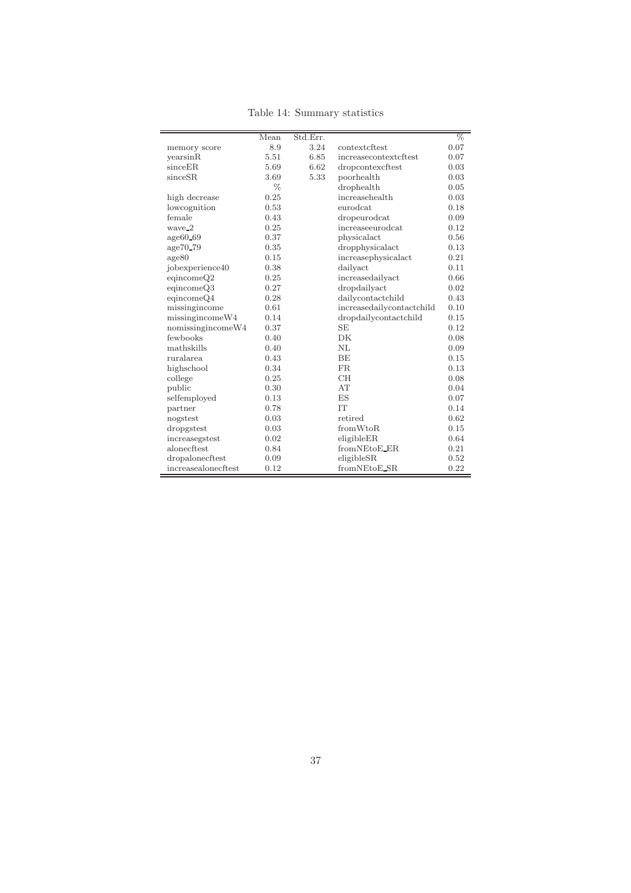Table 14: Summary statistics

| | Mean | Std.Err. | | % |
|---|---|---|---|---|
| memory score | 8.9 | 3.24 | contextcftest | 0.07 |
| yearsinR | 5.51 | 6.85 | increasecontextcftest | 0.07 |
| sinceER | 5.69 | 6.62 | dropcontexcftest | 0.03 |
| sinceSR | 3.69 | 5.33 | poorhealth | 0.03 |
| | % | | drophealth | 0.05 |
| high decrease | 0.25 | | increasehealth | 0.03 |
| lowcognition | 0.53 | | eurodcat | 0.18 |
| female | 0.43 | | dropeurodcat | 0.09 |
| wave_2 | 0.25 | | increaseeurodcat | 0.12 |
| age60_69 | 0.37 | | physicalact | 0.56 |
| age70_79 | 0.35 | | dropphysicalact | 0.13 |
| age80 | 0.15 | | increasephysicalact | 0.21 |
| jobexperience40 | 0.38 | | dailyact | 0.11 |
| eqincomeQ2 | 0.25 | | increasedailyact | 0.66 |
| eqincomeQ3 | 0.27 | | dropdailyact | 0.02 |
| eqincomeQ4 | 0.28 | | dailycontactchild | 0.43 |
| missingincome | 0.61 | | increasedailycontactchild | 0.10 |
| missingincomeW4 | 0.14 | | dropdailycontactchild | 0.15 |
| nomissingincomeW4 | 0.37 | | SE | 0.12 |
| fewbooks | 0.40 | | DK | 0.08 |
| mathskills | 0.40 | | NL | 0.09 |
| ruralarea | 0.43 | | BE | 0.15 |
| highschool | 0.34 | | FR | 0.13 |
| college | 0.25 | | CH | 0.08 |
| public | 0.30 | | AT | 0.04 |
| selfemployed | 0.13 | | ES | 0.07 |
| partner | 0.78 | | IT | 0.14 |
| nogstest | 0.03 | | retired | 0.62 |
| dropgstest | 0.03 | | fromWtoR | 0.15 |
| increasegstest | 0.02 | | eligibleER | 0.64 |
| alonecftest | 0.84 | | fromNEtoE_ER | 0.21 |
| dropalonecftest | 0.09 | | eligibleSR | 0.52 |
| increasealonecftest | 0.12 | | fromNEtoE_SR | 0.22 |